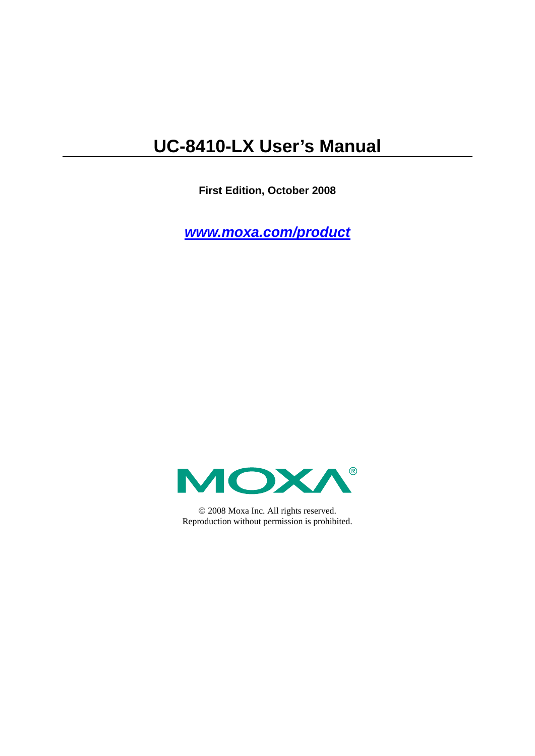# UC-8410-LX User's Manual

**First Edition, October 2008**

***www.moxa.com/product***

MOXA®

© 2008 Moxa Inc. All rights reserved.
Reproduction without permission is prohibited.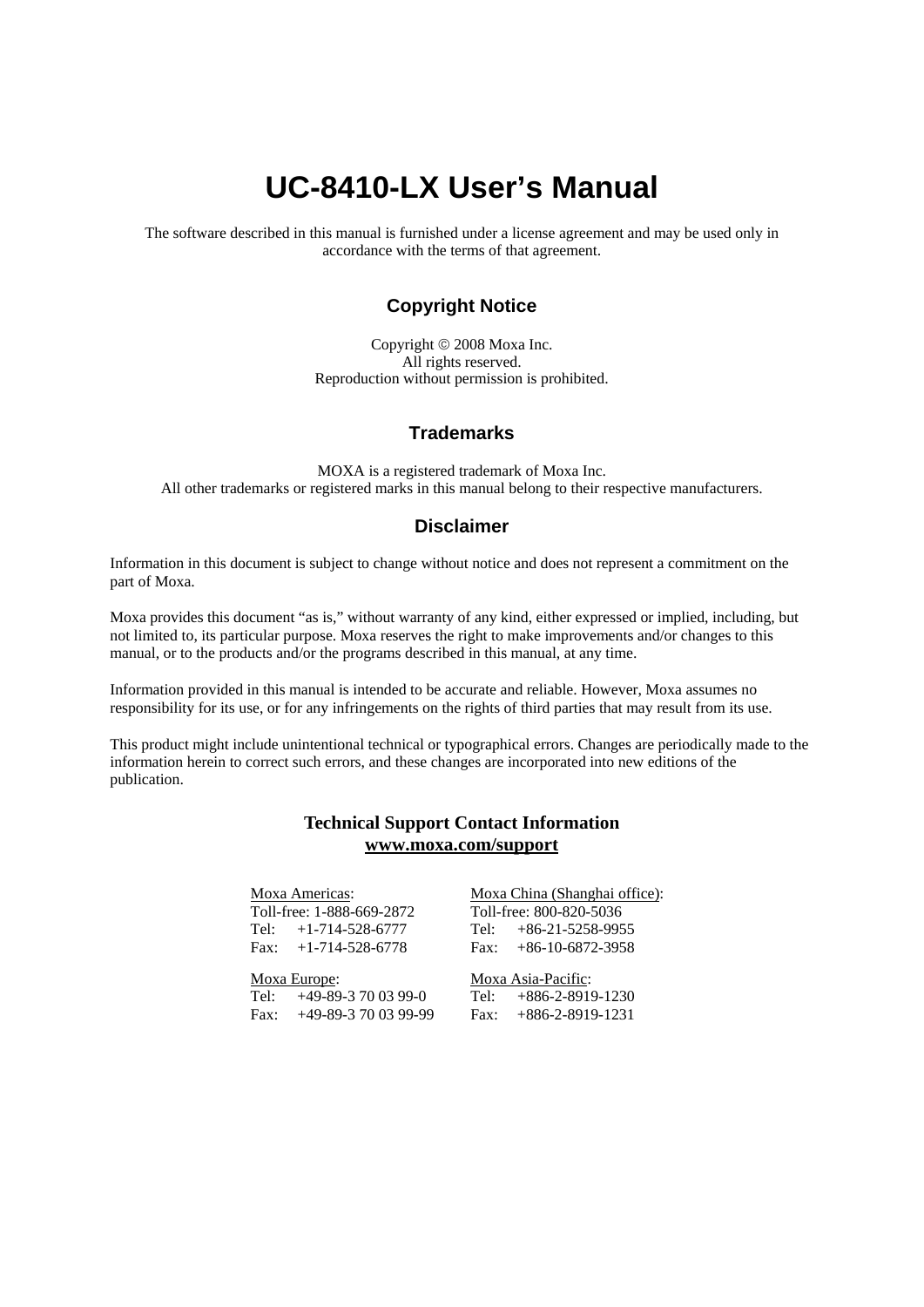# UC-8410-LX User's Manual

The software described in this manual is furnished under a license agreement and may be used only in accordance with the terms of that agreement.

## Copyright Notice

Copyright © 2008 Moxa Inc.
All rights reserved.
Reproduction without permission is prohibited.

## Trademarks

MOXA is a registered trademark of Moxa Inc.
All other trademarks or registered marks in this manual belong to their respective manufacturers.

## Disclaimer

Information in this document is subject to change without notice and does not represent a commitment on the part of Moxa.

Moxa provides this document "as is," without warranty of any kind, either expressed or implied, including, but not limited to, its particular purpose. Moxa reserves the right to make improvements and/or changes to this manual, or to the products and/or the programs described in this manual, at any time.

Information provided in this manual is intended to be accurate and reliable. However, Moxa assumes no responsibility for its use, or for any infringements on the rights of third parties that may result from its use.

This product might include unintentional technical or typographical errors. Changes are periodically made to the information herein to correct such errors, and these changes are incorporated into new editions of the publication.

**Technical Support Contact Information**
**www.moxa.com/support**

Moxa Americas:
Toll-free: 1-888-669-2872
Tel: +1-714-528-6777
Fax: +1-714-528-6778

Moxa China (Shanghai office):
Toll-free: 800-820-5036
Tel: +86-21-5258-9955
Fax: +86-10-6872-3958

Moxa Europe:
Tel: +49-89-3 70 03 99-0
Fax: +49-89-3 70 03 99-99

Moxa Asia-Pacific:
Tel: +886-2-8919-1230
Fax: +886-2-8919-1231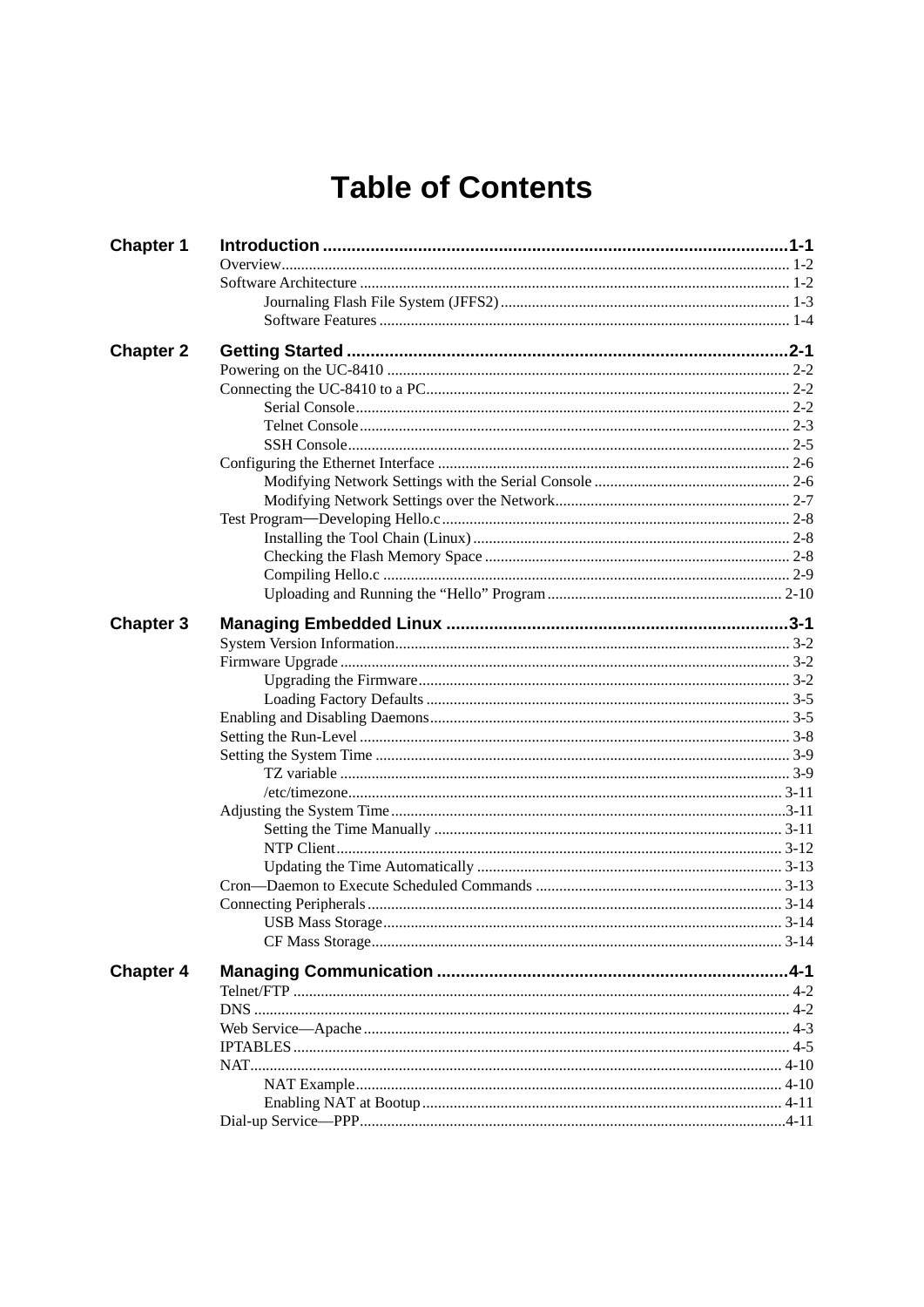# Table of Contents

**Chapter 1 Introduction ........................................................................................ 1-1**

Overview.................................................................................................................... 1-2
Software Architecture ................................................................................................ 1-2
- Journaling Flash File System (JFFS2)........................................................................ 1-3
- Software Features ...................................................................................................... 1-4

**Chapter 2 Getting Started ..................................................................................... 2-1**

Powering on the UC-8410 .......................................................................................... 2-2
Connecting the UC-8410 to a PC................................................................................ 2-2
- Serial Console............................................................................................................ 2-2
- Telnet Console........................................................................................................... 2-3
- SSH Console.............................................................................................................. 2-5

Configuring the Ethernet Interface ............................................................................ 2-6
- Modifying Network Settings with the Serial Console ................................................ 2-6
- Modifying Network Settings over the Network.......................................................... 2-7

Test Program—Developing Hello.c............................................................................ 2-8
- Installing the Tool Chain (Linux)............................................................................... 2-8
- Checking the Flash Memory Space ............................................................................ 2-8
- Compiling Hello.c ...................................................................................................... 2-9
- Uploading and Running the “Hello” Program........................................................... 2-10

**Chapter 3 Managing Embedded Linux ................................................................ 3-1**

System Version Information....................................................................................... 3-2
Firmware Upgrade ..................................................................................................... 3-2
- Upgrading the Firmware............................................................................................. 3-2
- Loading Factory Defaults ........................................................................................... 3-5

Enabling and Disabling Daemons.............................................................................. 3-5
Setting the Run-Level ................................................................................................ 3-8
Setting the System Time ............................................................................................ 3-9
- TZ variable ................................................................................................................ 3-9
- /etc/timezone............................................................................................................. 3-11

Adjusting the System Time......................................................................................... 3-11
- Setting the Time Manually ........................................................................................ 3-11
- NTP Client................................................................................................................. 3-12
- Updating the Time Automatically ............................................................................. 3-13

Cron—Daemon to Execute Scheduled Commands .................................................... 3-13
Connecting Peripherals .............................................................................................. 3-14
- USB Mass Storage..................................................................................................... 3-14
- CF Mass Storage........................................................................................................ 3-14

**Chapter 4 Managing Communication ................................................................. 4-1**

Telnet/FTP ................................................................................................................ 4-2
DNS ........................................................................................................................... 4-2
Web Service—Apache ............................................................................................... 4-3
IPTABLES ................................................................................................................. 4-5
NAT........................................................................................................................... 4-10
- NAT Example............................................................................................................ 4-10
- Enabling NAT at Bootup........................................................................................... 4-11

Dial-up Service—PPP................................................................................................ 4-11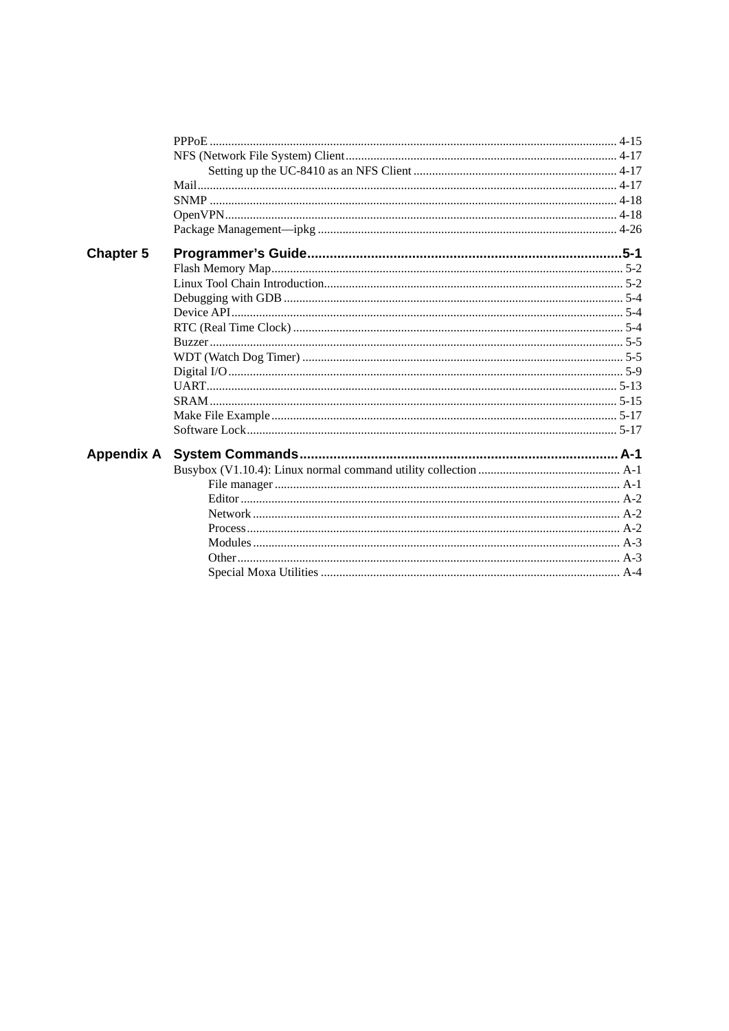PPPoE .................................................................................................................................. 4-15
NFS (Network File System) Client ....................................................................................... 4-17
    Setting up the UC-8410 as an NFS Client ................................................................. 4-17
Mail ...................................................................................................................................... 4-17
SNMP .................................................................................................................................. 4-18
OpenVPN ............................................................................................................................. 4-18
Package Management—ipkg ................................................................................................ 4-26

**Chapter 5 Programmer's Guide ....................................................................................5-1**

Flash Memory Map ................................................................................................................ 5-2
Linux Tool Chain Introduction ................................................................................................ 5-2
Debugging with GDB ............................................................................................................ 5-4
Device API ............................................................................................................................. 5-4
RTC (Real Time Clock) ......................................................................................................... 5-4
Buzzer .................................................................................................................................... 5-5
WDT (Watch Dog Timer) ...................................................................................................... 5-5
Digital I/O .............................................................................................................................. 5-9
UART ................................................................................................................................... 5-13
SRAM .................................................................................................................................. 5-15
Make File Example .............................................................................................................. 5-17
Software Lock ....................................................................................................................... 5-17

**Appendix A System Commands .................................................................................... A-1**

Busybox (V1.10.4): Linux normal command utility collection ............................................. A-1
    File manager .............................................................................................................. A-1
    Editor ......................................................................................................................... A-2
    Network ..................................................................................................................... A-2
    Process ....................................................................................................................... A-2
    Modules ..................................................................................................................... A-3
    Other .......................................................................................................................... A-3
    Special Moxa Utilities ................................................................................................ A-4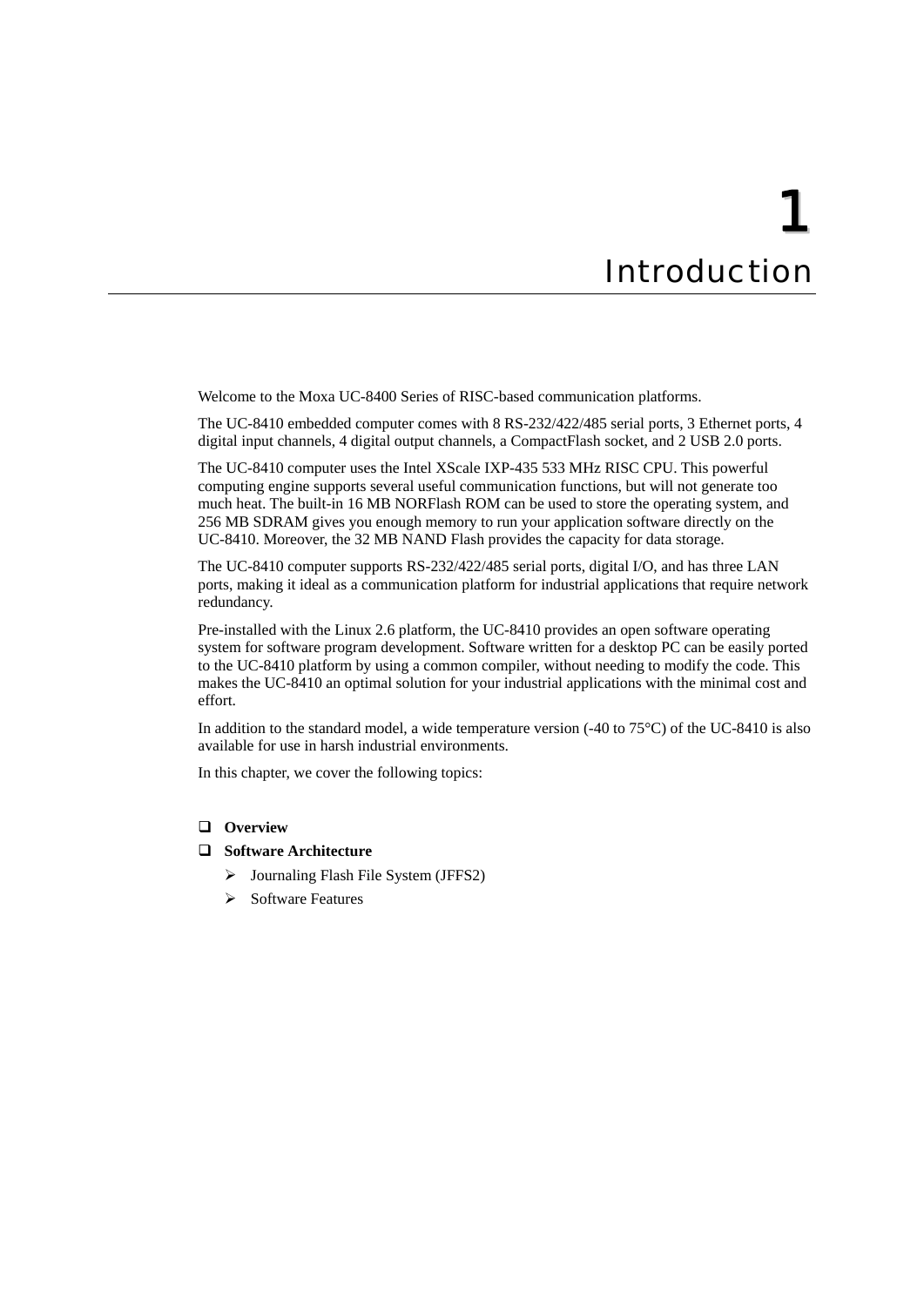# 1 Introduction

Welcome to the Moxa UC-8400 Series of RISC-based communication platforms.

The UC-8410 embedded computer comes with 8 RS-232/422/485 serial ports, 3 Ethernet ports, 4 digital input channels, 4 digital output channels, a CompactFlash socket, and 2 USB 2.0 ports.

The UC-8410 computer uses the Intel XScale IXP-435 533 MHz RISC CPU. This powerful computing engine supports several useful communication functions, but will not generate too much heat. The built-in 16 MB NORFlash ROM can be used to store the operating system, and 256 MB SDRAM gives you enough memory to run your application software directly on the UC-8410. Moreover, the 32 MB NAND Flash provides the capacity for data storage.

The UC-8410 computer supports RS-232/422/485 serial ports, digital I/O, and has three LAN ports, making it ideal as a communication platform for industrial applications that require network redundancy.

Pre-installed with the Linux 2.6 platform, the UC-8410 provides an open software operating system for software program development. Software written for a desktop PC can be easily ported to the UC-8410 platform by using a common compiler, without needing to modify the code. This makes the UC-8410 an optimal solution for your industrial applications with the minimal cost and effort.

In addition to the standard model, a wide temperature version (-40 to 75°C) of the UC-8410 is also available for use in harsh industrial environments.

In this chapter, we cover the following topics:

- **Overview**
- **Software Architecture**
  - Journaling Flash File System (JFFS2)
  - Software Features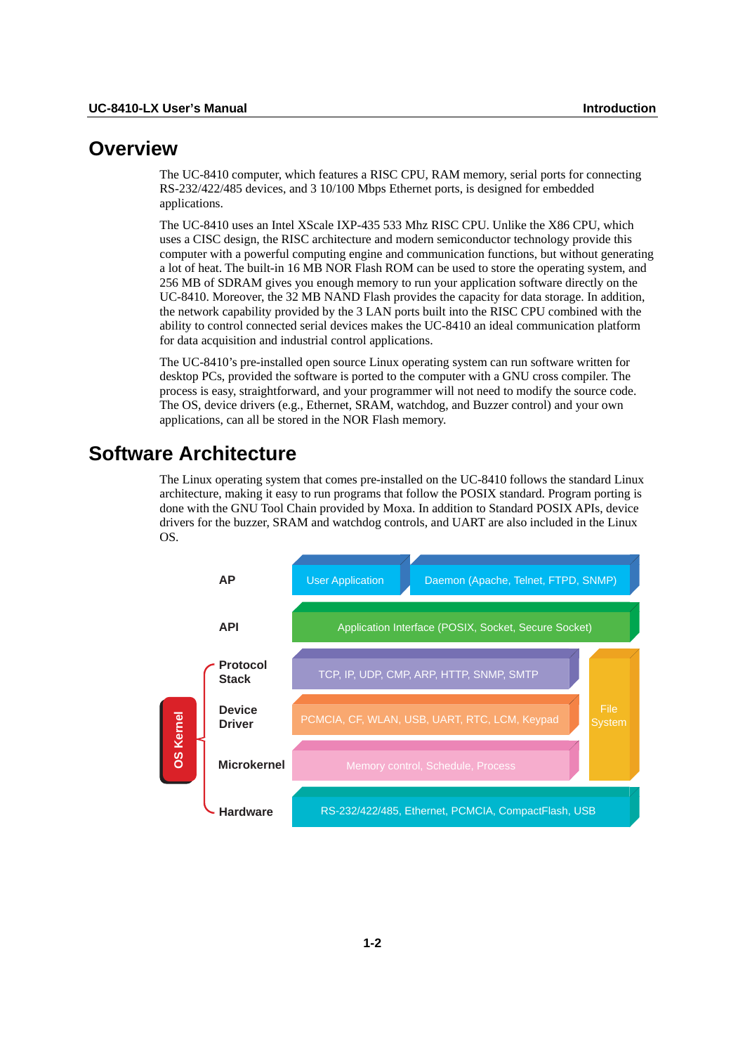# Overview

The UC-8410 computer, which features a RISC CPU, RAM memory, serial ports for connecting RS-232/422/485 devices, and 3 10/100 Mbps Ethernet ports, is designed for embedded applications.

The UC-8410 uses an Intel XScale IXP-435 533 Mhz RISC CPU. Unlike the X86 CPU, which uses a CISC design, the RISC architecture and modern semiconductor technology provide this computer with a powerful computing engine and communication functions, but without generating a lot of heat. The built-in 16 MB NOR Flash ROM can be used to store the operating system, and 256 MB of SDRAM gives you enough memory to run your application software directly on the UC-8410. Moreover, the 32 MB NAND Flash provides the capacity for data storage. In addition, the network capability provided by the 3 LAN ports built into the RISC CPU combined with the ability to control connected serial devices makes the UC-8410 an ideal communication platform for data acquisition and industrial control applications.

The UC-8410's pre-installed open source Linux operating system can run software written for desktop PCs, provided the software is ported to the computer with a GNU cross compiler. The process is easy, straightforward, and your programmer will not need to modify the source code. The OS, device drivers (e.g., Ethernet, SRAM, watchdog, and Buzzer control) and your own applications, can all be stored in the NOR Flash memory.

# Software Architecture

The Linux operating system that comes pre-installed on the UC-8410 follows the standard Linux architecture, making it easy to run programs that follow the POSIX standard. Program porting is done with the GNU Tool Chain provided by Moxa. In addition to Standard POSIX APIs, device drivers for the buzzer, SRAM and watchdog controls, and UART are also included in the Linux OS.

| Layer | | |
|---|---|---|
| AP | User Application / Daemon (Apache, Telnet, FTPD, SNMP) | |
| API | Application Interface (POSIX, Socket, Secure Socket) | |
| Protocol Stack (OS Kernel) | TCP, IP, UDP, CMP, ARP, HTTP, SNMP, SMTP | File System |
| Device Driver (OS Kernel) | PCMCIA, CF, WLAN, USB, UART, RTC, LCM, Keypad | File System |
| Microkernel (OS Kernel) | Memory control, Schedule, Process | File System |
| Hardware | RS-232/422/485, Ethernet, PCMCIA, CompactFlash, USB | |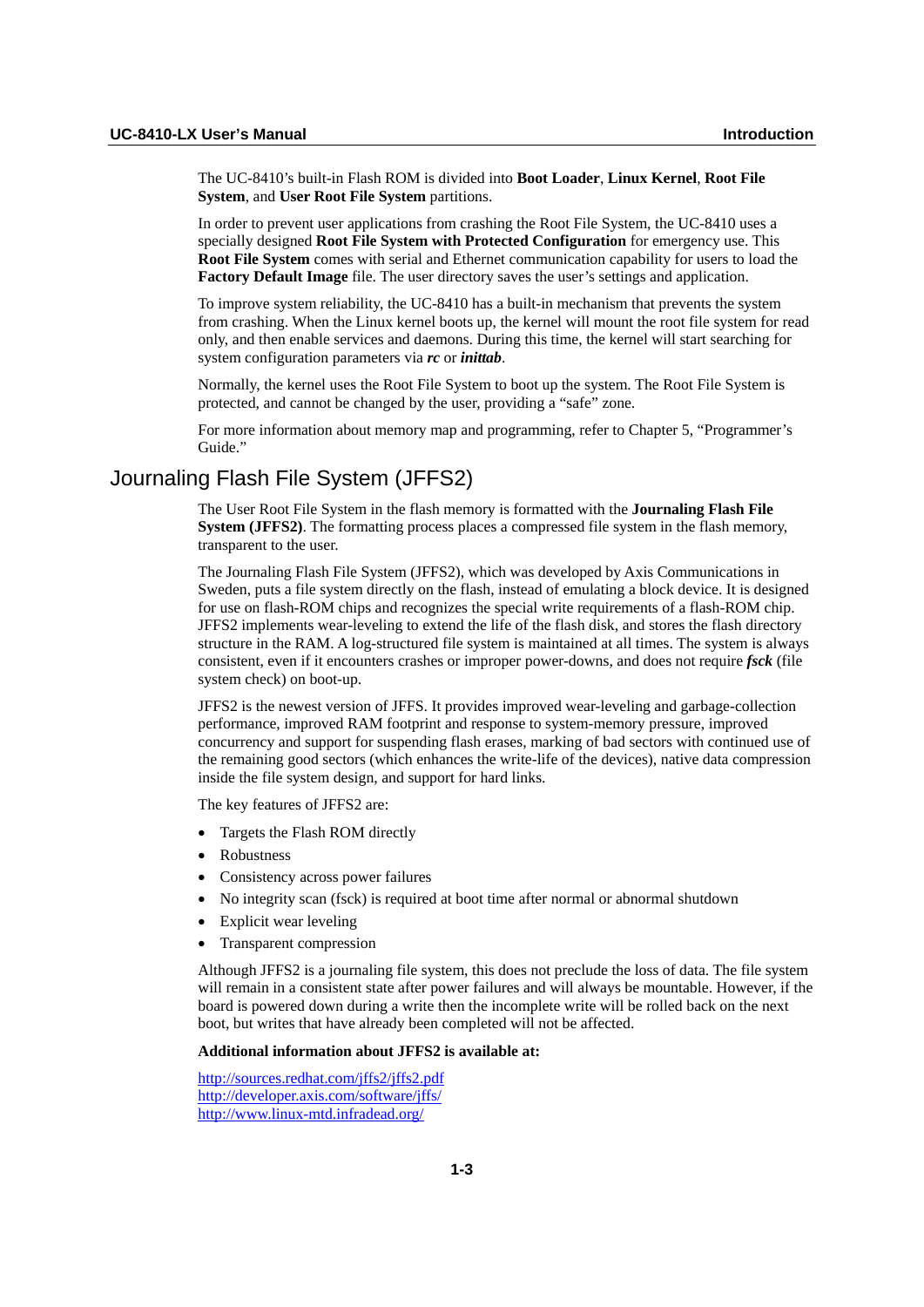The UC-8410's built-in Flash ROM is divided into **Boot Loader**, **Linux Kernel**, **Root File System**, and **User Root File System** partitions.

In order to prevent user applications from crashing the Root File System, the UC-8410 uses a specially designed **Root File System with Protected Configuration** for emergency use. This **Root File System** comes with serial and Ethernet communication capability for users to load the **Factory Default Image** file. The user directory saves the user's settings and application.

To improve system reliability, the UC-8410 has a built-in mechanism that prevents the system from crashing. When the Linux kernel boots up, the kernel will mount the root file system for read only, and then enable services and daemons. During this time, the kernel will start searching for system configuration parameters via ***rc*** or ***inittab***.

Normally, the kernel uses the Root File System to boot up the system. The Root File System is protected, and cannot be changed by the user, providing a "safe" zone.

For more information about memory map and programming, refer to Chapter 5, "Programmer's Guide."

## Journaling Flash File System (JFFS2)

The User Root File System in the flash memory is formatted with the **Journaling Flash File System (JFFS2)**. The formatting process places a compressed file system in the flash memory, transparent to the user.

The Journaling Flash File System (JFFS2), which was developed by Axis Communications in Sweden, puts a file system directly on the flash, instead of emulating a block device. It is designed for use on flash-ROM chips and recognizes the special write requirements of a flash-ROM chip. JFFS2 implements wear-leveling to extend the life of the flash disk, and stores the flash directory structure in the RAM. A log-structured file system is maintained at all times. The system is always consistent, even if it encounters crashes or improper power-downs, and does not require ***fsck*** (file system check) on boot-up.

JFFS2 is the newest version of JFFS. It provides improved wear-leveling and garbage-collection performance, improved RAM footprint and response to system-memory pressure, improved concurrency and support for suspending flash erases, marking of bad sectors with continued use of the remaining good sectors (which enhances the write-life of the devices), native data compression inside the file system design, and support for hard links.

The key features of JFFS2 are:

- Targets the Flash ROM directly
- Robustness
- Consistency across power failures
- No integrity scan (fsck) is required at boot time after normal or abnormal shutdown
- Explicit wear leveling
- Transparent compression

Although JFFS2 is a journaling file system, this does not preclude the loss of data. The file system will remain in a consistent state after power failures and will always be mountable. However, if the board is powered down during a write then the incomplete write will be rolled back on the next boot, but writes that have already been completed will not be affected.

**Additional information about JFFS2 is available at:**

http://sources.redhat.com/jffs2/jffs2.pdf
http://developer.axis.com/software/jffs/
http://www.linux-mtd.infradead.org/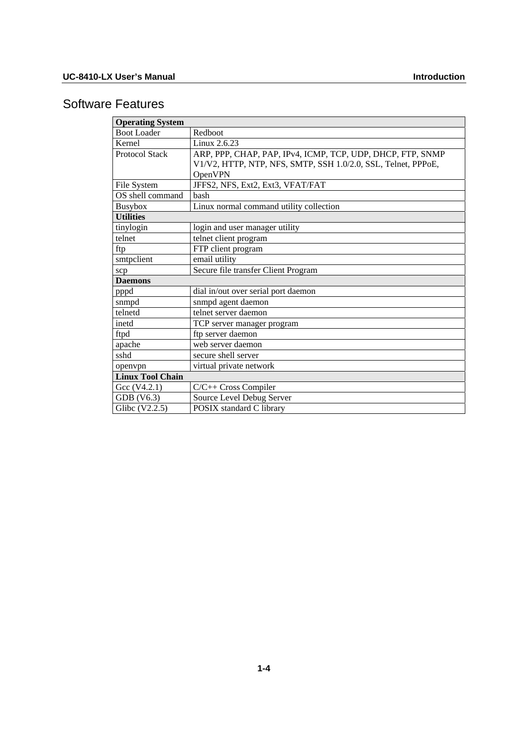# Software Features

| **Operating System** | |
|---|---|
| Boot Loader | Redboot |
| Kernel | Linux 2.6.23 |
| Protocol Stack | ARP, PPP, CHAP, PAP, IPv4, ICMP, TCP, UDP, DHCP, FTP, SNMP V1/V2, HTTP, NTP, NFS, SMTP, SSH 1.0/2.0, SSL, Telnet, PPPoE, OpenVPN |
| File System | JFFS2, NFS, Ext2, Ext3, VFAT/FAT |
| OS shell command | bash |
| Busybox | Linux normal command utility collection |
| **Utilities** | |
| tinylogin | login and user manager utility |
| telnet | telnet client program |
| ftp | FTP client program |
| smtpclient | email utility |
| scp | Secure file transfer Client Program |
| **Daemons** | |
| pppd | dial in/out over serial port daemon |
| snmpd | snmpd agent daemon |
| telnetd | telnet server daemon |
| inetd | TCP server manager program |
| ftpd | ftp server daemon |
| apache | web server daemon |
| sshd | secure shell server |
| openvpn | virtual private network |
| **Linux Tool Chain** | |
| Gcc (V4.2.1) | C/C++ Cross Compiler |
| GDB (V6.3) | Source Level Debug Server |
| Glibc (V2.2.5) | POSIX standard C library |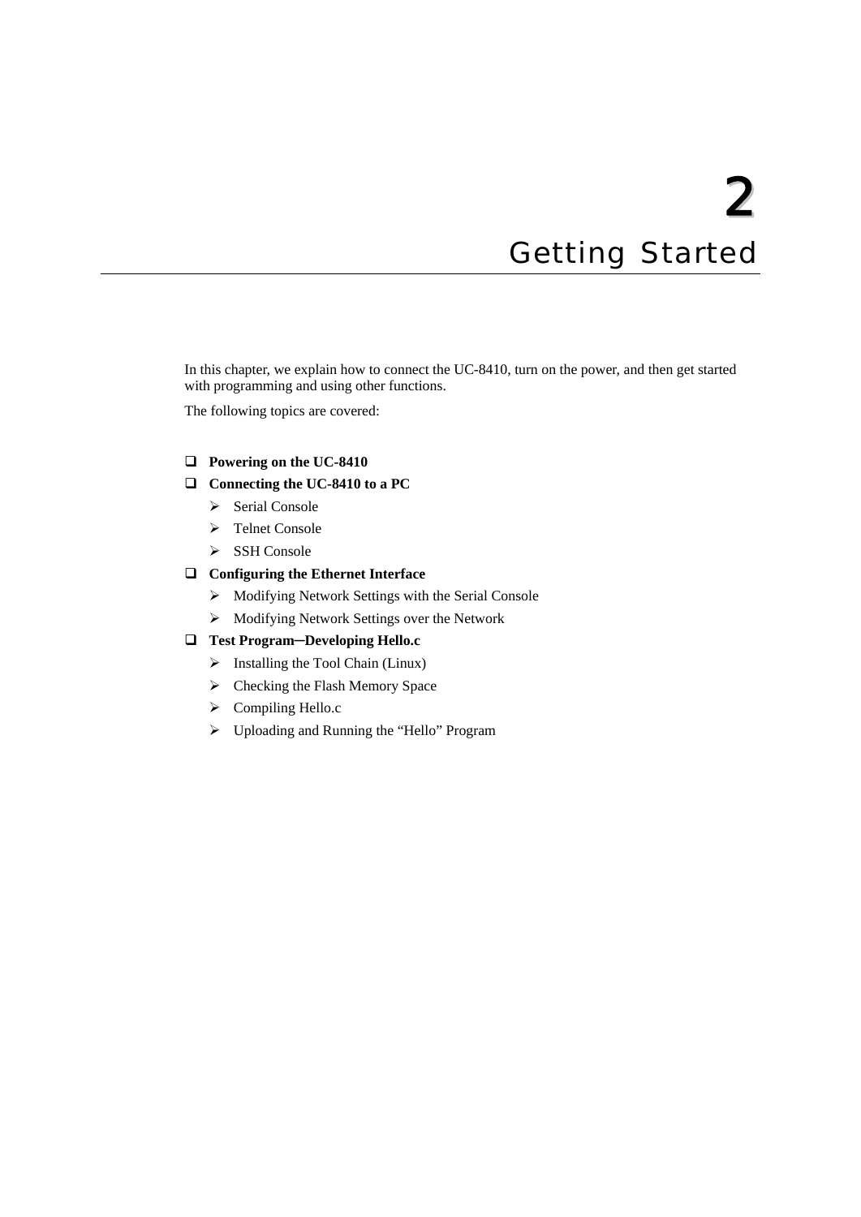# 2

# Getting Started

In this chapter, we explain how to connect the UC-8410, turn on the power, and then get started with programming and using other functions.

The following topics are covered:

- **Powering on the UC-8410**
- **Connecting the UC-8410 to a PC**
  - Serial Console
  - Telnet Console
  - SSH Console
- **Configuring the Ethernet Interface**
  - Modifying Network Settings with the Serial Console
  - Modifying Network Settings over the Network
- **Test Program─Developing Hello.c**
  - Installing the Tool Chain (Linux)
  - Checking the Flash Memory Space
  - Compiling Hello.c
  - Uploading and Running the “Hello” Program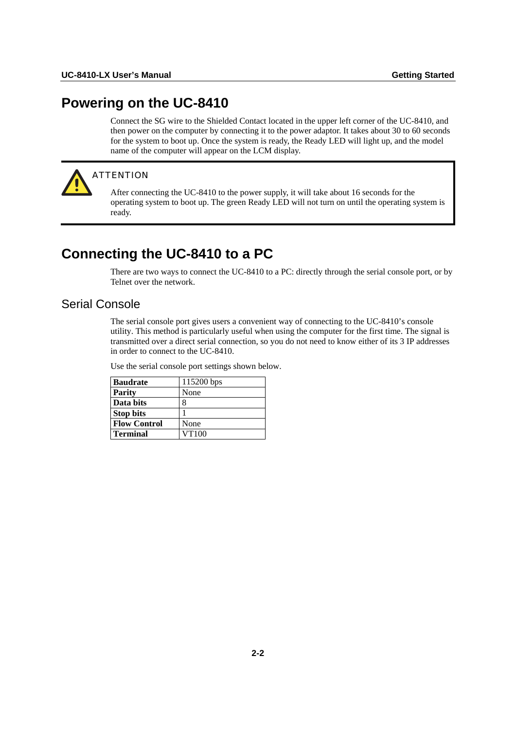# Powering on the UC-8410

Connect the SG wire to the Shielded Contact located in the upper left corner of the UC-8410, and then power on the computer by connecting it to the power adaptor. It takes about 30 to 60 seconds for the system to boot up. Once the system is ready, the Ready LED will light up, and the model name of the computer will appear on the LCM display.

> **ATTENTION**
>
> After connecting the UC-8410 to the power supply, it will take about 16 seconds for the operating system to boot up. The green Ready LED will not turn on until the operating system is ready.

# Connecting the UC-8410 to a PC

There are two ways to connect the UC-8410 to a PC: directly through the serial console port, or by Telnet over the network.

## Serial Console

The serial console port gives users a convenient way of connecting to the UC-8410's console utility. This method is particularly useful when using the computer for the first time. The signal is transmitted over a direct serial connection, so you do not need to know either of its 3 IP addresses in order to connect to the UC-8410.

Use the serial console port settings shown below.

| | |
|---|---|
| **Baudrate** | 115200 bps |
| **Parity** | None |
| **Data bits** | 8 |
| **Stop bits** | 1 |
| **Flow Control** | None |
| **Terminal** | VT100 |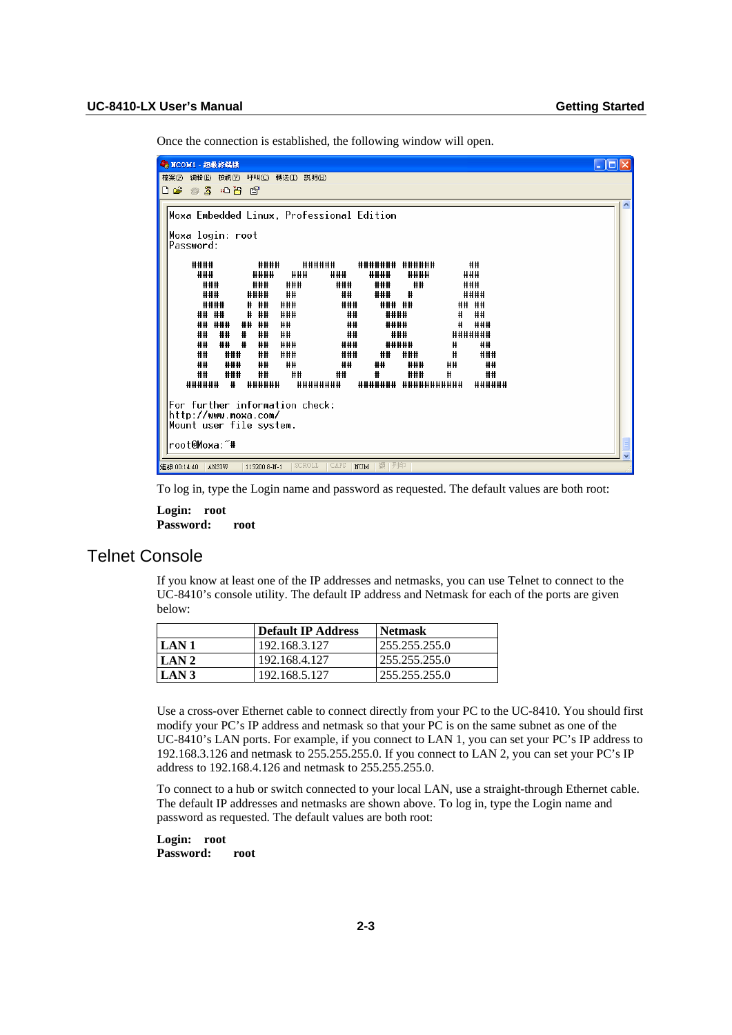Once the connection is established, the following window will open.

```
Moxa Embedded Linux, Professional Edition

Moxa login: root
Password:

For further information check:
http://www.moxa.com/
Mount user file system.

root@Moxa:~#
```

To log in, type the Login name and password as requested. The default values are both root:

**Login:** **root**
**Password:** **root**

## Telnet Console

If you know at least one of the IP addresses and netmasks, you can use Telnet to connect to the UC-8410's console utility. The default IP address and Netmask for each of the ports are given below:

| | **Default IP Address** | **Netmask** |
|---|---|---|
| **LAN 1** | 192.168.3.127 | 255.255.255.0 |
| **LAN 2** | 192.168.4.127 | 255.255.255.0 |
| **LAN 3** | 192.168.5.127 | 255.255.255.0 |

Use a cross-over Ethernet cable to connect directly from your PC to the UC-8410. You should first modify your PC's IP address and netmask so that your PC is on the same subnet as one of the UC-8410's LAN ports. For example, if you connect to LAN 1, you can set your PC's IP address to 192.168.3.126 and netmask to 255.255.255.0. If you connect to LAN 2, you can set your PC's IP address to 192.168.4.126 and netmask to 255.255.255.0.

To connect to a hub or switch connected to your local LAN, use a straight-through Ethernet cable. The default IP addresses and netmasks are shown above. To log in, type the Login name and password as requested. The default values are both root:

**Login:** **root**
**Password:** **root**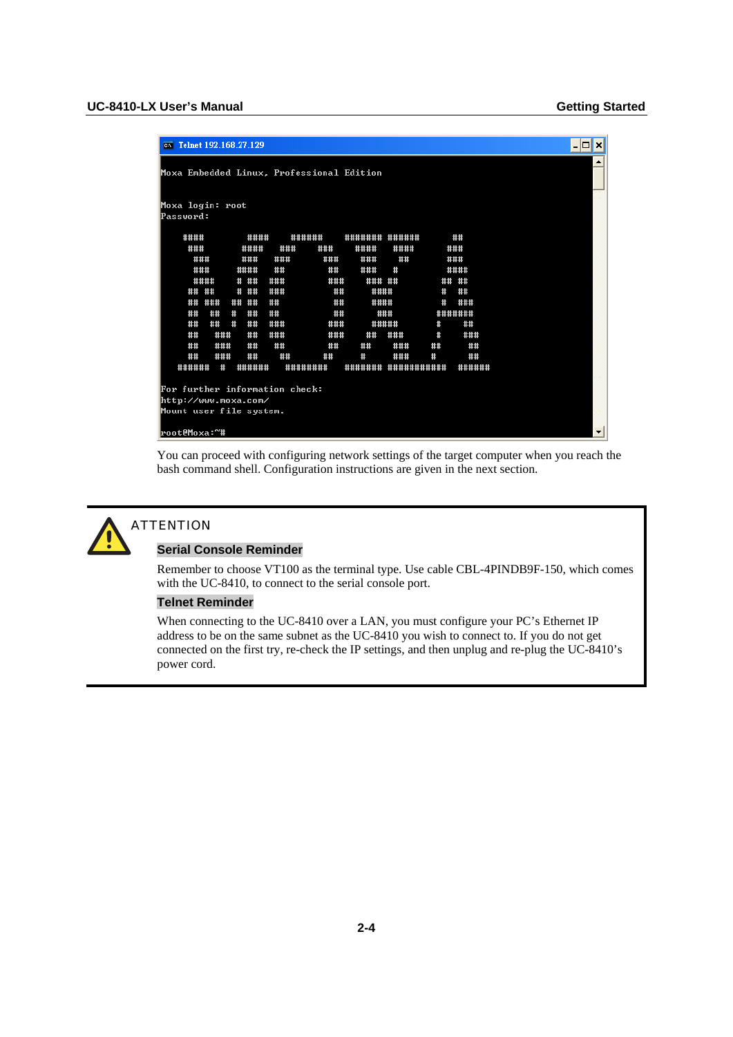```
Telnet 192.168.27.129

Moxa Embedded Linux, Professional Edition

Moxa login: root
Password:

For further information check:
http://www.moxa.com/
Mount user file system.

root@Moxa:~#
```

You can proceed with configuring network settings of the target computer when you reach the bash command shell. Configuration instructions are given in the next section.

**ATTENTION**

**Serial Console Reminder**

Remember to choose VT100 as the terminal type. Use cable CBL-4PINDB9F-150, which comes with the UC-8410, to connect to the serial console port.

**Telnet Reminder**

When connecting to the UC-8410 over a LAN, you must configure your PC's Ethernet IP address to be on the same subnet as the UC-8410 you wish to connect to. If you do not get connected on the first try, re-check the IP settings, and then unplug and re-plug the UC-8410's power cord.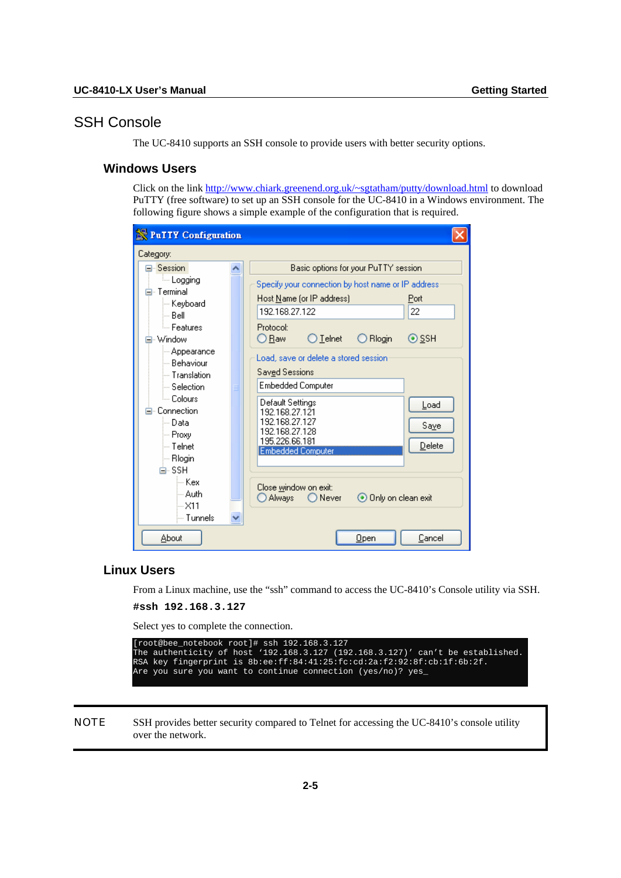# SSH Console

The UC-8410 supports an SSH console to provide users with better security options.

## Windows Users

Click on the link http://www.chiark.greenend.org.uk/~sgtatham/putty/download.html to download PuTTY (free software) to set up an SSH console for the UC-8410 in a Windows environment. The following figure shows a simple example of the configuration that is required.

## Linux Users

From a Linux machine, use the "ssh" command to access the UC-8410's Console utility via SSH.

**#ssh 192.168.3.127**

Select yes to complete the connection.

```
[root@bee_notebook root]# ssh 192.168.3.127
The authenticity of host '192.168.3.127 (192.168.3.127)' can't be established.
RSA key fingerprint is 8b:ee:ff:84:41:25:fc:cd:2a:f2:92:8f:cb:1f:6b:2f.
Are you sure you want to continue connection (yes/no)? yes_
```

NOTE SSH provides better security compared to Telnet for accessing the UC-8410's console utility over the network.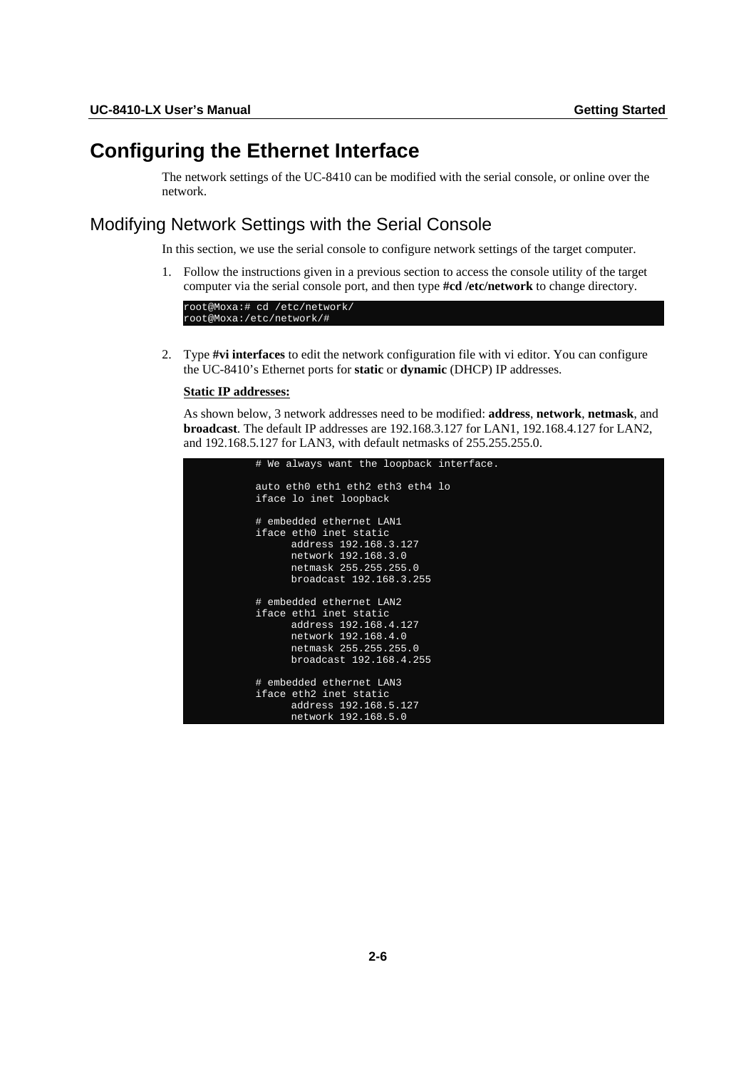# Configuring the Ethernet Interface

The network settings of the UC-8410 can be modified with the serial console, or online over the network.

## Modifying Network Settings with the Serial Console

In this section, we use the serial console to configure network settings of the target computer.

1. Follow the instructions given in a previous section to access the console utility of the target computer via the serial console port, and then type **#cd /etc/network** to change directory.

```
root@Moxa:# cd /etc/network/
root@Moxa:/etc/network/#
```

2. Type **#vi interfaces** to edit the network configuration file with vi editor. You can configure the UC-8410's Ethernet ports for **static** or **dynamic** (DHCP) IP addresses.

   **Static IP addresses:**

   As shown below, 3 network addresses need to be modified: **address**, **network**, **netmask**, and **broadcast**. The default IP addresses are 192.168.3.127 for LAN1, 192.168.4.127 for LAN2, and 192.168.5.127 for LAN3, with default netmasks of 255.255.255.0.

```
# We always want the loopback interface.

auto eth0 eth1 eth2 eth3 eth4 lo
iface lo inet loopback

# embedded ethernet LAN1
iface eth0 inet static
      address 192.168.3.127
      network 192.168.3.0
      netmask 255.255.255.0
      broadcast 192.168.3.255

# embedded ethernet LAN2
iface eth1 inet static
      address 192.168.4.127
      network 192.168.4.0
      netmask 255.255.255.0
      broadcast 192.168.4.255

# embedded ethernet LAN3
iface eth2 inet static
      address 192.168.5.127
      network 192.168.5.0
```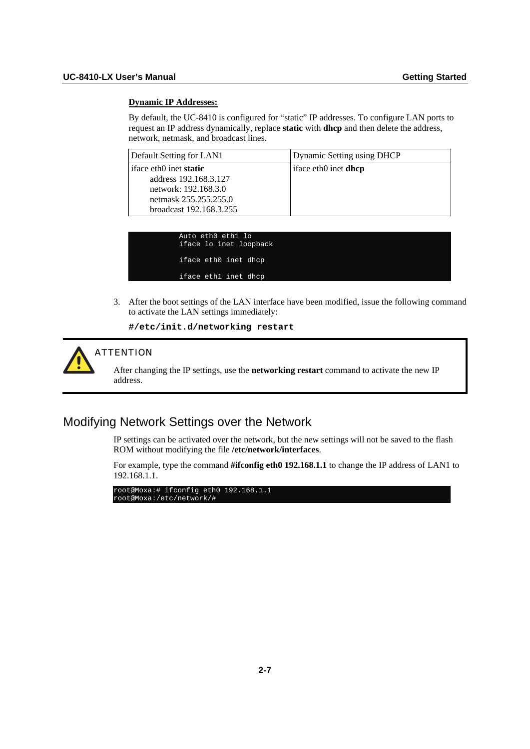**Dynamic IP Addresses:**

By default, the UC-8410 is configured for "static" IP addresses. To configure LAN ports to request an IP address dynamically, replace **static** with **dhcp** and then delete the address, network, netmask, and broadcast lines.

| Default Setting for LAN1 | Dynamic Setting using DHCP |
|---|---|
| iface eth0 inet **static**<br>address 192.168.3.127<br>network: 192.168.3.0<br>netmask 255.255.255.0<br>broadcast 192.168.3.255 | iface eth0 inet **dhcp** |

```
Auto eth0 eth1 lo
iface lo inet loopback

iface eth0 inet dhcp

iface eth1 inet dhcp
```

3. After the boot settings of the LAN interface have been modified, issue the following command to activate the LAN settings immediately:

   **#/etc/init.d/networking restart**

> **ATTENTION**
>
> After changing the IP settings, use the **networking restart** command to activate the new IP address.

## Modifying Network Settings over the Network

IP settings can be activated over the network, but the new settings will not be saved to the flash ROM without modifying the file **/etc/network/interfaces**.

For example, type the command **#ifconfig eth0 192.168.1.1** to change the IP address of LAN1 to 192.168.1.1.

```
root@Moxa:# ifconfig eth0 192.168.1.1
root@Moxa:/etc/network/#
```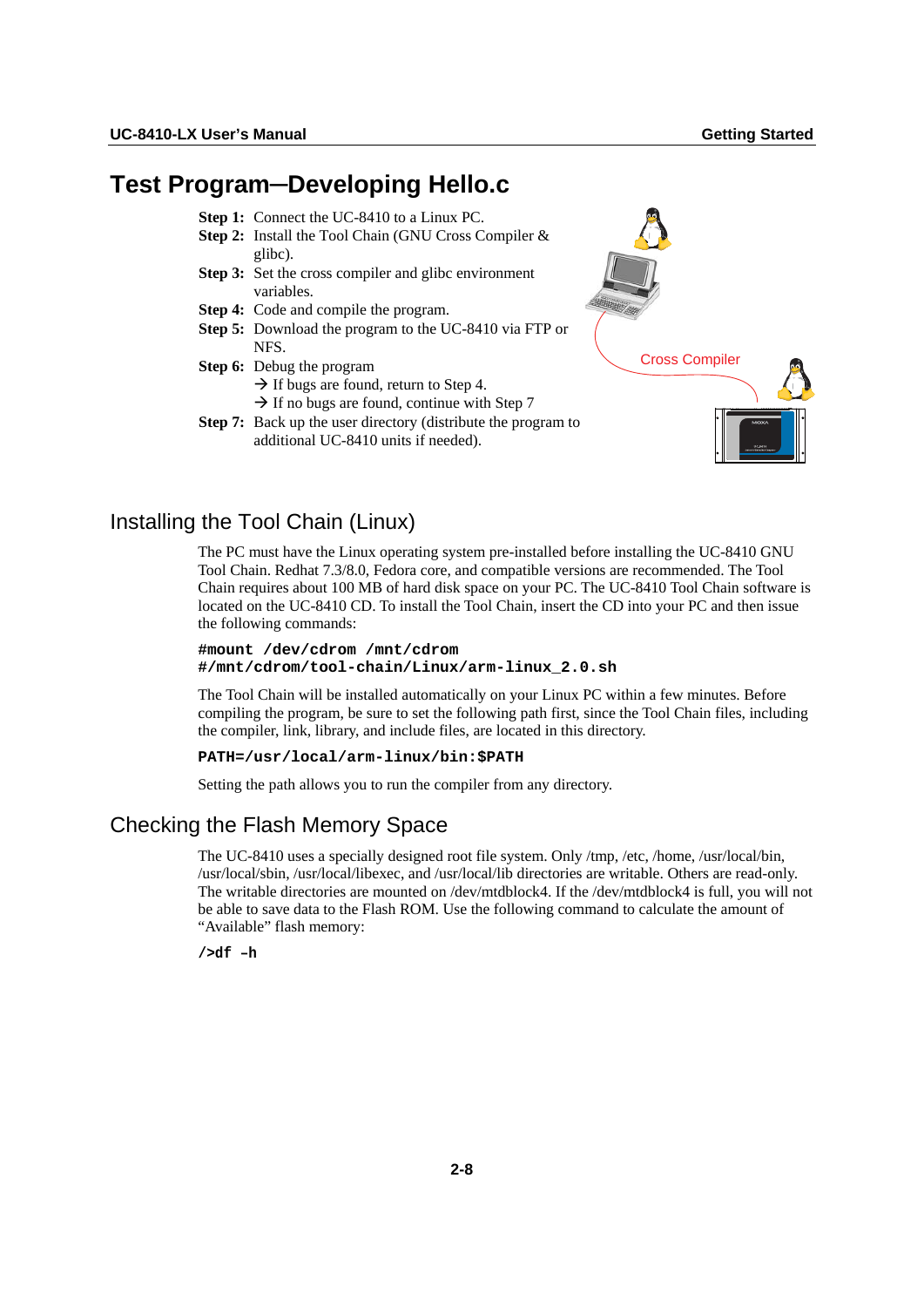# Test Program─Developing Hello.c

**Step 1:** Connect the UC-8410 to a Linux PC.
**Step 2:** Install the Tool Chain (GNU Cross Compiler & glibc).
**Step 3:** Set the cross compiler and glibc environment variables.
**Step 4:** Code and compile the program.
**Step 5:** Download the program to the UC-8410 via FTP or NFS.
**Step 6:** Debug the program
→ If bugs are found, return to Step 4.
→ If no bugs are found, continue with Step 7
**Step 7:** Back up the user directory (distribute the program to additional UC-8410 units if needed).

Cross Compiler

## Installing the Tool Chain (Linux)

The PC must have the Linux operating system pre-installed before installing the UC-8410 GNU Tool Chain. Redhat 7.3/8.0, Fedora core, and compatible versions are recommended. The Tool Chain requires about 100 MB of hard disk space on your PC. The UC-8410 Tool Chain software is located on the UC-8410 CD. To install the Tool Chain, insert the CD into your PC and then issue the following commands:

```
#mount /dev/cdrom /mnt/cdrom
#/mnt/cdrom/tool-chain/Linux/arm-linux_2.0.sh
```

The Tool Chain will be installed automatically on your Linux PC within a few minutes. Before compiling the program, be sure to set the following path first, since the Tool Chain files, including the compiler, link, library, and include files, are located in this directory.

```
PATH=/usr/local/arm-linux/bin:$PATH
```

Setting the path allows you to run the compiler from any directory.

## Checking the Flash Memory Space

The UC-8410 uses a specially designed root file system. Only /tmp, /etc, /home, /usr/local/bin, /usr/local/sbin, /usr/local/libexec, and /usr/local/lib directories are writable. Others are read-only. The writable directories are mounted on /dev/mtdblock4. If the /dev/mtdblock4 is full, you will not be able to save data to the Flash ROM. Use the following command to calculate the amount of "Available" flash memory:

```
/>df –h
```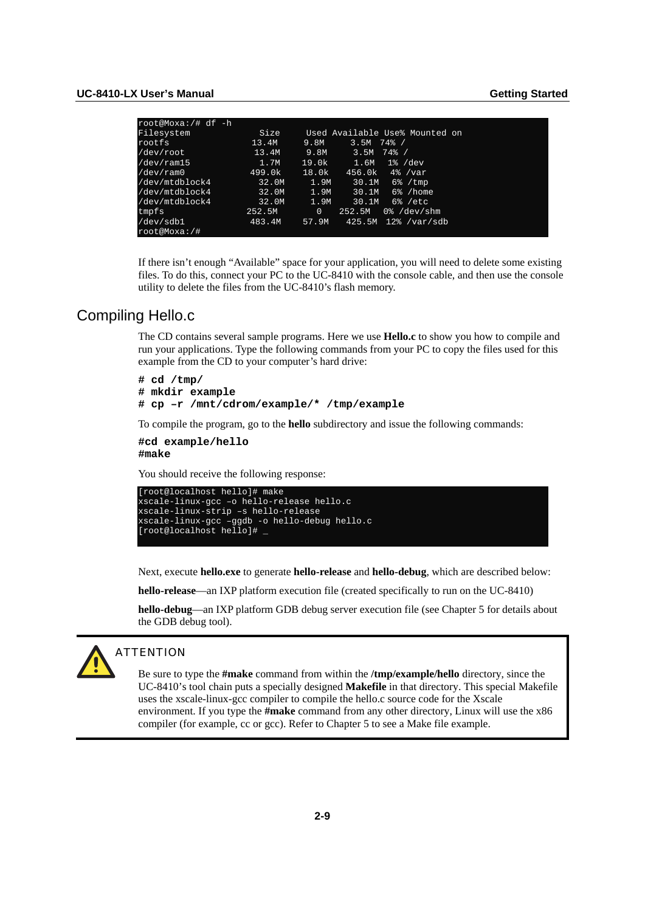```
root@Moxa:/# df -h
Filesystem              Size      Used Available Use% Mounted on
rootfs                 13.4M      9.8M      3.5M  74% /
/dev/root              13.4M      9.8M      3.5M  74% /
/dev/ram15              1.7M     19.0k      1.6M   1% /dev
/dev/ram0             499.0k     18.0k    456.0k   4% /var
/dev/mtdblock4         32.0M      1.9M     30.1M   6% /tmp
/dev/mtdblock4         32.0M      1.9M     30.1M   6% /home
/dev/mtdblock4         32.0M      1.9M     30.1M   6% /etc
tmpfs                 252.5M         0    252.5M   0% /dev/shm
/dev/sdb1             483.4M     57.9M    425.5M  12% /var/sdb
root@Moxa:/#
```

If there isn't enough "Available" space for your application, you will need to delete some existing files. To do this, connect your PC to the UC-8410 with the console cable, and then use the console utility to delete the files from the UC-8410's flash memory.

## Compiling Hello.c

The CD contains several sample programs. Here we use **Hello.c** to show you how to compile and run your applications. Type the following commands from your PC to copy the files used for this example from the CD to your computer's hard drive:

```
# cd /tmp/
# mkdir example
# cp –r /mnt/cdrom/example/* /tmp/example
```

To compile the program, go to the **hello** subdirectory and issue the following commands:

```
#cd example/hello
#make
```

You should receive the following response:

```
[root@localhost hello]# make
xscale-linux-gcc –o hello-release hello.c
xscale-linux-strip –s hello-release
xscale-linux-gcc –ggdb -o hello-debug hello.c
[root@localhost hello]# _
```

Next, execute **hello.exe** to generate **hello-release** and **hello-debug**, which are described below:

**hello-release**—an IXP platform execution file (created specifically to run on the UC-8410)

**hello-debug**—an IXP platform GDB debug server execution file (see Chapter 5 for details about the GDB debug tool).

**ATTENTION**

Be sure to type the **#make** command from within the **/tmp/example/hello** directory, since the UC-8410's tool chain puts a specially designed **Makefile** in that directory. This special Makefile uses the xscale-linux-gcc compiler to compile the hello.c source code for the Xscale environment. If you type the **#make** command from any other directory, Linux will use the x86 compiler (for example, cc or gcc). Refer to Chapter 5 to see a Make file example.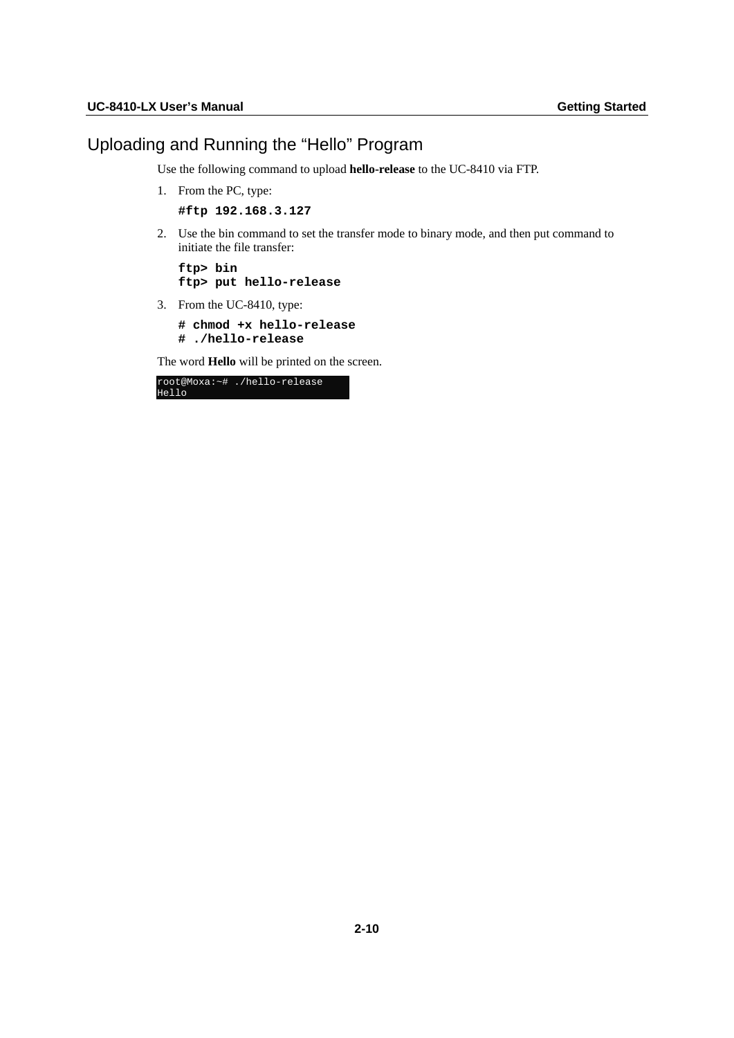## Uploading and Running the “Hello” Program

Use the following command to upload **hello-release** to the UC-8410 via FTP.

1. From the PC, type:

   ```
   #ftp 192.168.3.127
   ```

2. Use the bin command to set the transfer mode to binary mode, and then put command to initiate the file transfer:

   ```
   ftp> bin
   ftp> put hello-release
   ```

3. From the UC-8410, type:

   ```
   # chmod +x hello-release
   # ./hello-release
   ```

The word **Hello** will be printed on the screen.

```
root@Moxa:~# ./hello-release
Hello
```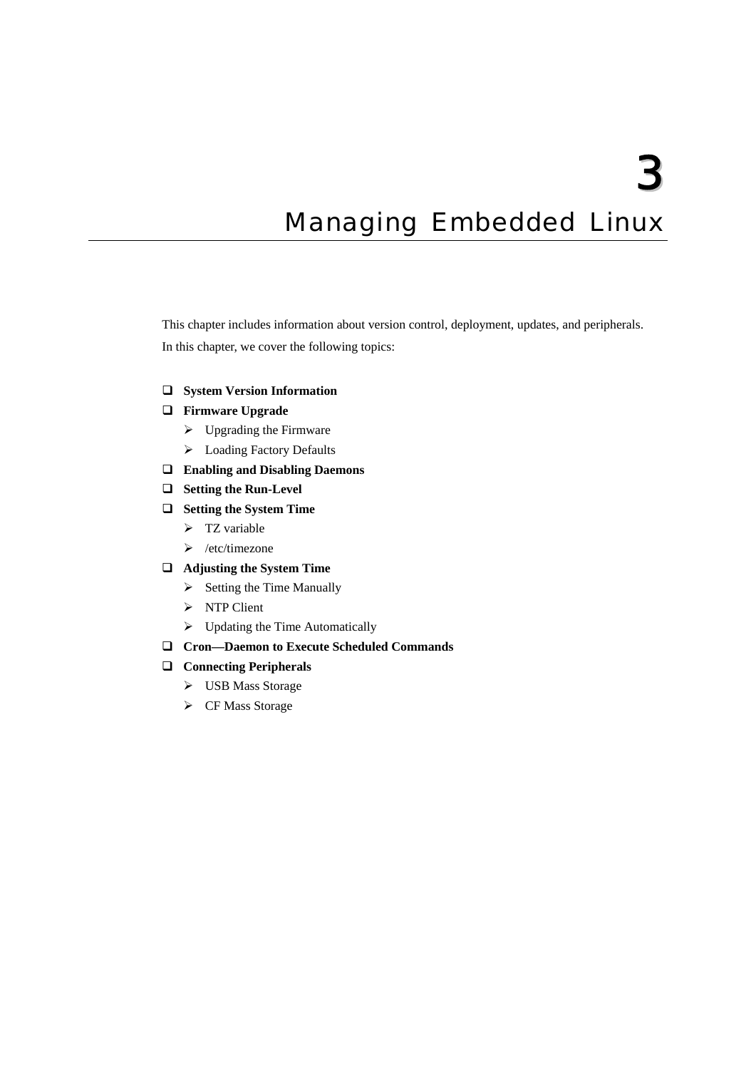# 3 Managing Embedded Linux

This chapter includes information about version control, deployment, updates, and peripherals. In this chapter, we cover the following topics:

- **System Version Information**
- **Firmware Upgrade**
  - Upgrading the Firmware
  - Loading Factory Defaults
- **Enabling and Disabling Daemons**
- **Setting the Run-Level**
- **Setting the System Time**
  - TZ variable
  - /etc/timezone
- **Adjusting the System Time**
  - Setting the Time Manually
  - NTP Client
  - Updating the Time Automatically
- **Cron—Daemon to Execute Scheduled Commands**
- **Connecting Peripherals**
  - USB Mass Storage
  - CF Mass Storage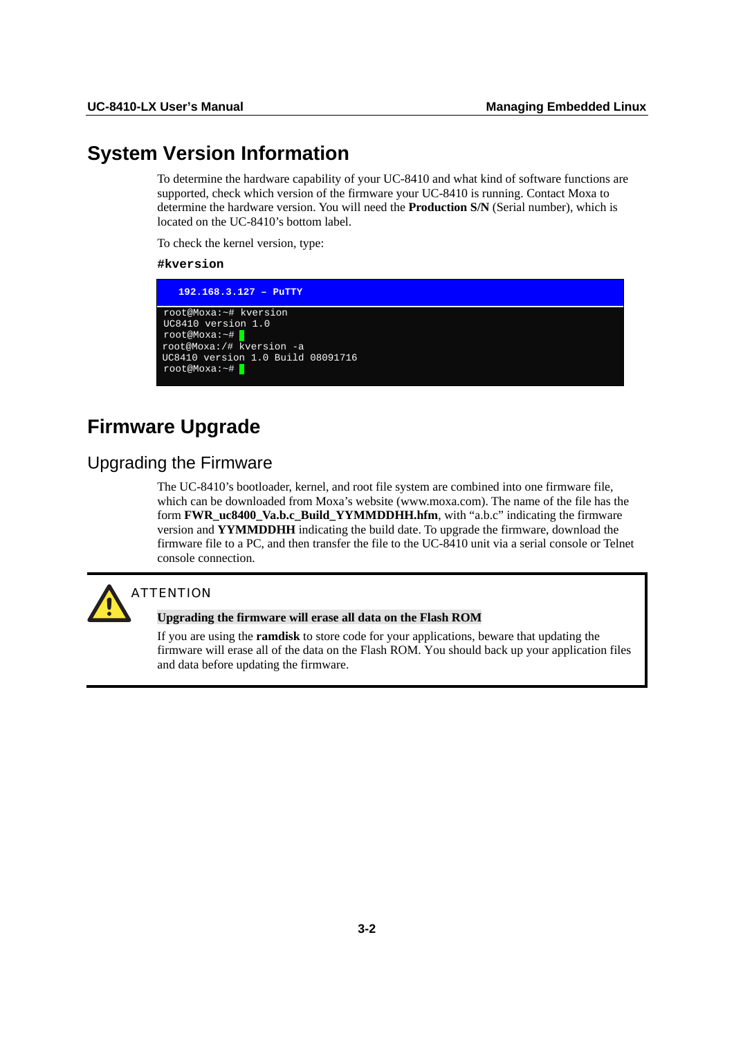# System Version Information

To determine the hardware capability of your UC-8410 and what kind of software functions are supported, check which version of the firmware your UC-8410 is running. Contact Moxa to determine the hardware version. You will need the **Production S/N** (Serial number), which is located on the UC-8410's bottom label.

To check the kernel version, type:

**#kversion**

```
192.168.3.127 – PuTTY
root@Moxa:~# kversion
UC8410 version 1.0
root@Moxa:~#
root@Moxa:/# kversion -a
UC8410 version 1.0 Build 08091716
root@Moxa:~#
```

# Firmware Upgrade

## Upgrading the Firmware

The UC-8410's bootloader, kernel, and root file system are combined into one firmware file, which can be downloaded from Moxa's website (www.moxa.com). The name of the file has the form **FWR_uc8400_Va.b.c_Build_YYMMDDHH.hfm**, with "a.b.c" indicating the firmware version and **YYMMDDHH** indicating the build date. To upgrade the firmware, download the firmware file to a PC, and then transfer the file to the UC-8410 unit via a serial console or Telnet console connection.

ATTENTION

**Upgrading the firmware will erase all data on the Flash ROM**

If you are using the **ramdisk** to store code for your applications, beware that updating the firmware will erase all of the data on the Flash ROM. You should back up your application files and data before updating the firmware.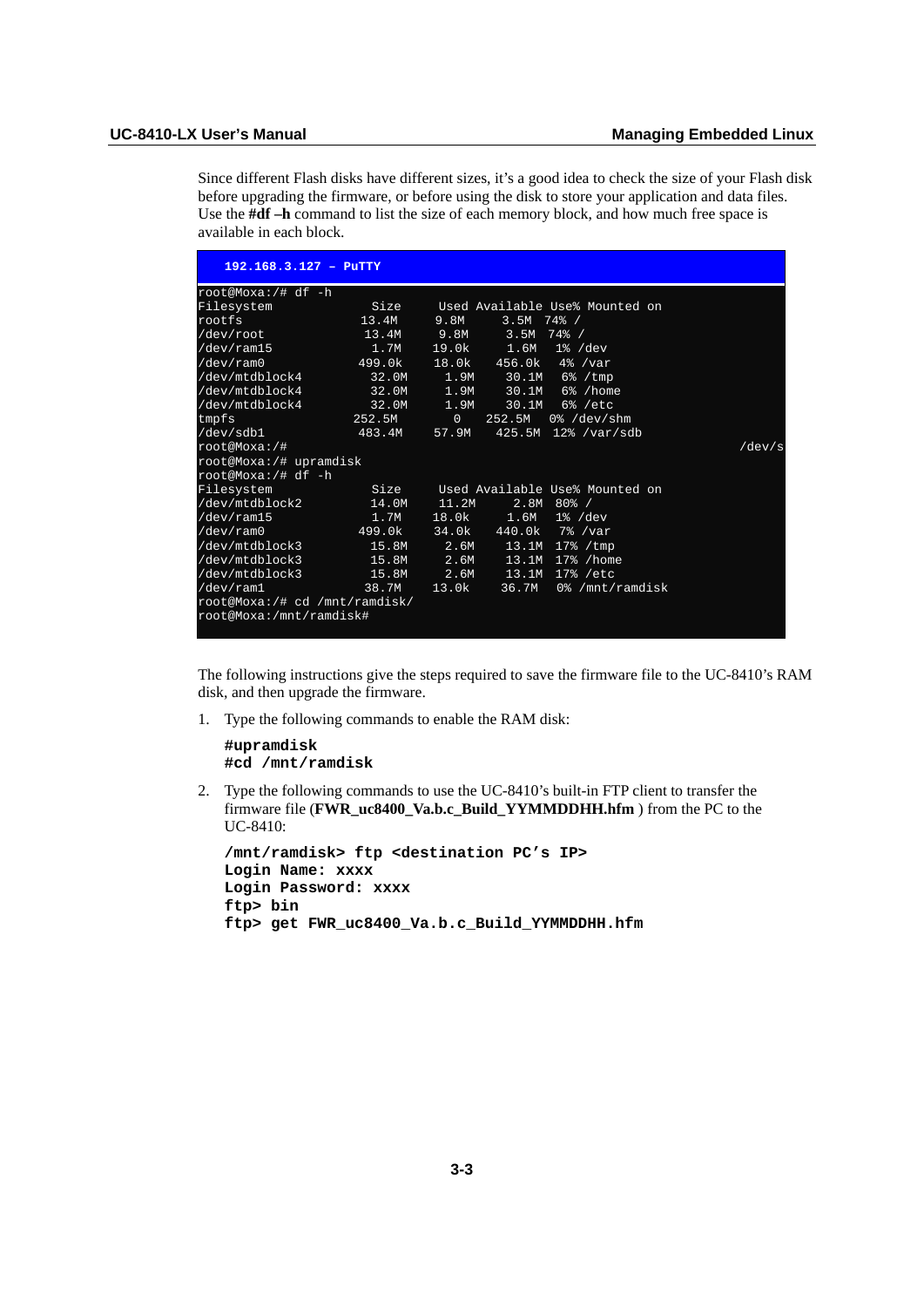Since different Flash disks have different sizes, it's a good idea to check the size of your Flash disk before upgrading the firmware, or before using the disk to store your application and data files. Use the **#df –h** command to list the size of each memory block, and how much free space is available in each block.

```
192.168.3.127 - PuTTY

root@Moxa:/# df -h
Filesystem            Size    Used Available Use% Mounted on
rootfs               13.4M    9.8M     3.5M  74% /
/dev/root            13.4M    9.8M     3.5M  74% /
/dev/ram15            1.7M   19.0k     1.6M   1% /dev
/dev/ram0           499.0k   18.0k   456.0k   4% /var
/dev/mtdblock4       32.0M    1.9M    30.1M   6% /tmp
/dev/mtdblock4       32.0M    1.9M    30.1M   6% /home
/dev/mtdblock4       32.0M    1.9M    30.1M   6% /etc
tmpfs               252.5M       0   252.5M   0% /dev/shm
/dev/sdb1           483.4M   57.9M   425.5M  12% /var/sdb
root@Moxa:/#                                                   /dev/s
root@Moxa:/# upramdisk
root@Moxa:/# df -h
Filesystem            Size    Used Available Use% Mounted on
/dev/mtdblock2       14.0M   11.2M     2.8M  80% /
/dev/ram15            1.7M   18.0k     1.6M   1% /dev
/dev/ram0           499.0k   34.0k   440.0k   7% /var
/dev/mtdblock3       15.8M    2.6M    13.1M  17% /tmp
/dev/mtdblock3       15.8M    2.6M    13.1M  17% /home
/dev/mtdblock3       15.8M    2.6M    13.1M  17% /etc
/dev/ram1            38.7M   13.0k    36.7M   0% /mnt/ramdisk
root@Moxa:/# cd /mnt/ramdisk/
root@Moxa:/mnt/ramdisk#
```

The following instructions give the steps required to save the firmware file to the UC-8410's RAM disk, and then upgrade the firmware.

1. Type the following commands to enable the RAM disk:

   ```
   #upramdisk
   #cd /mnt/ramdisk
   ```

2. Type the following commands to use the UC-8410's built-in FTP client to transfer the firmware file (**FWR_uc8400_Va.b.c_Build_YYMMDDHH.hfm** ) from the PC to the UC-8410:

   ```
   /mnt/ramdisk> ftp <destination PC's IP>
   Login Name: xxxx
   Login Password: xxxx
   ftp> bin
   ftp> get FWR_uc8400_Va.b.c_Build_YYMMDDHH.hfm
   ```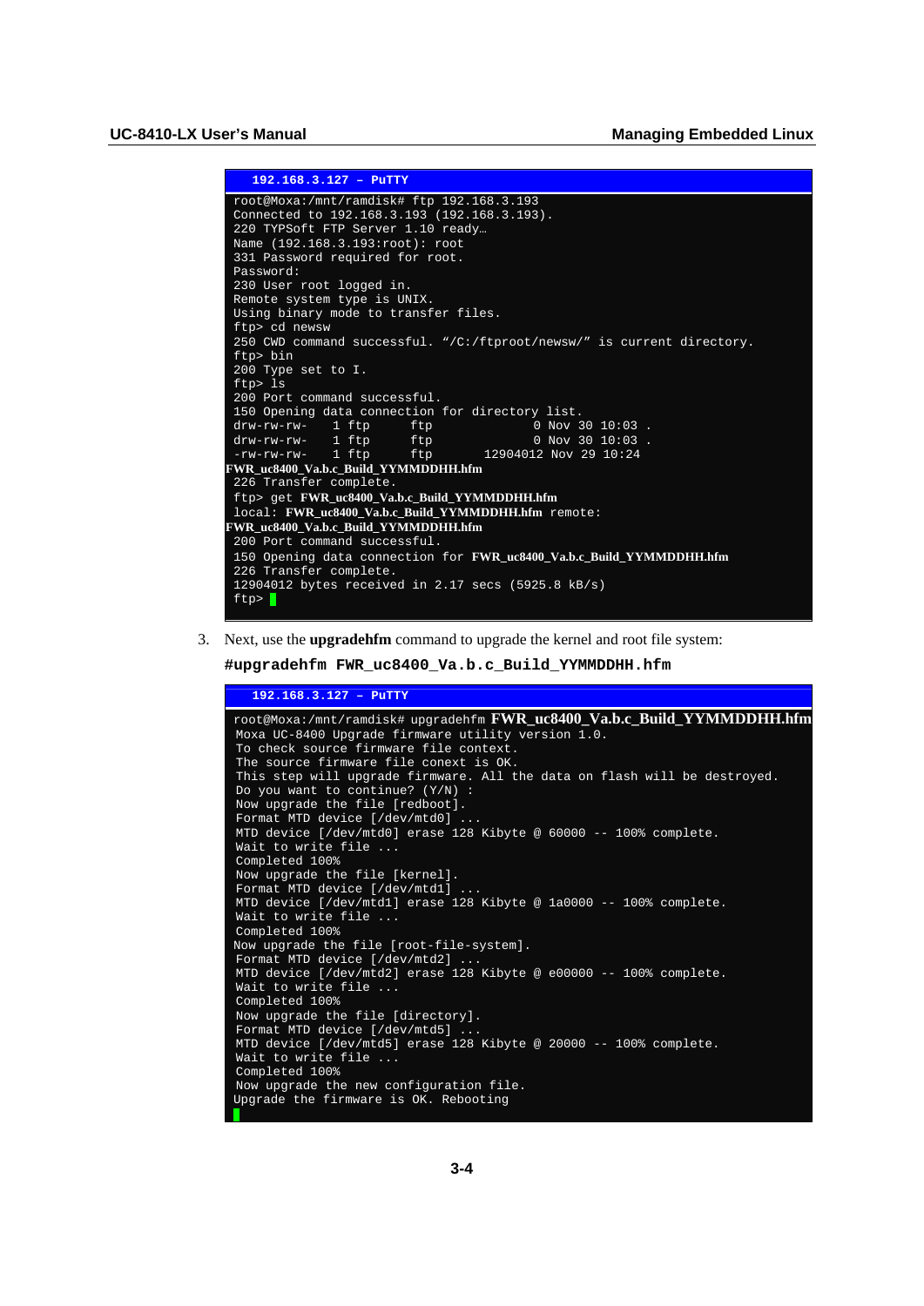```
192.168.3.127 – PuTTY
root@Moxa:/mnt/ramdisk# ftp 192.168.3.193
Connected to 192.168.3.193 (192.168.3.193).
220 TYPSoft FTP Server 1.10 ready…
Name (192.168.3.193:root): root
331 Password required for root.
Password:
230 User root logged in.
Remote system type is UNIX.
Using binary mode to transfer files.
ftp> cd newsw
250 CWD command successful. “/C:/ftproot/newsw/” is current directory.
ftp> bin
200 Type set to I.
ftp> ls
200 Port command successful.
150 Opening data connection for directory list.
drw-rw-rw-   1 ftp     ftp              0 Nov 30 10:03 .
drw-rw-rw-   1 ftp     ftp              0 Nov 30 10:03 .
-rw-rw-rw-   1 ftp     ftp       12904012 Nov 29 10:24
FWR_uc8400_Va.b.c_Build_YYMMDDHH.hfm
226 Transfer complete.
ftp> get FWR_uc8400_Va.b.c_Build_YYMMDDHH.hfm
local: FWR_uc8400_Va.b.c_Build_YYMMDDHH.hfm remote:
FWR_uc8400_Va.b.c_Build_YYMMDDHH.hfm
200 Port command successful.
150 Opening data connection for FWR_uc8400_Va.b.c_Build_YYMMDDHH.hfm
226 Transfer complete.
12904012 bytes received in 2.17 secs (5925.8 kB/s)
ftp>
```

3. Next, use the **upgradehfm** command to upgrade the kernel and root file system:

   **#upgradehfm FWR_uc8400_Va.b.c_Build_YYMMDDHH.hfm**

```
192.168.3.127 – PuTTY
root@Moxa:/mnt/ramdisk# upgradehfm FWR_uc8400_Va.b.c_Build_YYMMDDHH.hfm
Moxa UC-8400 Upgrade firmware utility version 1.0.
To check source firmware file context.
The source firmware file conext is OK.
This step will upgrade firmware. All the data on flash will be destroyed.
Do you want to continue? (Y/N) :
Now upgrade the file [redboot].
Format MTD device [/dev/mtd0] ...
MTD device [/dev/mtd0] erase 128 Kibyte @ 60000 -- 100% complete.
Wait to write file ...
Completed 100%
Now upgrade the file [kernel].
Format MTD device [/dev/mtd1] ...
MTD device [/dev/mtd1] erase 128 Kibyte @ 1a0000 -- 100% complete.
Wait to write file ...
Completed 100%
Now upgrade the file [root-file-system].
Format MTD device [/dev/mtd2] ...
MTD device [/dev/mtd2] erase 128 Kibyte @ e00000 -- 100% complete.
Wait to write file ...
Completed 100%
Now upgrade the file [directory].
Format MTD device [/dev/mtd5] ...
MTD device [/dev/mtd5] erase 128 Kibyte @ 20000 -- 100% complete.
Wait to write file ...
Completed 100%
Now upgrade the new configuration file.
Upgrade the firmware is OK. Rebooting
```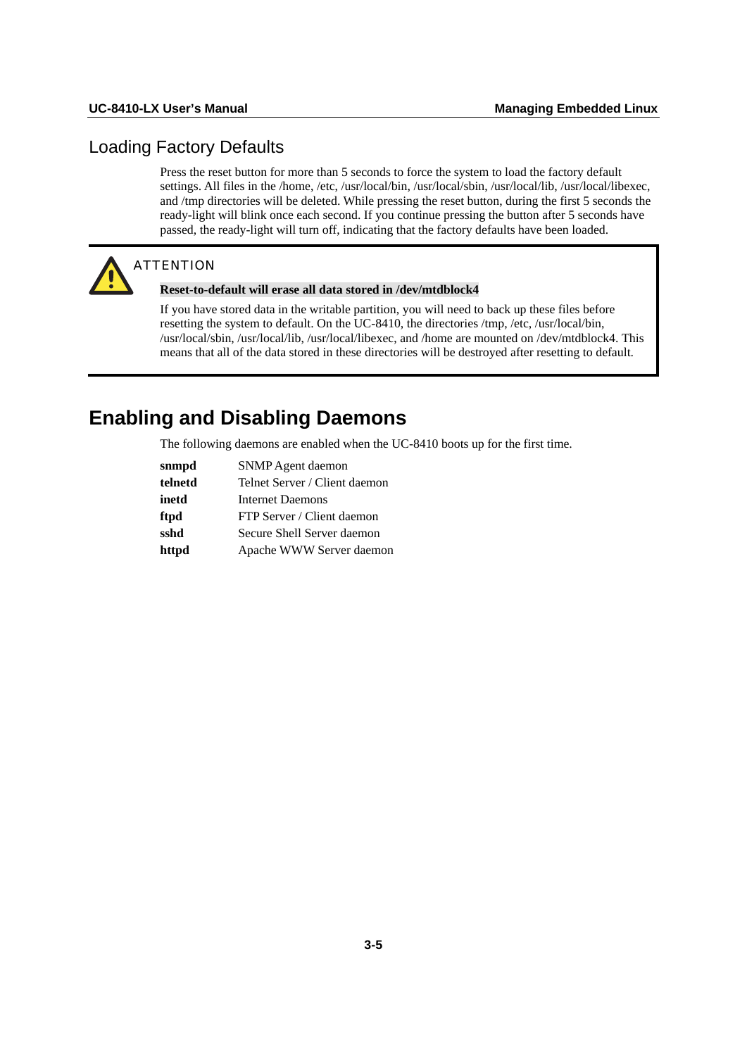## Loading Factory Defaults

Press the reset button for more than 5 seconds to force the system to load the factory default settings. All files in the /home, /etc, /usr/local/bin, /usr/local/sbin, /usr/local/lib, /usr/local/libexec, and /tmp directories will be deleted. While pressing the reset button, during the first 5 seconds the ready-light will blink once each second. If you continue pressing the button after 5 seconds have passed, the ready-light will turn off, indicating that the factory defaults have been loaded.

> **ATTENTION**
>
> **Reset-to-default will erase all data stored in /dev/mtdblock4**
>
> If you have stored data in the writable partition, you will need to back up these files before resetting the system to default. On the UC-8410, the directories /tmp, /etc, /usr/local/bin, /usr/local/sbin, /usr/local/lib, /usr/local/libexec, and /home are mounted on /dev/mtdblock4. This means that all of the data stored in these directories will be destroyed after resetting to default.

# Enabling and Disabling Daemons

The following daemons are enabled when the UC-8410 boots up for the first time.

| | |
|---|---|
| **snmpd** | SNMP Agent daemon |
| **telnetd** | Telnet Server / Client daemon |
| **inetd** | Internet Daemons |
| **ftpd** | FTP Server / Client daemon |
| **sshd** | Secure Shell Server daemon |
| **httpd** | Apache WWW Server daemon |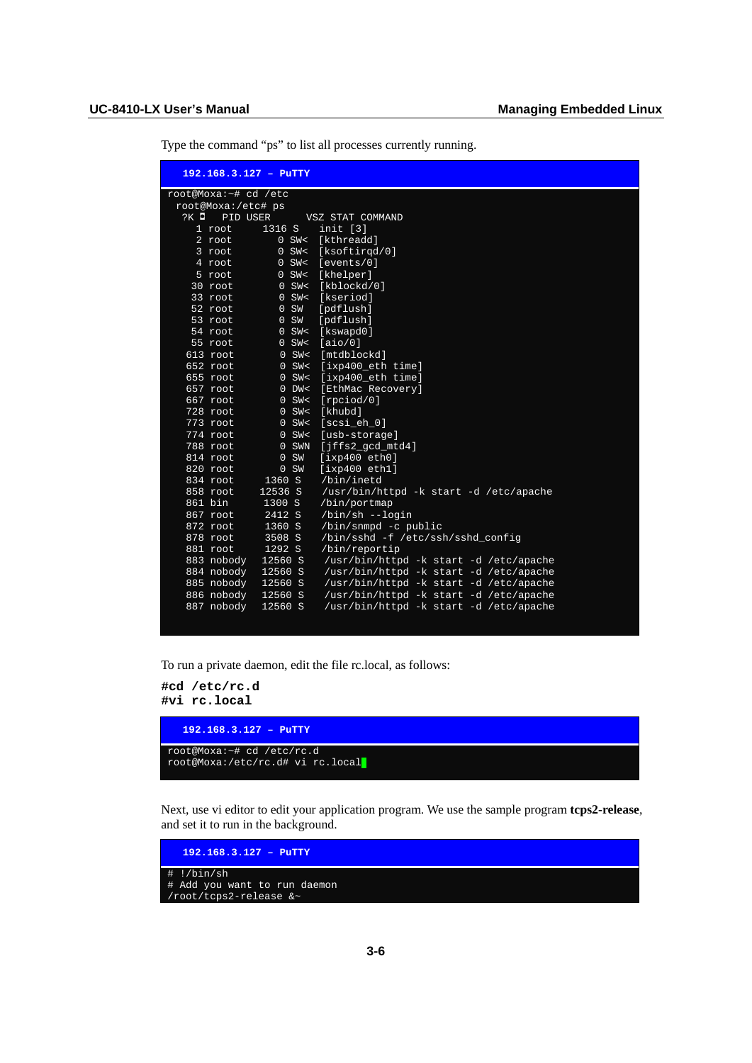Type the command “ps” to list all processes currently running.

```
192.168.3.127 – PuTTY

root@Moxa:~# cd /etc
 root@Moxa:/etc# ps
  ?K ◘   PID USER      VSZ STAT COMMAND
     1 root      1316 S   init [3]
     2 root         0 SW< [kthreadd]
     3 root         0 SW< [ksoftirqd/0]
     4 root         0 SW< [events/0]
     5 root         0 SW< [khelper]
    30 root         0 SW< [kblockd/0]
    33 root         0 SW< [kseriod]
    52 root         0 SW  [pdflush]
    53 root         0 SW  [pdflush]
    54 root         0 SW< [kswapd0]
    55 root         0 SW< [aio/0]
   613 root         0 SW< [mtdblockd]
   652 root         0 SW< [ixp400_eth time]
   655 root         0 SW< [ixp400_eth time]
   657 root         0 DW< [EthMac Recovery]
   667 root         0 SW< [rpciod/0]
   728 root         0 SW< [khubd]
   773 root         0 SW< [scsi_eh_0]
   774 root         0 SW< [usb-storage]
   788 root         0 SWN [jffs2_gcd_mtd4]
   814 root         0 SW  [ixp400 eth0]
   820 root         0 SW  [ixp400 eth1]
   834 root      1360 S   /bin/inetd
   858 root     12536 S   /usr/bin/httpd -k start -d /etc/apache
   861 bin       1300 S   /bin/portmap
   867 root      2412 S   /bin/sh --login
   872 root      1360 S   /bin/snmpd -c public
   878 root      3508 S   /bin/sshd -f /etc/ssh/sshd_config
   881 root      1292 S   /bin/reportip
   883 nobody   12560 S   /usr/bin/httpd -k start -d /etc/apache
   884 nobody   12560 S   /usr/bin/httpd -k start -d /etc/apache
   885 nobody   12560 S   /usr/bin/httpd -k start -d /etc/apache
   886 nobody   12560 S   /usr/bin/httpd -k start -d /etc/apache
   887 nobody   12560 S   /usr/bin/httpd -k start -d /etc/apache
```

To run a private daemon, edit the file rc.local, as follows:

```
#cd /etc/rc.d
#vi rc.local
```

```
192.168.3.127 – PuTTY

root@Moxa:~# cd /etc/rc.d
root@Moxa:/etc/rc.d# vi rc.local
```

Next, use vi editor to edit your application program. We use the sample program **tcps2-release**, and set it to run in the background.

```
192.168.3.127 – PuTTY

# !/bin/sh
# Add you want to run daemon
/root/tcps2-release &~
```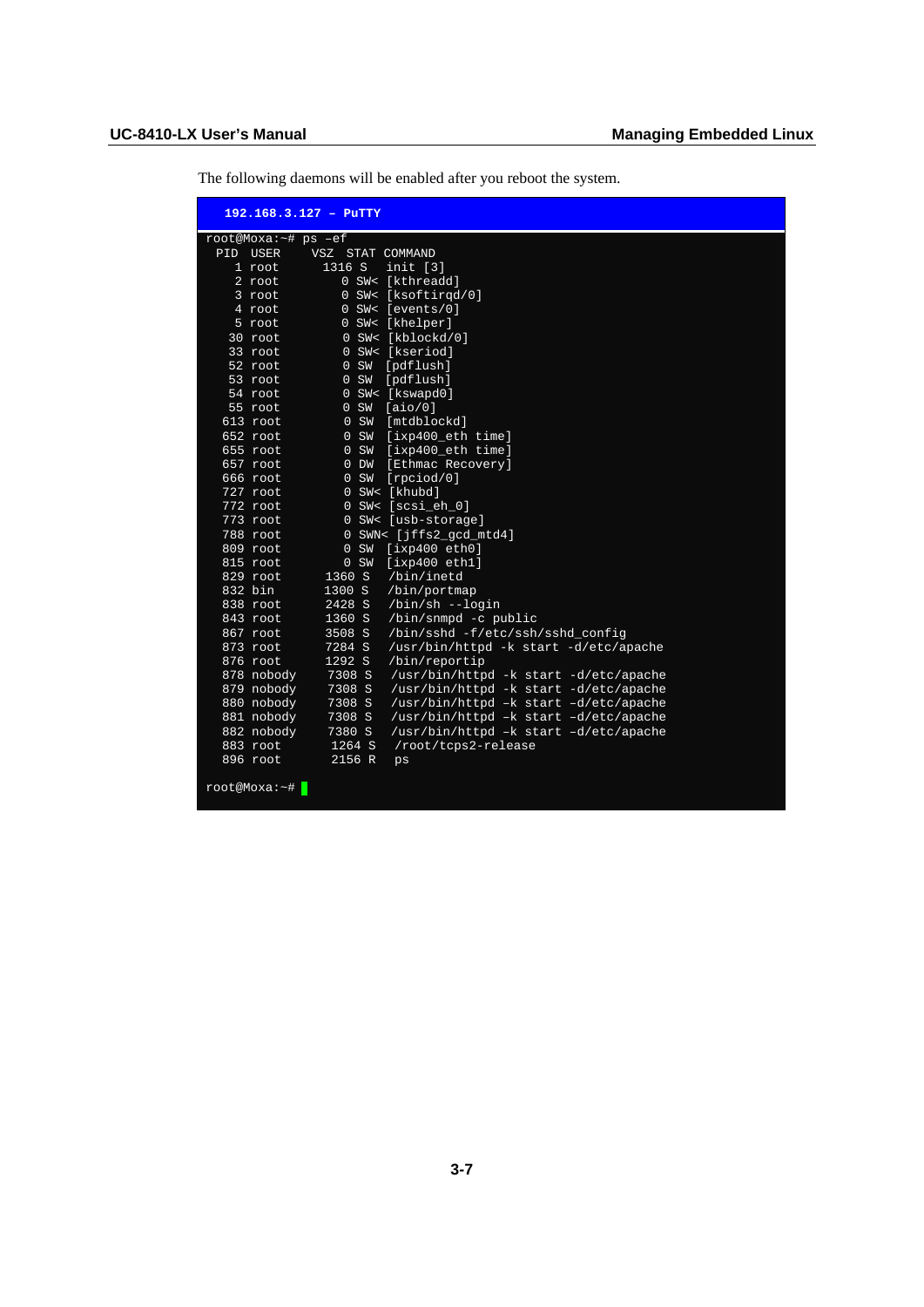The following daemons will be enabled after you reboot the system.

```
192.168.3.127 – PuTTY

root@Moxa:~# ps –ef
  PID  USER     VSZ  STAT COMMAND
    1 root      1316 S   init [3]
    2 root         0 SW< [kthreadd]
    3 root         0 SW< [ksoftirqd/0]
    4 root         0 SW< [events/0]
    5 root         0 SW< [khelper]
   30 root         0 SW< [kblockd/0]
   33 root         0 SW< [kseriod]
   52 root         0 SW  [pdflush]
   53 root         0 SW  [pdflush]
   54 root         0 SW< [kswapd0]
   55 root         0 SW  [aio/0]
  613 root         0 SW  [mtdblockd]
  652 root         0 SW  [ixp400_eth time]
  655 root         0 SW  [ixp400_eth time]
  657 root         0 DW  [Ethmac Recovery]
  666 root         0 SW  [rpciod/0]
  727 root         0 SW< [khubd]
  772 root         0 SW< [scsi_eh_0]
  773 root         0 SW< [usb-storage]
  788 root         0 SWN< [jffs2_gcd_mtd4]
  809 root         0 SW  [ixp400 eth0]
  815 root         0 SW  [ixp400 eth1]
  829 root      1360 S   /bin/inetd
  832 bin       1300 S   /bin/portmap
  838 root      2428 S   /bin/sh --login
  843 root      1360 S   /bin/snmpd -c public
  867 root      3508 S   /bin/sshd -f/etc/ssh/sshd_config
  873 root      7284 S   /usr/bin/httpd -k start -d/etc/apache
  876 root      1292 S   /bin/reportip
  878 nobody    7308 S   /usr/bin/httpd -k start -d/etc/apache
  879 nobody    7308 S   /usr/bin/httpd -k start -d/etc/apache
  880 nobody    7308 S   /usr/bin/httpd –k start –d/etc/apache
  881 nobody    7308 S   /usr/bin/httpd –k start –d/etc/apache
  882 nobody    7380 S   /usr/bin/httpd –k start –d/etc/apache
  883 root      1264 S   /root/tcps2-release
  896 root      2156 R   ps

root@Moxa:~#
```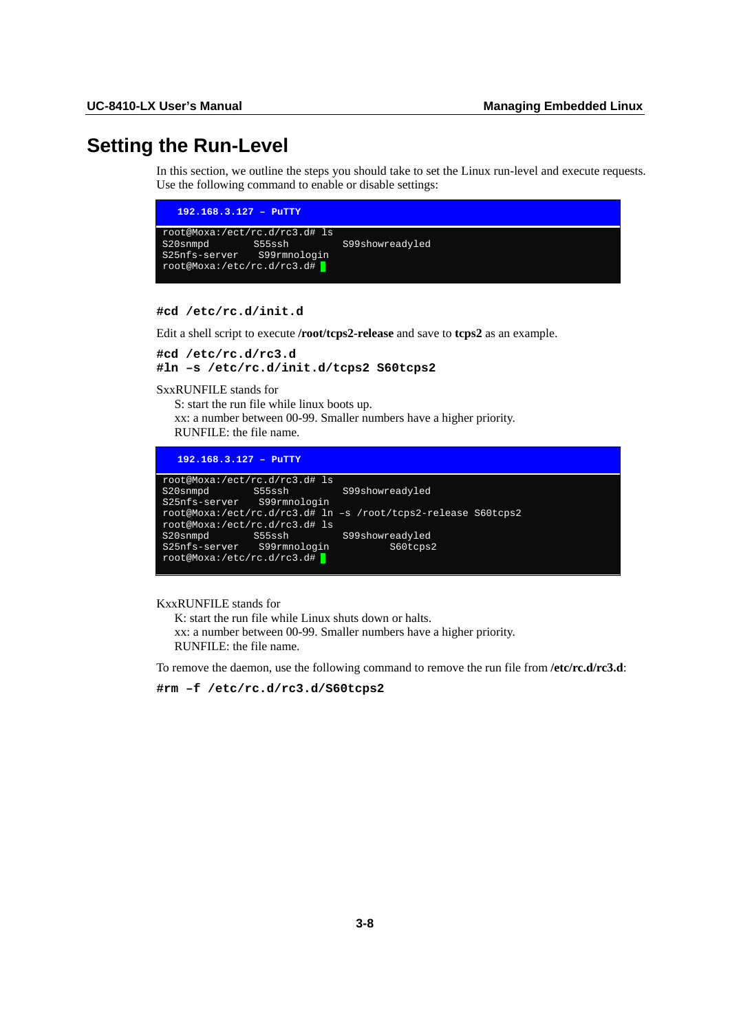# Setting the Run-Level

In this section, we outline the steps you should take to set the Linux run-level and execute requests. Use the following command to enable or disable settings:

```
192.168.3.127 – PuTTY
root@Moxa:/ect/rc.d/rc3.d# ls
S20snmpd       S55ssh          S99showreadyled
S25nfs-server   S99rmnologin
root@Moxa:/etc/rc.d/rc3.d#
```

**#cd /etc/rc.d/init.d**

Edit a shell script to execute **/root/tcps2-release** and save to **tcps2** as an example.

**#cd /etc/rc.d/rc3.d**
**#ln –s /etc/rc.d/init.d/tcps2 S60tcps2**

SxxRUNFILE stands for

S: start the run file while linux boots up.
xx: a number between 00-99. Smaller numbers have a higher priority.
RUNFILE: the file name.

```
192.168.3.127 – PuTTY
root@Moxa:/ect/rc.d/rc3.d# ls
S20snmpd       S55ssh          S99showreadyled
S25nfs-server   S99rmnologin
root@Moxa:/ect/rc.d/rc3.d# ln –s /root/tcps2-release S60tcps2
root@Moxa:/ect/rc.d/rc3.d# ls
S20snmpd       S55ssh          S99showreadyled
S25nfs-server   S99rmnologin          S60tcps2
root@Moxa:/etc/rc.d/rc3.d#
```

KxxRUNFILE stands for

K: start the run file while Linux shuts down or halts.
xx: a number between 00-99. Smaller numbers have a higher priority.
RUNFILE: the file name.

To remove the daemon, use the following command to remove the run file from **/etc/rc.d/rc3.d**:

**#rm –f /etc/rc.d/rc3.d/S60tcps2**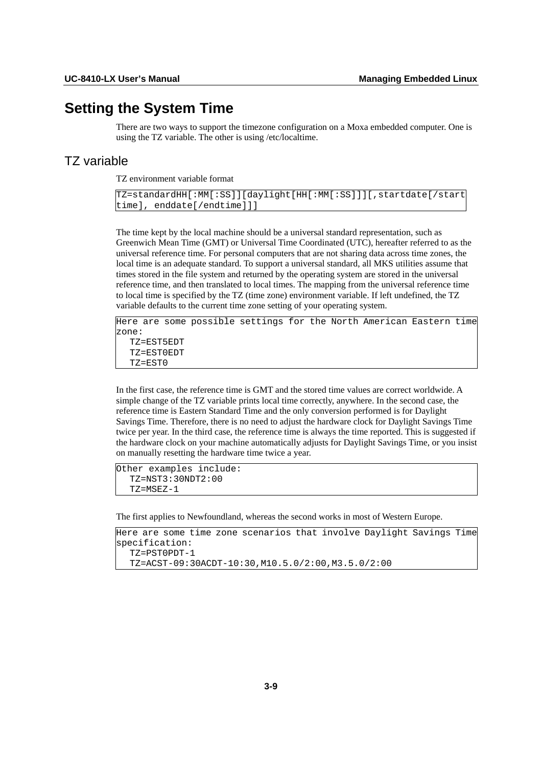# Setting the System Time

There are two ways to support the timezone configuration on a Moxa embedded computer. One is using the TZ variable. The other is using /etc/localtime.

## TZ variable

TZ environment variable format

```
TZ=standardHH[:MM[:SS]][daylight[HH[:MM[:SS]]][,startdate[/start
time], enddate[/endtime]]]
```

The time kept by the local machine should be a universal standard representation, such as Greenwich Mean Time (GMT) or Universal Time Coordinated (UTC), hereafter referred to as the universal reference time. For personal computers that are not sharing data across time zones, the local time is an adequate standard. To support a universal standard, all MKS utilities assume that times stored in the file system and returned by the operating system are stored in the universal reference time, and then translated to local times. The mapping from the universal reference time to local time is specified by the TZ (time zone) environment variable. If left undefined, the TZ variable defaults to the current time zone setting of your operating system.

```
Here are some possible settings for the North American Eastern time
zone:
  TZ=EST5EDT
  TZ=EST0EDT
  TZ=EST0
```

In the first case, the reference time is GMT and the stored time values are correct worldwide. A simple change of the TZ variable prints local time correctly, anywhere. In the second case, the reference time is Eastern Standard Time and the only conversion performed is for Daylight Savings Time. Therefore, there is no need to adjust the hardware clock for Daylight Savings Time twice per year. In the third case, the reference time is always the time reported. This is suggested if the hardware clock on your machine automatically adjusts for Daylight Savings Time, or you insist on manually resetting the hardware time twice a year.

```
Other examples include:
  TZ=NST3:30NDT2:00
  TZ=MSEZ-1
```

The first applies to Newfoundland, whereas the second works in most of Western Europe.

```
Here are some time zone scenarios that involve Daylight Savings Time
specification:
  TZ=PST0PDT-1
  TZ=ACST-09:30ACDT-10:30,M10.5.0/2:00,M3.5.0/2:00
```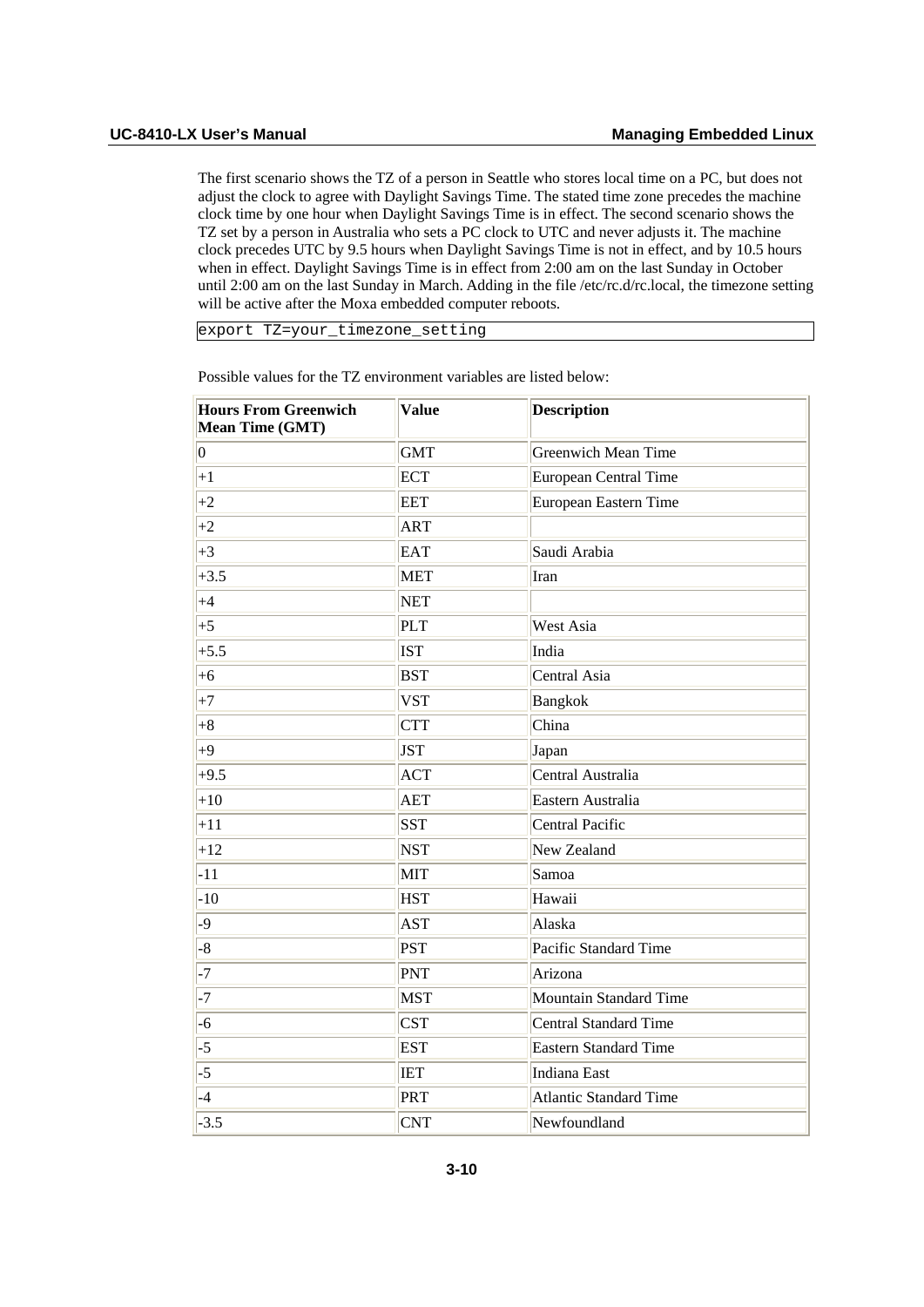The first scenario shows the TZ of a person in Seattle who stores local time on a PC, but does not adjust the clock to agree with Daylight Savings Time. The stated time zone precedes the machine clock time by one hour when Daylight Savings Time is in effect. The second scenario shows the TZ set by a person in Australia who sets a PC clock to UTC and never adjusts it. The machine clock precedes UTC by 9.5 hours when Daylight Savings Time is not in effect, and by 10.5 hours when in effect. Daylight Savings Time is in effect from 2:00 am on the last Sunday in October until 2:00 am on the last Sunday in March. Adding in the file /etc/rc.d/rc.local, the timezone setting will be active after the Moxa embedded computer reboots.

```
export TZ=your_timezone_setting
```

Possible values for the TZ environment variables are listed below:

| Hours From Greenwich Mean Time (GMT) | Value | Description |
|---|---|---|
| 0 | GMT | Greenwich Mean Time |
| +1 | ECT | European Central Time |
| +2 | EET | European Eastern Time |
| +2 | ART | |
| +3 | EAT | Saudi Arabia |
| +3.5 | MET | Iran |
| +4 | NET | |
| +5 | PLT | West Asia |
| +5.5 | IST | India |
| +6 | BST | Central Asia |
| +7 | VST | Bangkok |
| +8 | CTT | China |
| +9 | JST | Japan |
| +9.5 | ACT | Central Australia |
| +10 | AET | Eastern Australia |
| +11 | SST | Central Pacific |
| +12 | NST | New Zealand |
| -11 | MIT | Samoa |
| -10 | HST | Hawaii |
| -9 | AST | Alaska |
| -8 | PST | Pacific Standard Time |
| -7 | PNT | Arizona |
| -7 | MST | Mountain Standard Time |
| -6 | CST | Central Standard Time |
| -5 | EST | Eastern Standard Time |
| -5 | IET | Indiana East |
| -4 | PRT | Atlantic Standard Time |
| -3.5 | CNT | Newfoundland |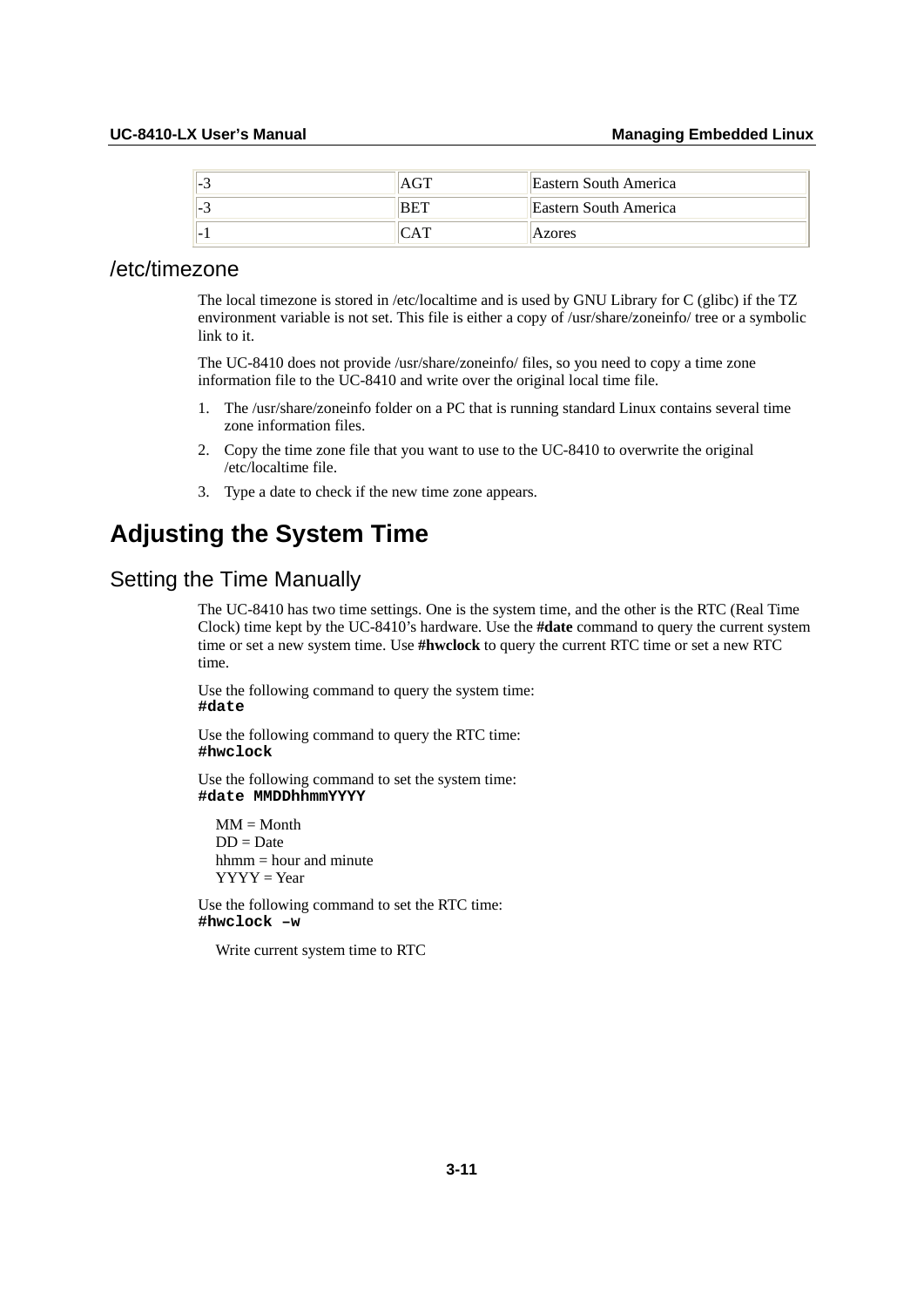| -3 | AGT | Eastern South America |
|---|---|---|
| -3 | BET | Eastern South America |
| -1 | CAT | Azores |

### /etc/timezone

The local timezone is stored in /etc/localtime and is used by GNU Library for C (glibc) if the TZ environment variable is not set. This file is either a copy of /usr/share/zoneinfo/ tree or a symbolic link to it.

The UC-8410 does not provide /usr/share/zoneinfo/ files, so you need to copy a time zone information file to the UC-8410 and write over the original local time file.

1. The /usr/share/zoneinfo folder on a PC that is running standard Linux contains several time zone information files.
2. Copy the time zone file that you want to use to the UC-8410 to overwrite the original /etc/localtime file.
3. Type a date to check if the new time zone appears.

## Adjusting the System Time

### Setting the Time Manually

The UC-8410 has two time settings. One is the system time, and the other is the RTC (Real Time Clock) time kept by the UC-8410's hardware. Use the **#date** command to query the current system time or set a new system time. Use **#hwclock** to query the current RTC time or set a new RTC time.

Use the following command to query the system time:
**`#date`**

Use the following command to query the RTC time:
**`#hwclock`**

Use the following command to set the system time:
**`#date MMDDhhmmYYYY`**

MM = Month
DD = Date
hhmm = hour and minute
YYYY = Year

Use the following command to set the RTC time:
**`#hwclock –w`**

Write current system time to RTC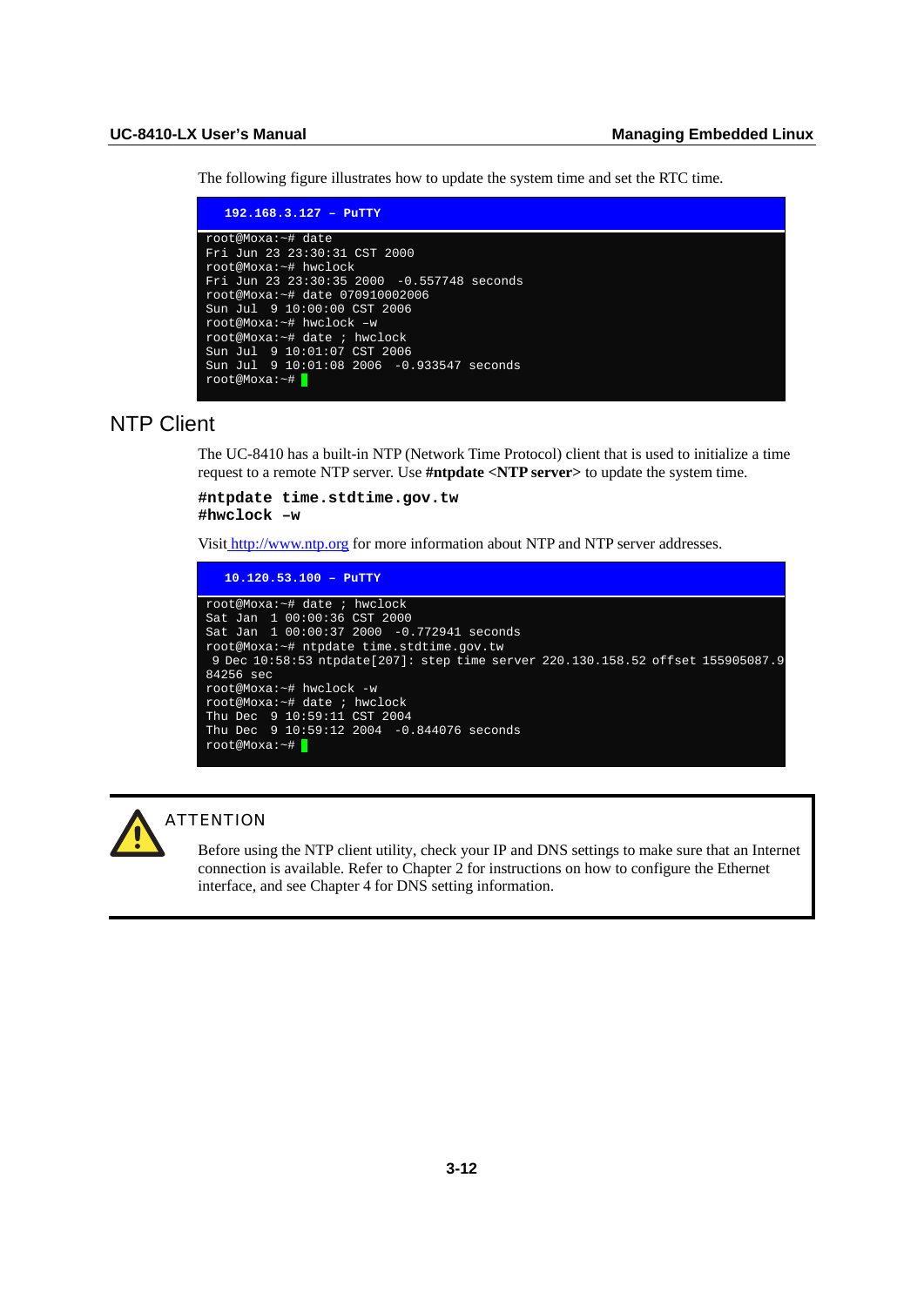The following figure illustrates how to update the system time and set the RTC time.

```
192.168.3.127 – PuTTY

root@Moxa:~# date
Fri Jun 23 23:30:31 CST 2000
root@Moxa:~# hwclock
Fri Jun 23 23:30:35 2000  -0.557748 seconds
root@Moxa:~# date 070910002006
Sun Jul  9 10:00:00 CST 2006
root@Moxa:~# hwclock –w
root@Moxa:~# date ; hwclock
Sun Jul  9 10:01:07 CST 2006
Sun Jul  9 10:01:08 2006  -0.933547 seconds
root@Moxa:~#
```

## NTP Client

The UC-8410 has a built-in NTP (Network Time Protocol) client that is used to initialize a time request to a remote NTP server. Use **#ntpdate <NTP server>** to update the system time.

```
#ntpdate time.stdtime.gov.tw
#hwclock –w
```

Visit http://www.ntp.org for more information about NTP and NTP server addresses.

```
10.120.53.100 – PuTTY

root@Moxa:~# date ; hwclock
Sat Jan  1 00:00:36 CST 2000
Sat Jan  1 00:00:37 2000  -0.772941 seconds
root@Moxa:~# ntpdate time.stdtime.gov.tw
 9 Dec 10:58:53 ntpdate[207]: step time server 220.130.158.52 offset 155905087.9
84256 sec
root@Moxa:~# hwclock -w
root@Moxa:~# date ; hwclock
Thu Dec  9 10:59:11 CST 2004
Thu Dec  9 10:59:12 2004  -0.844076 seconds
root@Moxa:~#
```

> **ATTENTION**
>
> Before using the NTP client utility, check your IP and DNS settings to make sure that an Internet connection is available. Refer to Chapter 2 for instructions on how to configure the Ethernet interface, and see Chapter 4 for DNS setting information.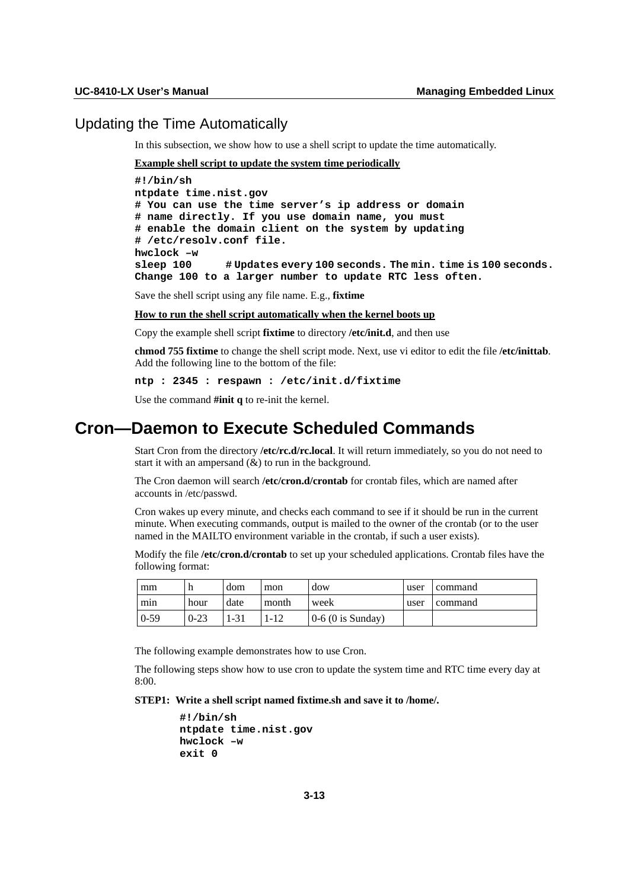## Updating the Time Automatically

In this subsection, we show how to use a shell script to update the time automatically.

**Example shell script to update the system time periodically**

```
#!/bin/sh
ntpdate time.nist.gov
# You can use the time server’s ip address or domain
# name directly. If you use domain name, you must
# enable the domain client on the system by updating
# /etc/resolv.conf file.
hwclock –w
sleep 100     # Updates every 100 seconds. The min. time is 100 seconds.
Change 100 to a larger number to update RTC less often.
```

Save the shell script using any file name. E.g., **fixtime**

**How to run the shell script automatically when the kernel boots up**

Copy the example shell script **fixtime** to directory **/etc/init.d**, and then use

**chmod 755 fixtime** to change the shell script mode. Next, use vi editor to edit the file **/etc/inittab**. Add the following line to the bottom of the file:

```
ntp : 2345 : respawn : /etc/init.d/fixtime
```

Use the command **#init q** to re-init the kernel.

# Cron—Daemon to Execute Scheduled Commands

Start Cron from the directory **/etc/rc.d/rc.local**. It will return immediately, so you do not need to start it with an ampersand (&) to run in the background.

The Cron daemon will search **/etc/cron.d/crontab** for crontab files, which are named after accounts in /etc/passwd.

Cron wakes up every minute, and checks each command to see if it should be run in the current minute. When executing commands, output is mailed to the owner of the crontab (or to the user named in the MAILTO environment variable in the crontab, if such a user exists).

Modify the file **/etc/cron.d/crontab** to set up your scheduled applications. Crontab files have the following format:

| mm | h | dom | mon | dow | user | command |
|---|---|---|---|---|---|---|
| min | hour | date | month | week | user | command |
| 0-59 | 0-23 | 1-31 | 1-12 | 0-6 (0 is Sunday) | | |

The following example demonstrates how to use Cron.

The following steps show how to use cron to update the system time and RTC time every day at 8:00.

**STEP1: Write a shell script named fixtime.sh and save it to /home/.**

```
#!/bin/sh
ntpdate time.nist.gov
hwclock –w
exit 0
```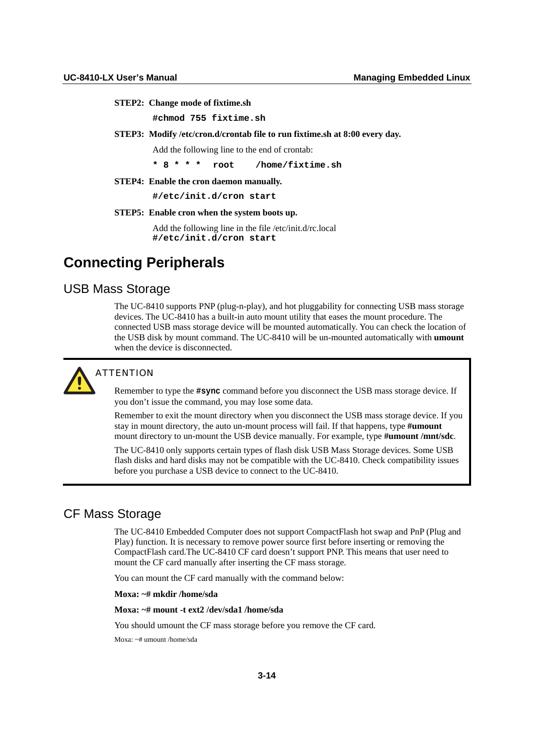**STEP2: Change mode of fixtime.sh**

```
#chmod 755 fixtime.sh
```

**STEP3: Modify /etc/cron.d/crontab file to run fixtime.sh at 8:00 every day.**

Add the following line to the end of crontab:

```
* 8 * * *  root    /home/fixtime.sh
```

**STEP4: Enable the cron daemon manually.**

```
#/etc/init.d/cron start
```

**STEP5: Enable cron when the system boots up.**

Add the following line in the file /etc/init.d/rc.local

```
#/etc/init.d/cron start
```

# Connecting Peripherals

## USB Mass Storage

The UC-8410 supports PNP (plug-n-play), and hot pluggability for connecting USB mass storage devices. The UC-8410 has a built-in auto mount utility that eases the mount procedure. The connected USB mass storage device will be mounted automatically. You can check the location of the USB disk by mount command. The UC-8410 will be un-mounted automatically with **umount** when the device is disconnected.

> **ATTENTION**
>
> Remember to type the **#sync** command before you disconnect the USB mass storage device. If you don't issue the command, you may lose some data.
>
> Remember to exit the mount directory when you disconnect the USB mass storage device. If you stay in mount directory, the auto un-mount process will fail. If that happens, type **#umount** mount directory to un-mount the USB device manually. For example, type **#umount /mnt/sdc**.
>
> The UC-8410 only supports certain types of flash disk USB Mass Storage devices. Some USB flash disks and hard disks may not be compatible with the UC-8410. Check compatibility issues before you purchase a USB device to connect to the UC-8410.

## CF Mass Storage

The UC-8410 Embedded Computer does not support CompactFlash hot swap and PnP (Plug and Play) function. It is necessary to remove power source first before inserting or removing the CompactFlash card.The UC-8410 CF card doesn't support PNP. This means that user need to mount the CF card manually after inserting the CF mass storage.

You can mount the CF card manually with the command below:

**Moxa: ~# mkdir /home/sda**

**Moxa: ~# mount -t ext2 /dev/sda1 /home/sda**

You should umount the CF mass storage before you remove the CF card.

Moxa: ~# umount /home/sda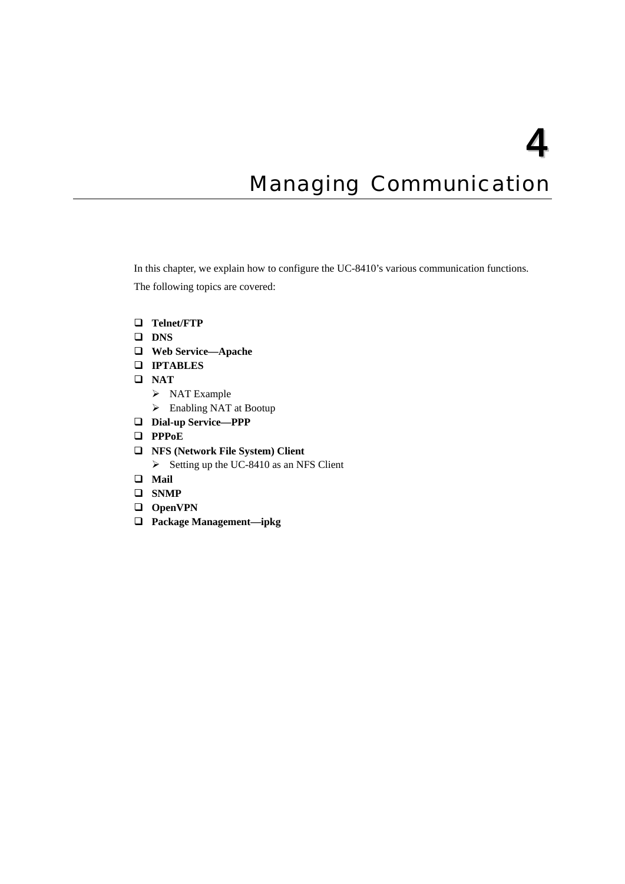# 4

# Managing Communication

In this chapter, we explain how to configure the UC-8410's various communication functions.

The following topics are covered:

- **Telnet/FTP**
- **DNS**
- **Web Service—Apache**
- **IPTABLES**
- **NAT**
  - NAT Example
  - Enabling NAT at Bootup
- **Dial-up Service—PPP**
- **PPPoE**
- **NFS (Network File System) Client**
  - Setting up the UC-8410 as an NFS Client
- **Mail**
- **SNMP**
- **OpenVPN**
- **Package Management—ipkg**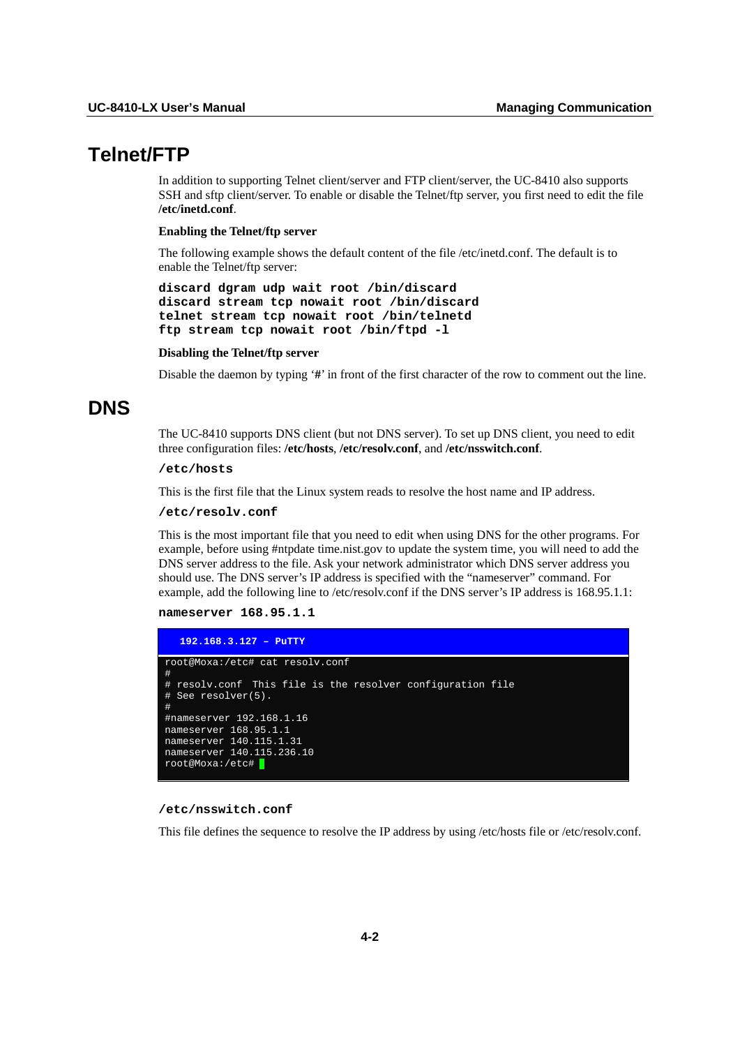# Telnet/FTP

In addition to supporting Telnet client/server and FTP client/server, the UC-8410 also supports SSH and sftp client/server. To enable or disable the Telnet/ftp server, you first need to edit the file **/etc/inetd.conf**.

**Enabling the Telnet/ftp server**

The following example shows the default content of the file /etc/inetd.conf. The default is to enable the Telnet/ftp server:

```
discard dgram udp wait root /bin/discard
discard stream tcp nowait root /bin/discard
telnet stream tcp nowait root /bin/telnetd
ftp stream tcp nowait root /bin/ftpd -l
```

**Disabling the Telnet/ftp server**

Disable the daemon by typing '**#**' in front of the first character of the row to comment out the line.

# DNS

The UC-8410 supports DNS client (but not DNS server). To set up DNS client, you need to edit three configuration files: **/etc/hosts**, **/etc/resolv.conf**, and **/etc/nsswitch.conf**.

**/etc/hosts**

This is the first file that the Linux system reads to resolve the host name and IP address.

**/etc/resolv.conf**

This is the most important file that you need to edit when using DNS for the other programs. For example, before using #ntpdate time.nist.gov to update the system time, you will need to add the DNS server address to the file. Ask your network administrator which DNS server address you should use. The DNS server's IP address is specified with the "nameserver" command. For example, add the following line to /etc/resolv.conf if the DNS server's IP address is 168.95.1.1:

**nameserver 168.95.1.1**

```
192.168.3.127 – PuTTY
root@Moxa:/etc# cat resolv.conf
#
# resolv.conf  This file is the resolver configuration file
# See resolver(5).
#
#nameserver 192.168.1.16
nameserver 168.95.1.1
nameserver 140.115.1.31
nameserver 140.115.236.10
root@Moxa:/etc#
```

**/etc/nsswitch.conf**

This file defines the sequence to resolve the IP address by using /etc/hosts file or /etc/resolv.conf.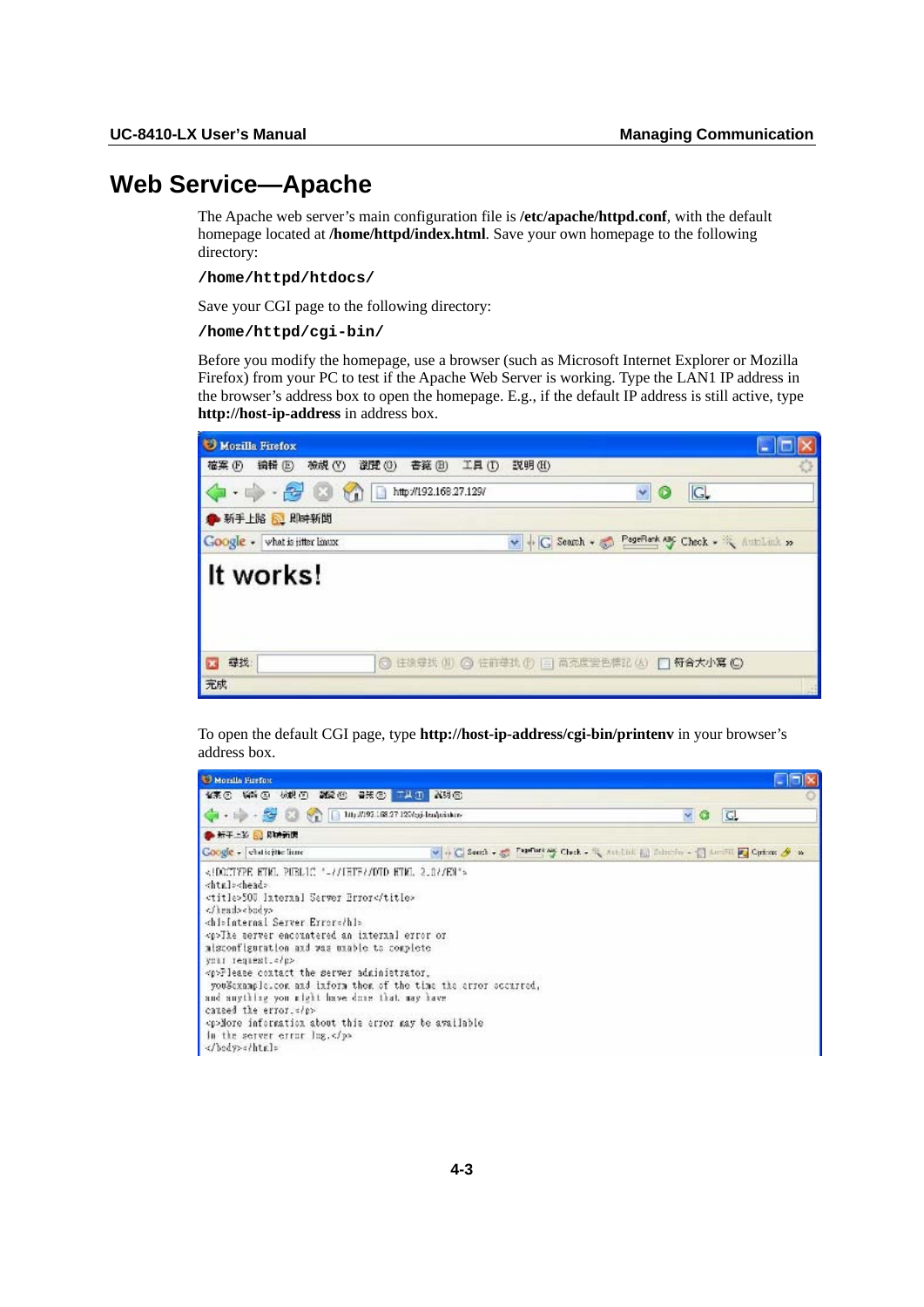# Web Service—Apache

The Apache web server's main configuration file is **/etc/apache/httpd.conf**, with the default homepage located at **/home/httpd/index.html**. Save your own homepage to the following directory:

***/home/httpd/htdocs/***

Save your CGI page to the following directory:

***/home/httpd/cgi-bin/***

Before you modify the homepage, use a browser (such as Microsoft Internet Explorer or Mozilla Firefox) from your PC to test if the Apache Web Server is working. Type the LAN1 IP address in the browser's address box to open the homepage. E.g., if the default IP address is still active, type **http://host-ip-address** in address box.

To open the default CGI page, type **http://host-ip-address/cgi-bin/printenv** in your browser's address box.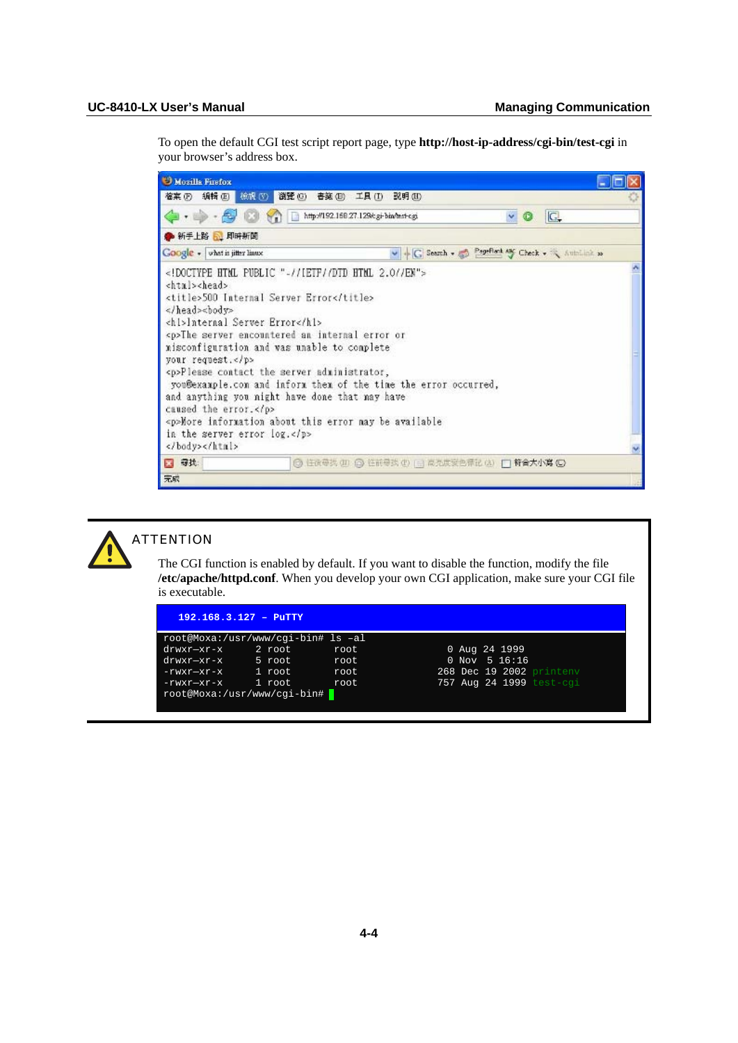To open the default CGI test script report page, type **http://host-ip-address/cgi-bin/test-cgi** in your browser's address box.

```
<!DOCTYPE HTML PUBLIC "-//IETF//DTD HTML 2.0//EN">
<html><head>
<title>500 Internal Server Error</title>
</head><body>
<h1>Internal Server Error</h1>
<p>The server encountered an internal error or
misconfiguration and was unable to complete
your request.</p>
<p>Please contact the server administrator,
 you@example.com and inform them of the time the error occurred,
and anything you might have done that may have
caused the error.</p>
<p>More information about this error may be available
in the server error log.</p>
</body></html>
```

**ATTENTION**

The CGI function is enabled by default. If you want to disable the function, modify the file **/etc/apache/httpd.conf**. When you develop your own CGI application, make sure your CGI file is executable.

```
192.168.3.127 - PuTTY

root@Moxa:/usr/www/cgi-bin# ls -al
drwxr-xr-x    2 root     root          0 Aug 24 1999
drwxr-xr-x    5 root     root          0 Nov  5 16:16
-rwxr-xr-x    1 root     root        268 Dec 19 2002 printenv
-rwxr-xr-x    1 root     root        757 Aug 24 1999 test-cgi
root@Moxa:/usr/www/cgi-bin#
```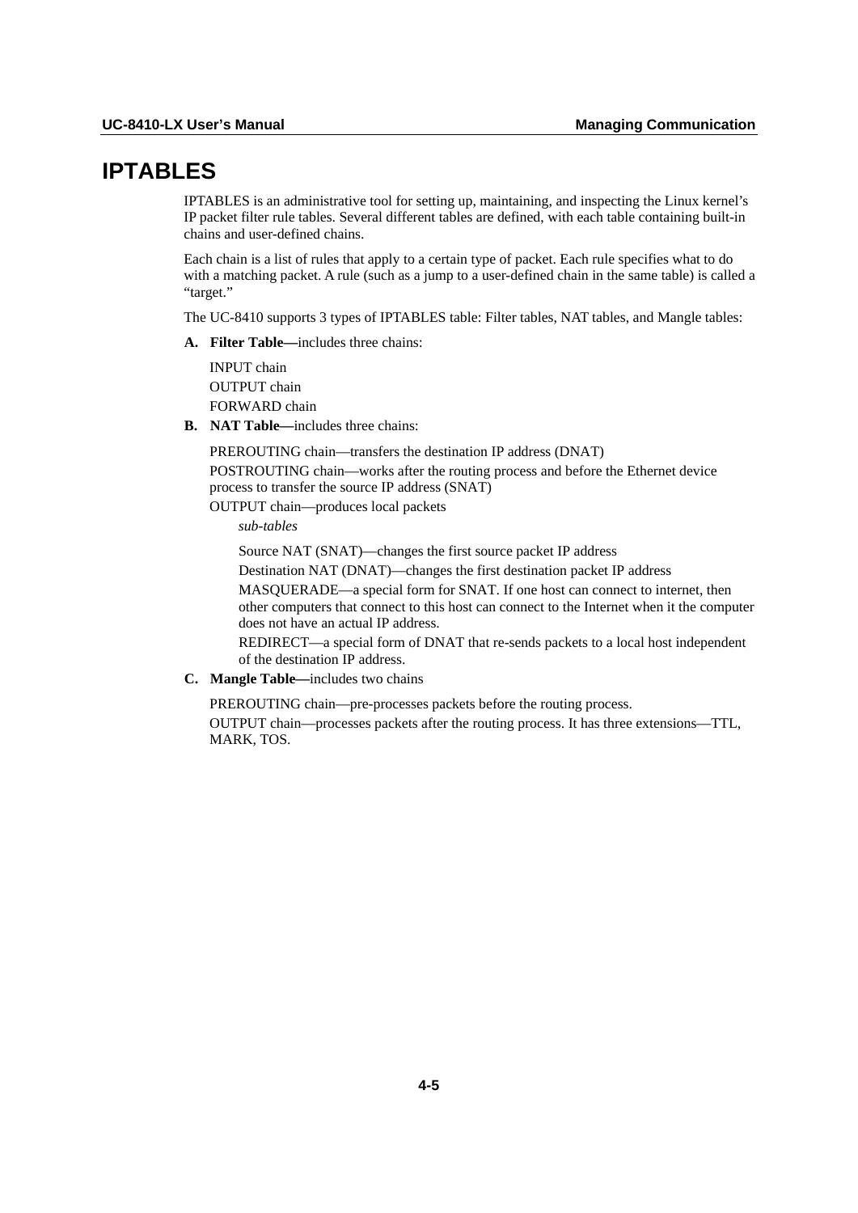# IPTABLES

IPTABLES is an administrative tool for setting up, maintaining, and inspecting the Linux kernel's IP packet filter rule tables. Several different tables are defined, with each table containing built-in chains and user-defined chains.

Each chain is a list of rules that apply to a certain type of packet. Each rule specifies what to do with a matching packet. A rule (such as a jump to a user-defined chain in the same table) is called a "target."

The UC-8410 supports 3 types of IPTABLES table: Filter tables, NAT tables, and Mangle tables:

**A. Filter Table—**includes three chains:

INPUT chain
OUTPUT chain
FORWARD chain

**B. NAT Table—**includes three chains:

PREROUTING chain—transfers the destination IP address (DNAT)

POSTROUTING chain—works after the routing process and before the Ethernet device process to transfer the source IP address (SNAT)

OUTPUT chain—produces local packets

*sub-tables*

Source NAT (SNAT)—changes the first source packet IP address

Destination NAT (DNAT)—changes the first destination packet IP address

MASQUERADE—a special form for SNAT. If one host can connect to internet, then other computers that connect to this host can connect to the Internet when it the computer does not have an actual IP address.

REDIRECT—a special form of DNAT that re-sends packets to a local host independent of the destination IP address.

**C. Mangle Table—**includes two chains

PREROUTING chain—pre-processes packets before the routing process.

OUTPUT chain—processes packets after the routing process. It has three extensions—TTL, MARK, TOS.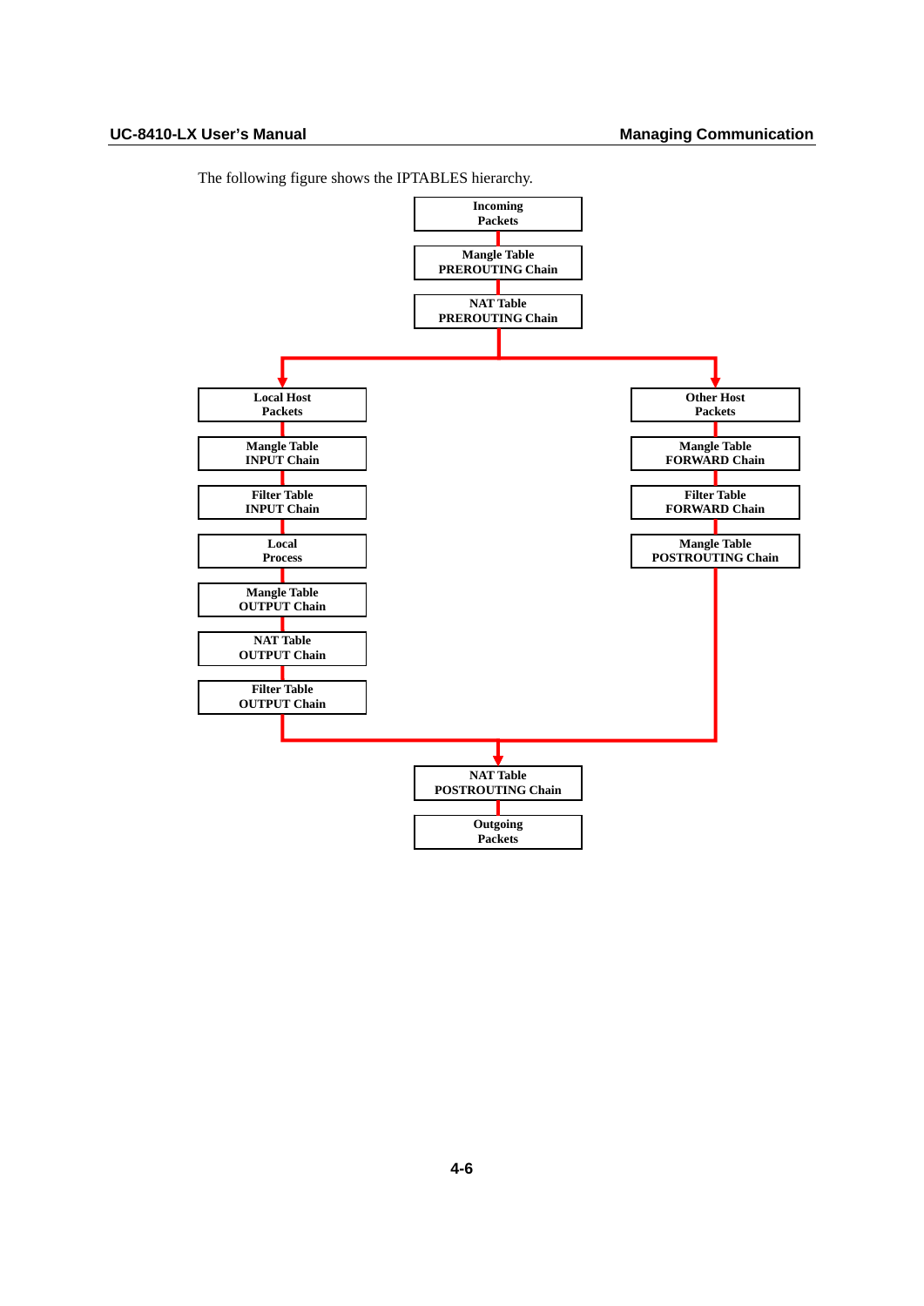The following figure shows the IPTABLES hierarchy.

Incoming Packets

Mangle Table PREROUTING Chain

NAT Table PREROUTING Chain

Local Host Packets

Mangle Table INPUT Chain

Filter Table INPUT Chain

Local Process

Mangle Table OUTPUT Chain

NAT Table OUTPUT Chain

Filter Table OUTPUT Chain

Other Host Packets

Mangle Table FORWARD Chain

Filter Table FORWARD Chain

Mangle Table POSTROUTING Chain

NAT Table POSTROUTING Chain

Outgoing Packets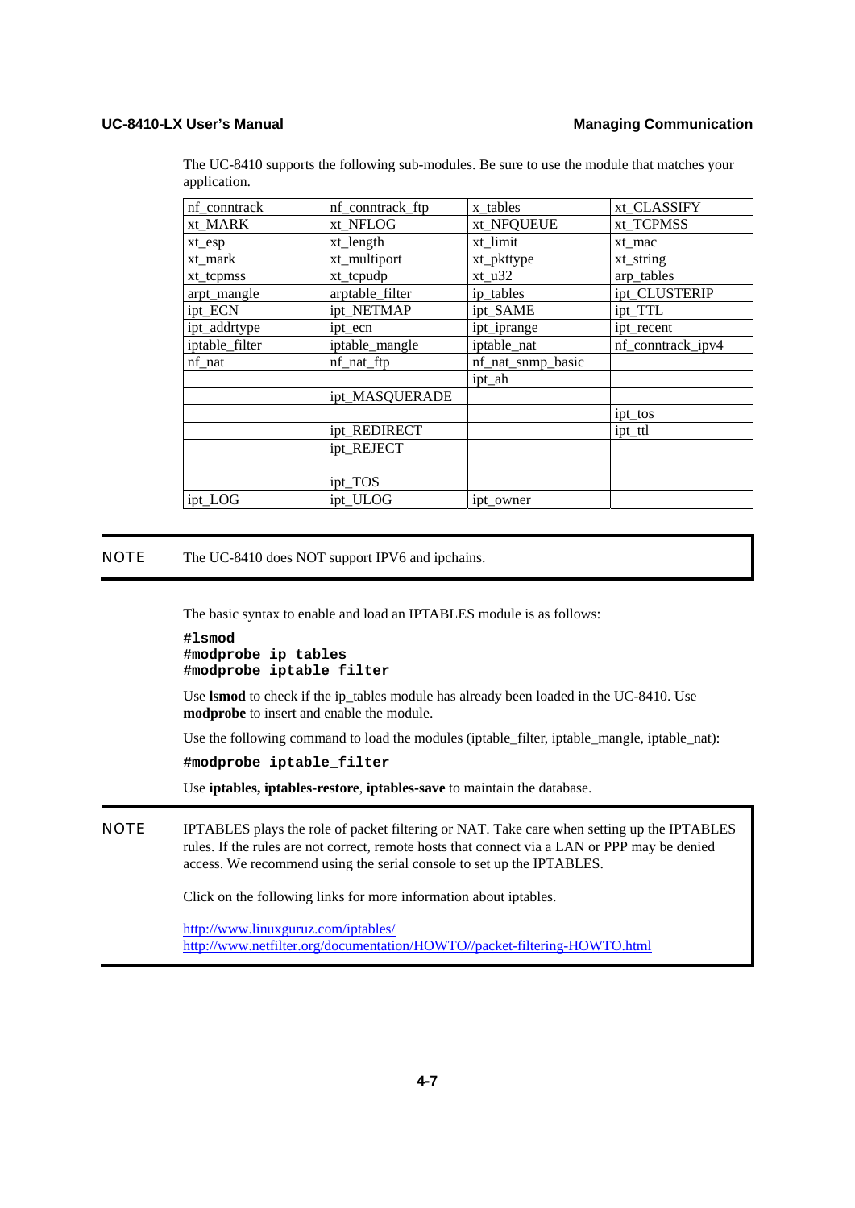The UC-8410 supports the following sub-modules. Be sure to use the module that matches your application.

| nf_conntrack | nf_conntrack_ftp | x_tables | xt_CLASSIFY |
|---|---|---|---|
| xt_MARK | xt_NFLOG | xt_NFQUEUE | xt_TCPMSS |
| xt_esp | xt_length | xt_limit | xt_mac |
| xt_mark | xt_multiport | xt_pkttype | xt_string |
| xt_tcpmss | xt_tcpudp | xt_u32 | arp_tables |
| arpt_mangle | arptable_filter | ip_tables | ipt_CLUSTERIP |
| ipt_ECN | ipt_NETMAP | ipt_SAME | ipt_TTL |
| ipt_addrtype | ipt_ecn | ipt_iprange | ipt_recent |
| iptable_filter | iptable_mangle | iptable_nat | nf_conntrack_ipv4 |
| nf_nat | nf_nat_ftp | nf_nat_snmp_basic | |
| | | ipt_ah | |
| | ipt_MASQUERADE | | |
| | | | ipt_tos |
| | ipt_REDIRECT | | ipt_ttl |
| | ipt_REJECT | | |
| | | | |
| | ipt_TOS | | |
| ipt_LOG | ipt_ULOG | ipt_owner | |

**NOTE** The UC-8410 does NOT support IPV6 and ipchains.

The basic syntax to enable and load an IPTABLES module is as follows:

```
#lsmod
#modprobe ip_tables
#modprobe iptable_filter
```

Use **lsmod** to check if the ip_tables module has already been loaded in the UC-8410. Use **modprobe** to insert and enable the module.

Use the following command to load the modules (iptable_filter, iptable_mangle, iptable_nat):

```
#modprobe iptable_filter
```

Use **iptables, iptables-restore**, **iptables-save** to maintain the database.

**NOTE** IPTABLES plays the role of packet filtering or NAT. Take care when setting up the IPTABLES rules. If the rules are not correct, remote hosts that connect via a LAN or PPP may be denied access. We recommend using the serial console to set up the IPTABLES.

Click on the following links for more information about iptables.

http://www.linuxguruz.com/iptables/
http://www.netfilter.org/documentation/HOWTO//packet-filtering-HOWTO.html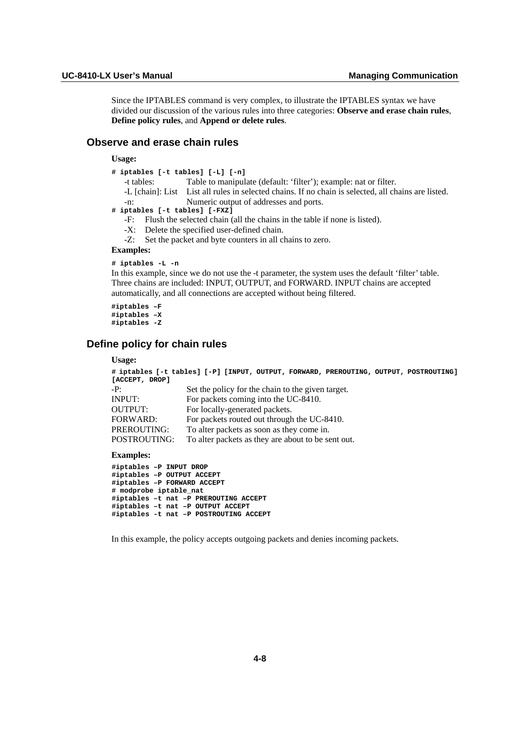Since the IPTABLES command is very complex, to illustrate the IPTABLES syntax we have divided our discussion of the various rules into three categories: **Observe and erase chain rules**, **Define policy rules**, and **Append or delete rules**.

### Observe and erase chain rules

**Usage:**

```
# iptables [-t tables] [-L] [-n]
```

| | |
|---|---|
| -t tables: | Table to manipulate (default: ‘filter’); example: nat or filter. |
| -L [chain]: List | List all rules in selected chains. If no chain is selected, all chains are listed. |
| -n: | Numeric output of addresses and ports. |

```
# iptables [-t tables] [-FXZ]
```

- -F: Flush the selected chain (all the chains in the table if none is listed).
- -X: Delete the specified user-defined chain.
- -Z: Set the packet and byte counters in all chains to zero.

**Examples:**

```
# iptables -L -n
```

In this example, since we do not use the -t parameter, the system uses the default ‘filter’ table. Three chains are included: INPUT, OUTPUT, and FORWARD. INPUT chains are accepted automatically, and all connections are accepted without being filtered.

```
#iptables –F
#iptables –X
#iptables -Z
```

### Define policy for chain rules

**Usage:**

```
# iptables [-t tables] [-P] [INPUT, OUTPUT, FORWARD, PREROUTING, OUTPUT, POSTROUTING]
[ACCEPT, DROP]
```

| | |
|---|---|
| -P: | Set the policy for the chain to the given target. |
| INPUT: | For packets coming into the UC-8410. |
| OUTPUT: | For locally-generated packets. |
| FORWARD: | For packets routed out through the UC-8410. |
| PREROUTING: | To alter packets as soon as they come in. |
| POSTROUTING: | To alter packets as they are about to be sent out. |

**Examples:**

```
#iptables –P INPUT DROP
#iptables –P OUTPUT ACCEPT
#iptables –P FORWARD ACCEPT
# modprobe iptable_nat
#iptables –t nat –P PREROUTING ACCEPT
#iptables –t nat –P OUTPUT ACCEPT
#iptables -t nat –P POSTROUTING ACCEPT
```

In this example, the policy accepts outgoing packets and denies incoming packets.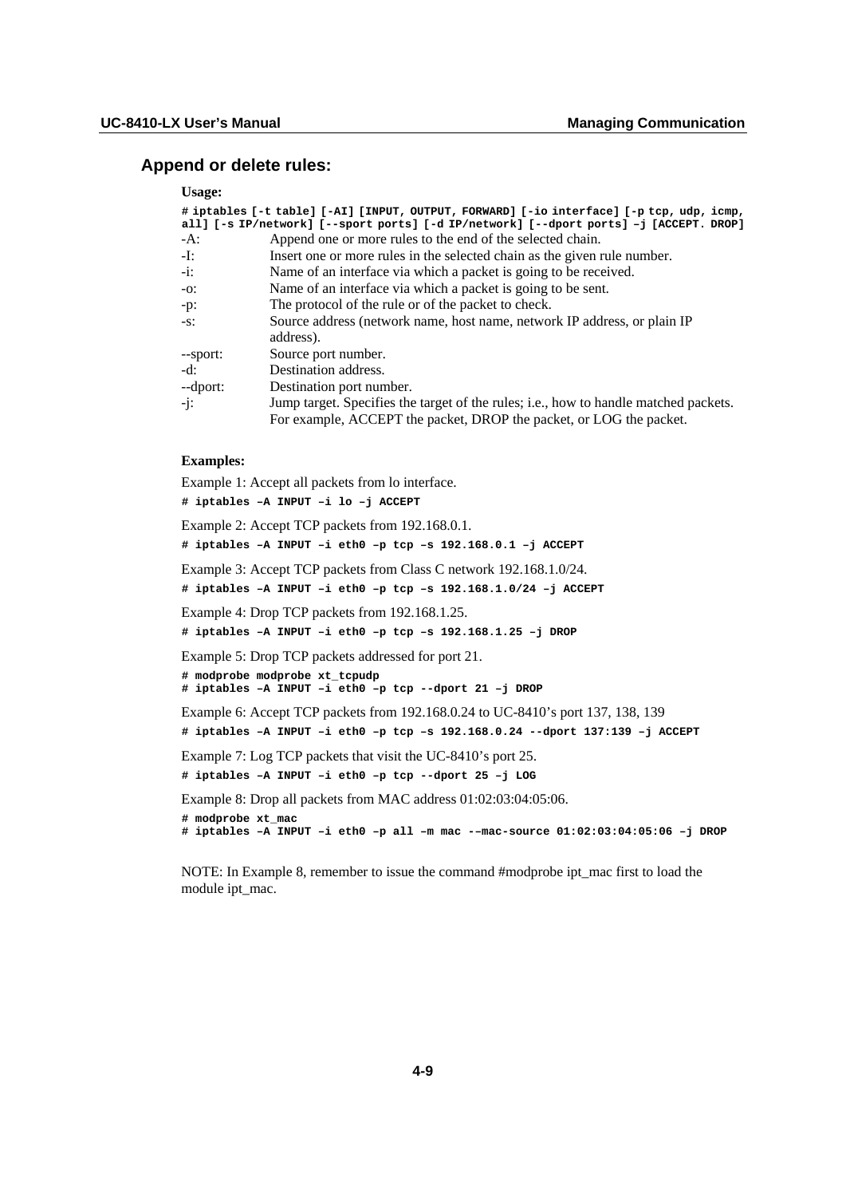## Append or delete rules:

**Usage:**

```
# iptables [-t table] [-AI] [INPUT, OUTPUT, FORWARD] [-io interface] [-p tcp, udp, icmp, all] [-s IP/network] [--sport ports] [-d IP/network] [--dport ports] –j [ACCEPT. DROP]
```

| | |
|---|---|
| -A: | Append one or more rules to the end of the selected chain. |
| -I: | Insert one or more rules in the selected chain as the given rule number. |
| -i: | Name of an interface via which a packet is going to be received. |
| -o: | Name of an interface via which a packet is going to be sent. |
| -p: | The protocol of the rule or of the packet to check. |
| -s: | Source address (network name, host name, network IP address, or plain IP address). |
| --sport: | Source port number. |
| -d: | Destination address. |
| --dport: | Destination port number. |
| -j: | Jump target. Specifies the target of the rules; i.e., how to handle matched packets. For example, ACCEPT the packet, DROP the packet, or LOG the packet. |

**Examples:**

Example 1: Accept all packets from lo interface.

```
# iptables –A INPUT –i lo –j ACCEPT
```

Example 2: Accept TCP packets from 192.168.0.1.

```
# iptables –A INPUT –i eth0 –p tcp –s 192.168.0.1 –j ACCEPT
```

Example 3: Accept TCP packets from Class C network 192.168.1.0/24.

```
# iptables –A INPUT –i eth0 –p tcp –s 192.168.1.0/24 –j ACCEPT
```

Example 4: Drop TCP packets from 192.168.1.25.

```
# iptables –A INPUT –i eth0 –p tcp –s 192.168.1.25 –j DROP
```

Example 5: Drop TCP packets addressed for port 21.

```
# modprobe modprobe xt_tcpudp
# iptables –A INPUT –i eth0 –p tcp --dport 21 –j DROP
```

Example 6: Accept TCP packets from 192.168.0.24 to UC-8410's port 137, 138, 139

```
# iptables –A INPUT –i eth0 –p tcp –s 192.168.0.24 --dport 137:139 –j ACCEPT
```

Example 7: Log TCP packets that visit the UC-8410's port 25.

```
# iptables –A INPUT –i eth0 –p tcp --dport 25 –j LOG
```

Example 8: Drop all packets from MAC address 01:02:03:04:05:06.

```
# modprobe xt_mac
# iptables –A INPUT –i eth0 –p all –m mac -–mac-source 01:02:03:04:05:06 –j DROP
```

NOTE: In Example 8, remember to issue the command #modprobe ipt_mac first to load the module ipt_mac.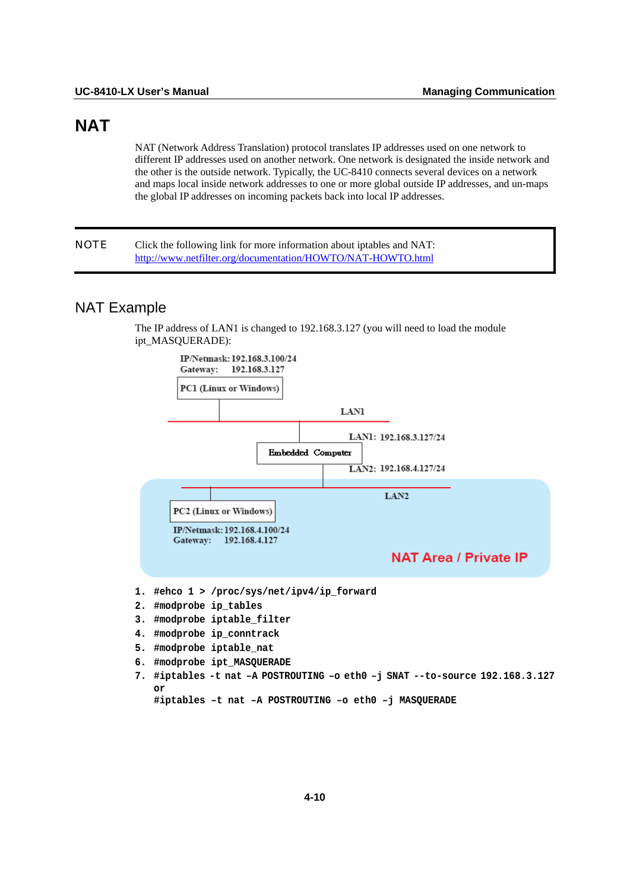# NAT

NAT (Network Address Translation) protocol translates IP addresses used on one network to different IP addresses used on another network. One network is designated the inside network and the other is the outside network. Typically, the UC-8410 connects several devices on a network and maps local inside network addresses to one or more global outside IP addresses, and un-maps the global IP addresses on incoming packets back into local IP addresses.

| NOTE | Click the following link for more information about iptables and NAT: http://www.netfilter.org/documentation/HOWTO/NAT-HOWTO.html |
|---|---|

## NAT Example

The IP address of LAN1 is changed to 192.168.3.127 (you will need to load the module ipt_MASQUERADE):

```
1. #ehco 1 > /proc/sys/net/ipv4/ip_forward
2. #modprobe ip_tables
3. #modprobe iptable_filter
4. #modprobe ip_conntrack
5. #modprobe iptable_nat
6. #modprobe ipt_MASQUERADE
7. #iptables -t nat –A POSTROUTING –o eth0 –j SNAT --to-source 192.168.3.127
   or
   #iptables –t nat –A POSTROUTING –o eth0 –j MASQUERADE
```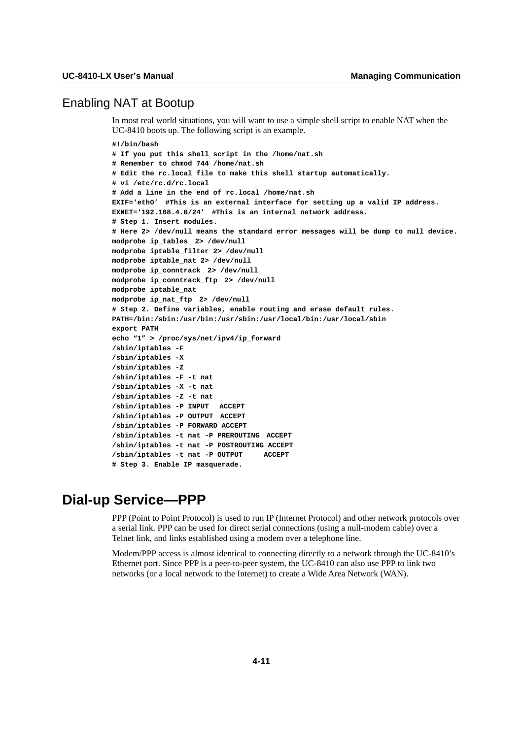## Enabling NAT at Bootup

In most real world situations, you will want to use a simple shell script to enable NAT when the UC-8410 boots up. The following script is an example.

```
#!/bin/bash
# If you put this shell script in the /home/nat.sh
# Remember to chmod 744 /home/nat.sh
# Edit the rc.local file to make this shell startup automatically.
# vi /etc/rc.d/rc.local
# Add a line in the end of rc.local /home/nat.sh
EXIF='eth0'  #This is an external interface for setting up a valid IP address.
EXNET='192.168.4.0/24'  #This is an internal network address.
# Step 1. Insert modules.
# Here 2> /dev/null means the standard error messages will be dump to null device.
modprobe ip_tables  2> /dev/null
modprobe iptable_filter 2> /dev/null
modprobe iptable_nat 2> /dev/null
modprobe ip_conntrack  2> /dev/null
modprobe ip_conntrack_ftp  2> /dev/null
modprobe iptable_nat
modprobe ip_nat_ftp  2> /dev/null
# Step 2. Define variables, enable routing and erase default rules.
PATH=/bin:/sbin:/usr/bin:/usr/sbin:/usr/local/bin:/usr/local/sbin
export PATH
echo "1" > /proc/sys/net/ipv4/ip_forward
/sbin/iptables -F
/sbin/iptables -X
/sbin/iptables -Z
/sbin/iptables -F -t nat
/sbin/iptables -X -t nat
/sbin/iptables -Z -t nat
/sbin/iptables -P INPUT   ACCEPT
/sbin/iptables -P OUTPUT  ACCEPT
/sbin/iptables -P FORWARD ACCEPT
/sbin/iptables -t nat -P PREROUTING  ACCEPT
/sbin/iptables -t nat -P POSTROUTING ACCEPT
/sbin/iptables -t nat -P OUTPUT     ACCEPT
# Step 3. Enable IP masquerade.
```

# Dial-up Service—PPP

PPP (Point to Point Protocol) is used to run IP (Internet Protocol) and other network protocols over a serial link. PPP can be used for direct serial connections (using a null-modem cable) over a Telnet link, and links established using a modem over a telephone line.

Modem/PPP access is almost identical to connecting directly to a network through the UC-8410's Ethernet port. Since PPP is a peer-to-peer system, the UC-8410 can also use PPP to link two networks (or a local network to the Internet) to create a Wide Area Network (WAN).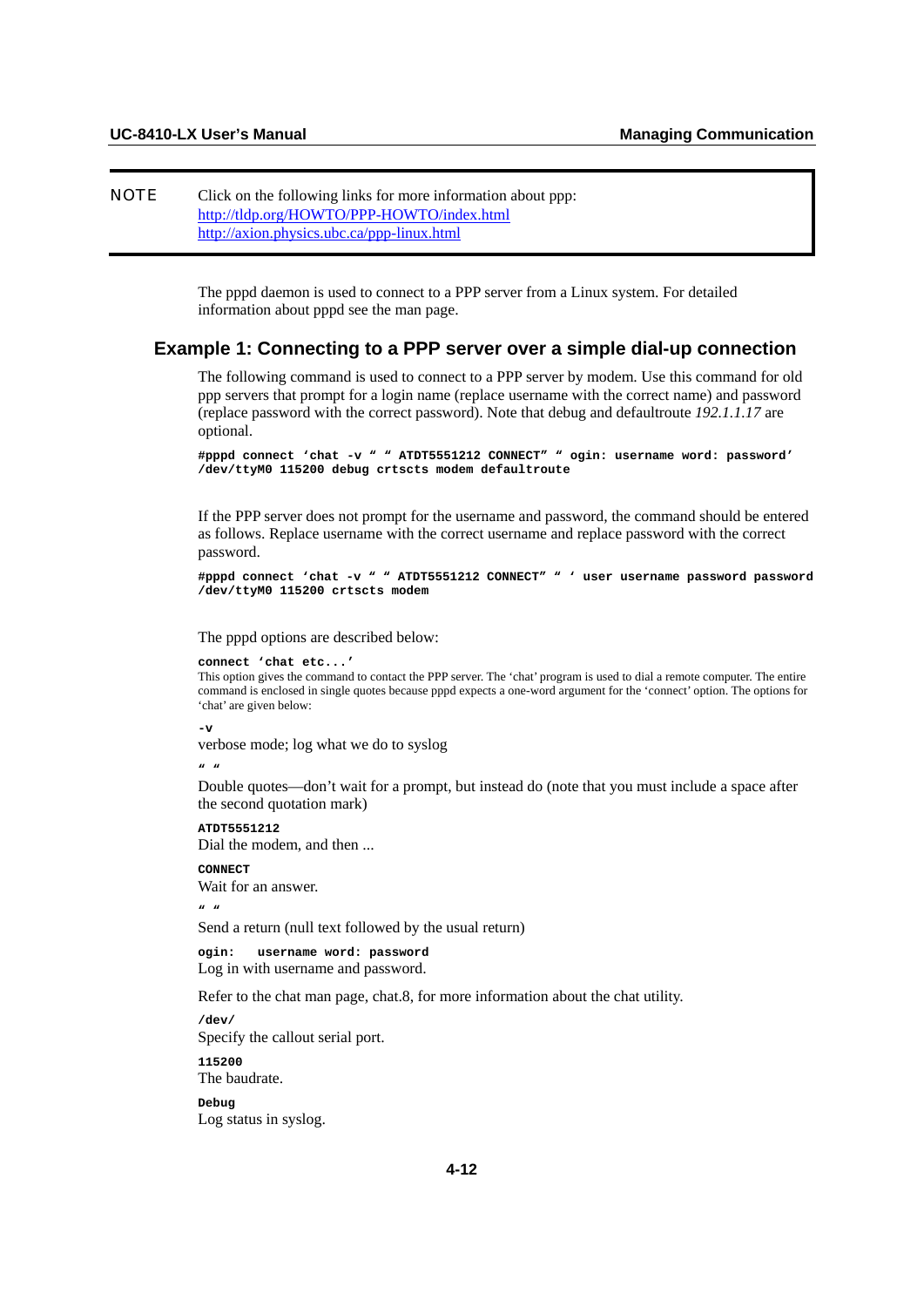> **NOTE** Click on the following links for more information about ppp:
> http://tldp.org/HOWTO/PPP-HOWTO/index.html
> http://axion.physics.ubc.ca/ppp-linux.html

The pppd daemon is used to connect to a PPP server from a Linux system. For detailed information about pppd see the man page.

### Example 1: Connecting to a PPP server over a simple dial-up connection

The following command is used to connect to a PPP server by modem. Use this command for old ppp servers that prompt for a login name (replace username with the correct name) and password (replace password with the correct password). Note that debug and defaultroute *192.1.1.17* are optional.

```
#pppd connect 'chat -v " " ATDT5551212 CONNECT" " ogin: username word: password'
/dev/ttyM0 115200 debug crtscts modem defaultroute
```

If the PPP server does not prompt for the username and password, the command should be entered as follows. Replace username with the correct username and replace password with the correct password.

```
#pppd connect 'chat -v " " ATDT5551212 CONNECT" " ' user username password password
/dev/ttyM0 115200 crtscts modem
```

The pppd options are described below:

**`connect 'chat etc...'`**
This option gives the command to contact the PPP server. The 'chat' program is used to dial a remote computer. The entire command is enclosed in single quotes because pppd expects a one-word argument for the 'connect' option. The options for 'chat' are given below:

**`-v`**
verbose mode; log what we do to syslog

**`" "`**
Double quotes—don't wait for a prompt, but instead do (note that you must include a space after the second quotation mark)

**`ATDT5551212`**
Dial the modem, and then ...

**`CONNECT`**
Wait for an answer.

**`" "`**
Send a return (null text followed by the usual return)

**`ogin: username word: password`**
Log in with username and password.

Refer to the chat man page, chat.8, for more information about the chat utility.

**`/dev/`**
Specify the callout serial port.

**`115200`**
The baudrate.

**`Debug`**
Log status in syslog.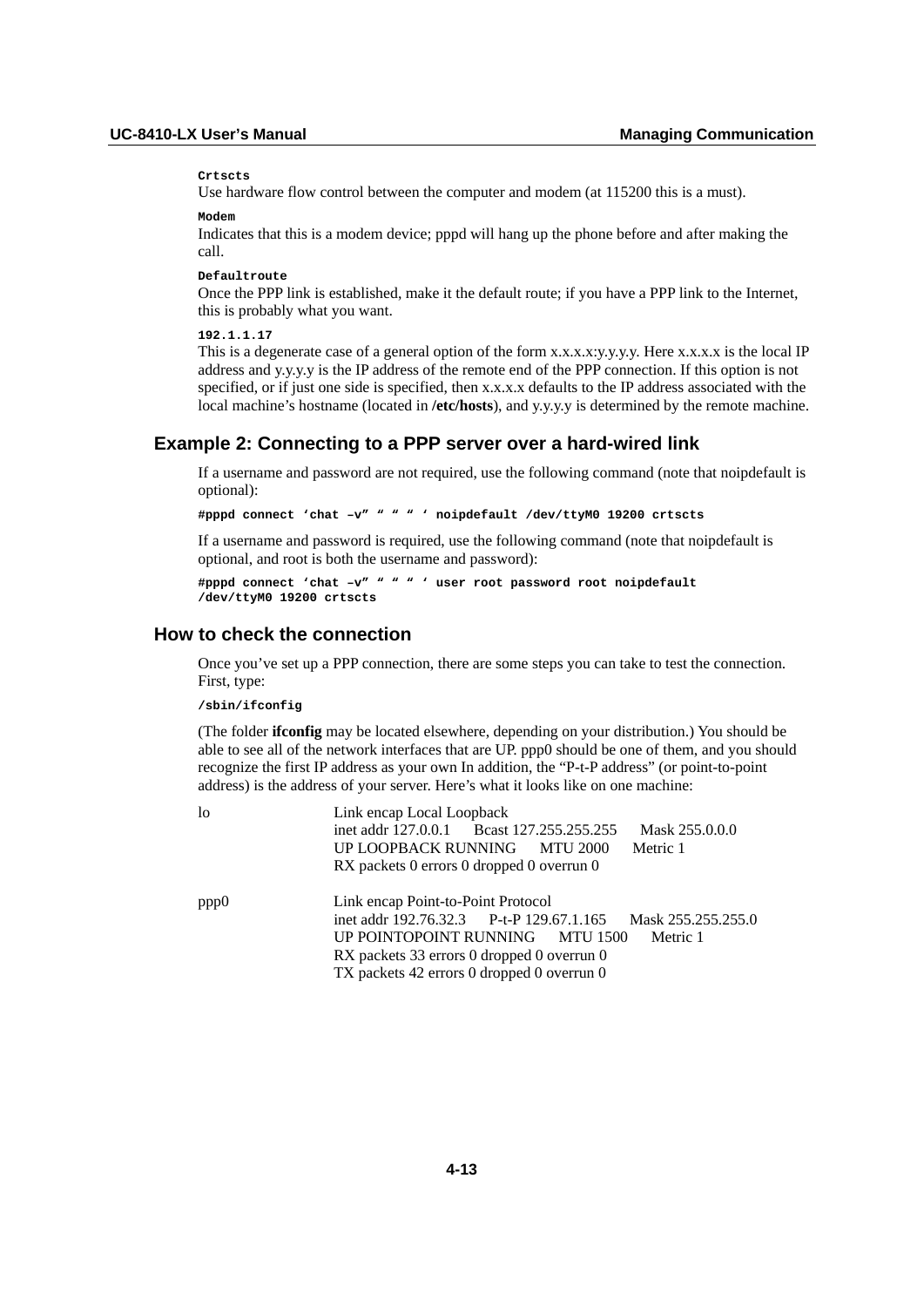**Crtscts**

Use hardware flow control between the computer and modem (at 115200 this is a must).

**Modem**

Indicates that this is a modem device; pppd will hang up the phone before and after making the call.

**Defaultroute**

Once the PPP link is established, make it the default route; if you have a PPP link to the Internet, this is probably what you want.

**192.1.1.17**

This is a degenerate case of a general option of the form x.x.x.x:y.y.y.y. Here x.x.x.x is the local IP address and y.y.y.y is the IP address of the remote end of the PPP connection. If this option is not specified, or if just one side is specified, then x.x.x.x defaults to the IP address associated with the local machine's hostname (located in **/etc/hosts**), and y.y.y.y is determined by the remote machine.

### Example 2: Connecting to a PPP server over a hard-wired link

If a username and password are not required, use the following command (note that noipdefault is optional):

```
#pppd connect 'chat –v" " " " ' noipdefault /dev/ttyM0 19200 crtscts
```

If a username and password is required, use the following command (note that noipdefault is optional, and root is both the username and password):

```
#pppd connect 'chat –v" " " " ' user root password root noipdefault
/dev/ttyM0 19200 crtscts
```

### How to check the connection

Once you've set up a PPP connection, there are some steps you can take to test the connection. First, type:

```
/sbin/ifconfig
```

(The folder **ifconfig** may be located elsewhere, depending on your distribution.) You should be able to see all of the network interfaces that are UP. ppp0 should be one of them, and you should recognize the first IP address as your own In addition, the "P-t-P address" (or point-to-point address) is the address of your server. Here's what it looks like on one machine:

```
lo      Link encap Local Loopback
        inet addr 127.0.0.1   Bcast 127.255.255.255   Mask 255.0.0.0
        UP LOOPBACK RUNNING   MTU 2000   Metric 1
        RX packets 0 errors 0 dropped 0 overrun 0

ppp0    Link encap Point-to-Point Protocol
        inet addr 192.76.32.3   P-t-P 129.67.1.165   Mask 255.255.255.0
        UP POINTOPOINT RUNNING   MTU 1500   Metric 1
        RX packets 33 errors 0 dropped 0 overrun 0
        TX packets 42 errors 0 dropped 0 overrun 0
```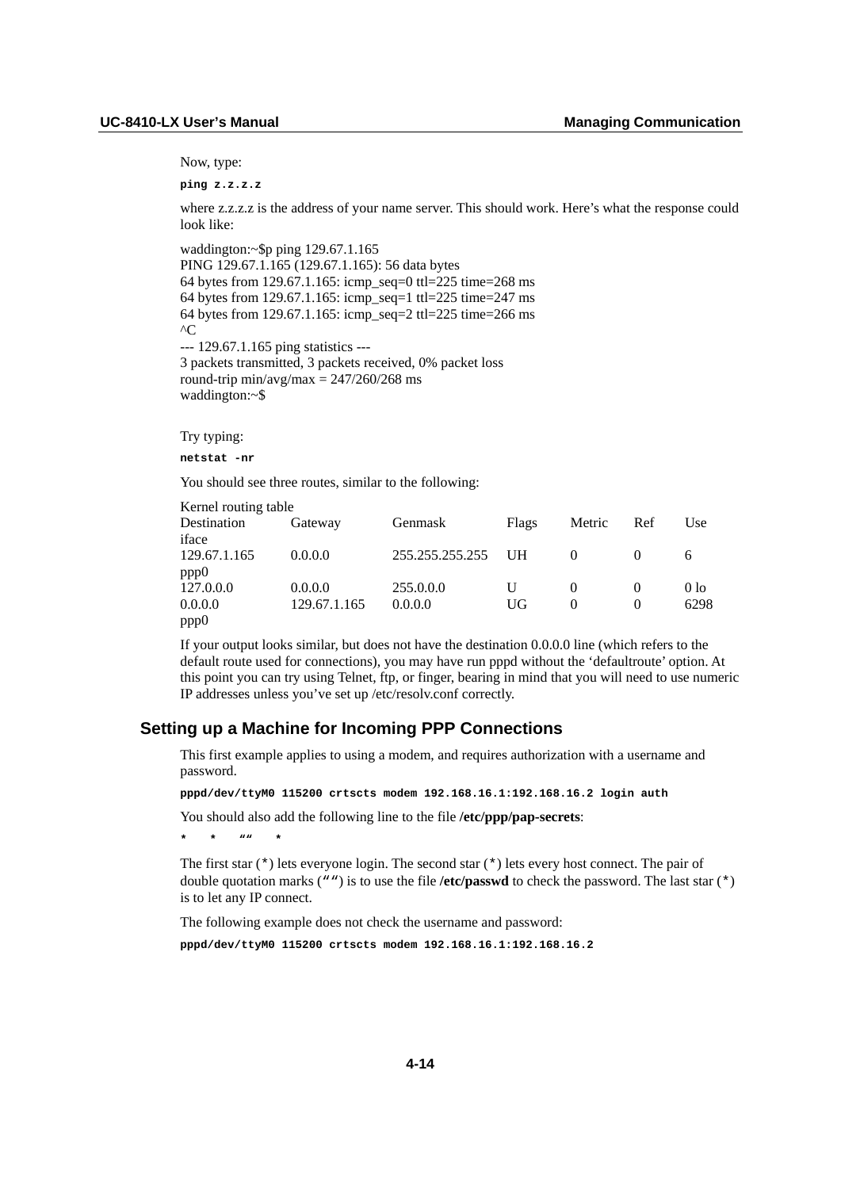Now, type:

```
ping z.z.z.z
```

where z.z.z.z is the address of your name server. This should work. Here's what the response could look like:

```
waddington:~$p ping 129.67.1.165
PING 129.67.1.165 (129.67.1.165): 56 data bytes
64 bytes from 129.67.1.165: icmp_seq=0 ttl=225 time=268 ms
64 bytes from 129.67.1.165: icmp_seq=1 ttl=225 time=247 ms
64 bytes from 129.67.1.165: icmp_seq=2 ttl=225 time=266 ms
^C
--- 129.67.1.165 ping statistics ---
3 packets transmitted, 3 packets received, 0% packet loss
round-trip min/avg/max = 247/260/268 ms
waddington:~$
```

Try typing:

```
netstat -nr
```

You should see three routes, similar to the following:

```
Kernel routing table
Destination     Gateway         Genmask          Flags   Metric   Ref   Use
iface
129.67.1.165    0.0.0.0         255.255.255.255  UH      0        0     6
ppp0
127.0.0.0       0.0.0.0         255.0.0.0        U       0        0     0 lo
0.0.0.0         129.67.1.165    0.0.0.0          UG      0        0     6298
ppp0
```

If your output looks similar, but does not have the destination 0.0.0.0 line (which refers to the default route used for connections), you may have run pppd without the 'defaultroute' option. At this point you can try using Telnet, ftp, or finger, bearing in mind that you will need to use numeric IP addresses unless you've set up /etc/resolv.conf correctly.

### Setting up a Machine for Incoming PPP Connections

This first example applies to using a modem, and requires authorization with a username and password.

```
pppd/dev/ttyM0 115200 crtscts modem 192.168.16.1:192.168.16.2 login auth
```

You should also add the following line to the file **/etc/ppp/pap-secrets**:

```
*    *    ""    *
```

The first star (*) lets everyone login. The second star (*) lets every host connect. The pair of double quotation marks ("") is to use the file **/etc/passwd** to check the password. The last star (*) is to let any IP connect.

The following example does not check the username and password:

```
pppd/dev/ttyM0 115200 crtscts modem 192.168.16.1:192.168.16.2
```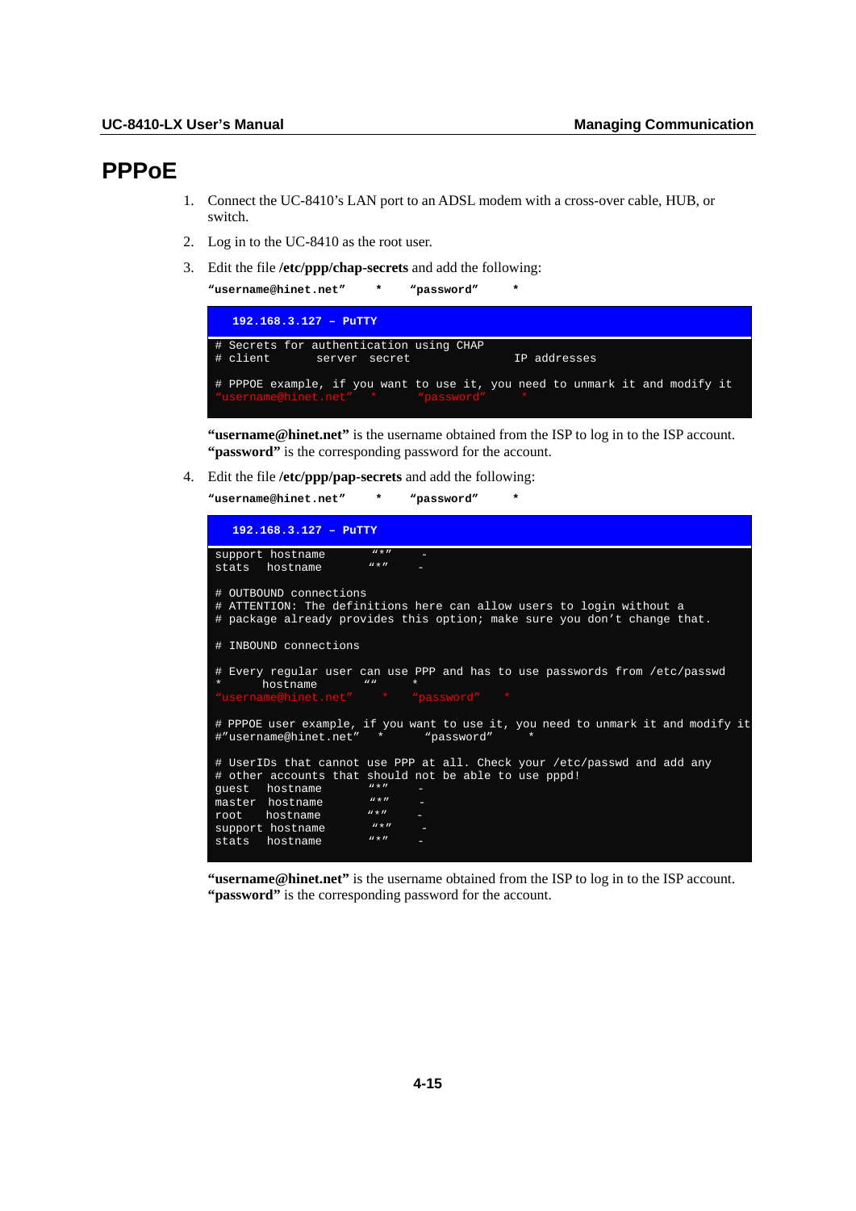# PPPoE

1. Connect the UC-8410's LAN port to an ADSL modem with a cross-over cable, HUB, or switch.
2. Log in to the UC-8410 as the root user.
3. Edit the file **/etc/ppp/chap-secrets** and add the following:

   ```
   "username@hinet.net"     *     "password"     *
   ```

   ```
   192.168.3.127 - PuTTY

   # Secrets for authentication using CHAP
   # client        server  secret                  IP addresses

   # PPPOE example, if you want to use it, you need to unmark it and modify it
   "username@hinet.net"    *       "password"      *
   ```

   **"username@hinet.net"** is the username obtained from the ISP to log in to the ISP account. **"password"** is the corresponding password for the account.

4. Edit the file **/etc/ppp/pap-secrets** and add the following:

   ```
   "username@hinet.net"     *     "password"     *
   ```

   ```
   192.168.3.127 - PuTTY

   support hostname        "*"     -
   stats   hostname        "*"     -

   # OUTBOUND connections
   # ATTENTION: The definitions here can allow users to login without a
   # package already provides this option; make sure you don't change that.

   # INBOUND connections

   # Every regular user can use PPP and has to use passwords from /etc/passwd
   *       hostname        ""      *
   "username@hinet.net"    *       "password"      *

   # PPPOE user example, if you want to use it, you need to unmark it and modify it
   #"username@hinet.net"   *       "password"      *

   # UserIDs that cannot use PPP at all. Check your /etc/passwd and add any
   # other accounts that should not be able to use pppd!
   guest   hostname        "*"     -
   master  hostname        "*"     -
   root    hostname        "*"     -
   support hostname        "*"     -
   stats   hostname        "*"     -
   ```

   **"username@hinet.net"** is the username obtained from the ISP to log in to the ISP account. **"password"** is the corresponding password for the account.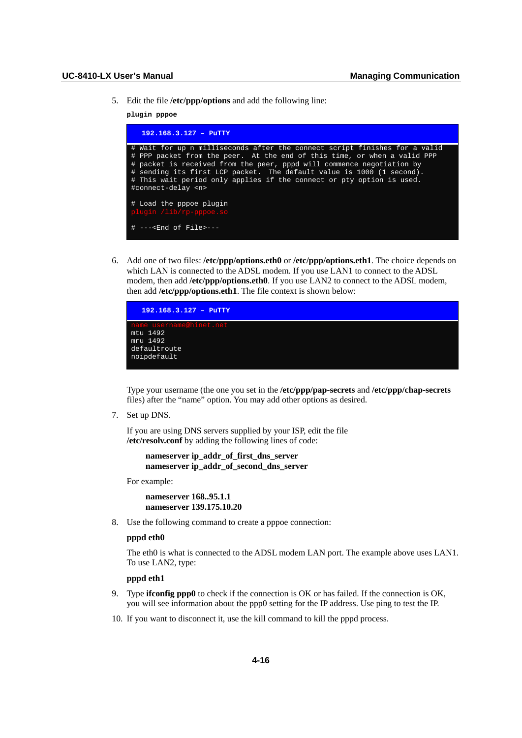5. Edit the file **/etc/ppp/options** and add the following line:

   **`plugin pppoe`**

   ```
   192.168.3.127 – PuTTY

   # Wait for up n milliseconds after the connect script finishes for a valid
   # PPP packet from the peer.  At the end of this time, or when a valid PPP
   # packet is received from the peer, pppd will commence negotiation by
   # sending its first LCP packet.  The default value is 1000 (1 second).
   # This wait period only applies if the connect or pty option is used.
   #connect-delay <n>

   # Load the pppoe plugin
   plugin /lib/rp-pppoe.so

   # ---<End of File>---
   ```

6. Add one of two files: **/etc/ppp/options.eth0** or **/etc/ppp/options.eth1**. The choice depends on which LAN is connected to the ADSL modem. If you use LAN1 to connect to the ADSL modem, then add **/etc/ppp/options.eth0**. If you use LAN2 to connect to the ADSL modem, then add **/etc/ppp/options.eth1**. The file context is shown below:

   ```
   192.168.3.127 – PuTTY

   name username@hinet.net
   mtu 1492
   mru 1492
   defaultroute
   noipdefault
   ```

   Type your username (the one you set in the **/etc/ppp/pap-secrets** and **/etc/ppp/chap-secrets** files) after the "name" option. You may add other options as desired.

7. Set up DNS.

   If you are using DNS servers supplied by your ISP, edit the file **/etc/resolv.conf** by adding the following lines of code:

   **nameserver ip_addr_of_first_dns_server**
   **nameserver ip_addr_of_second_dns_server**

   For example:

   **nameserver 168..95.1.1**
   **nameserver 139.175.10.20**

8. Use the following command to create a pppoe connection:

   **pppd eth0**

   The eth0 is what is connected to the ADSL modem LAN port. The example above uses LAN1. To use LAN2, type:

   **pppd eth1**

9. Type **ifconfig ppp0** to check if the connection is OK or has failed. If the connection is OK, you will see information about the ppp0 setting for the IP address. Use ping to test the IP.

10. If you want to disconnect it, use the kill command to kill the pppd process.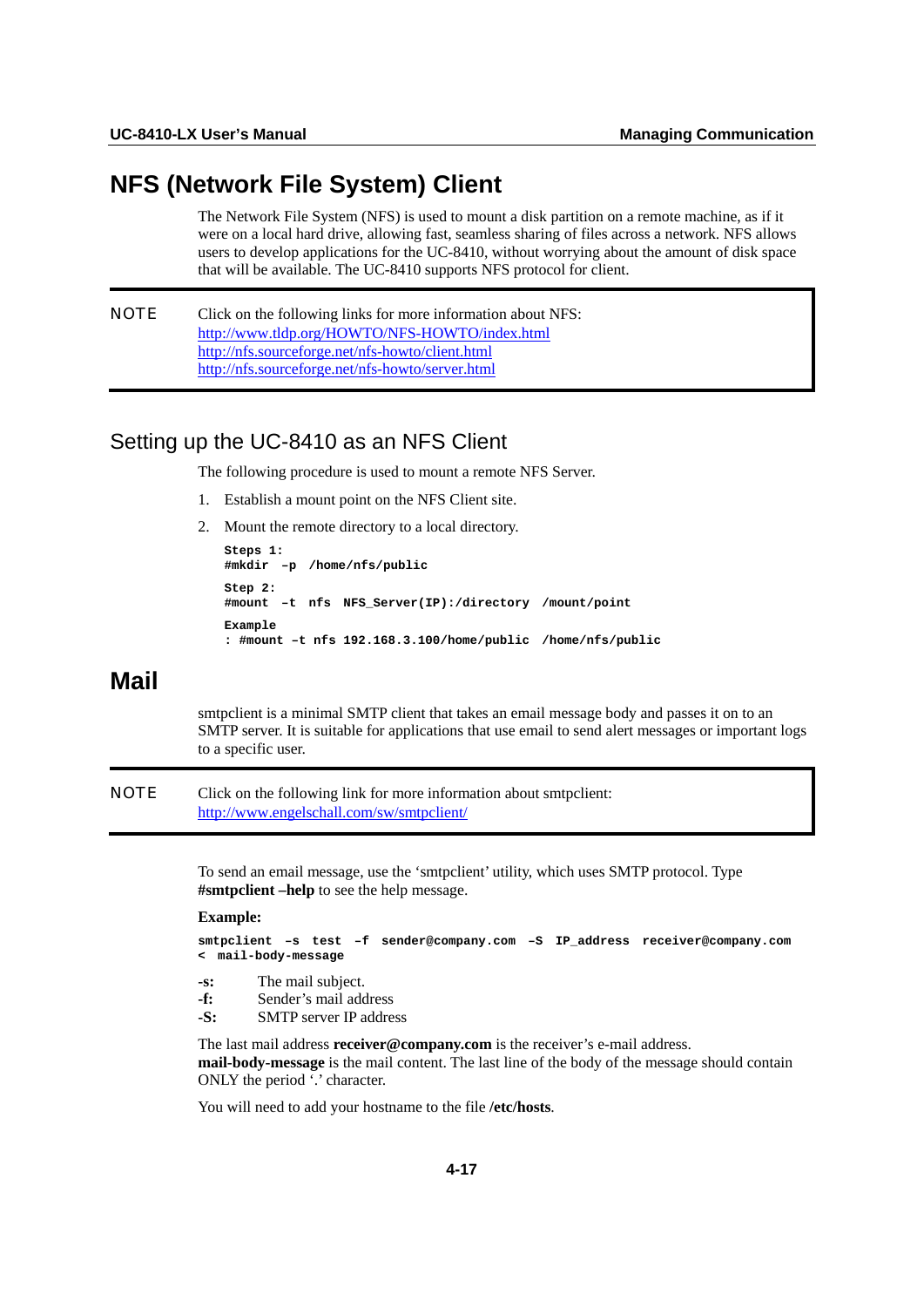# NFS (Network File System) Client

The Network File System (NFS) is used to mount a disk partition on a remote machine, as if it were on a local hard drive, allowing fast, seamless sharing of files across a network. NFS allows users to develop applications for the UC-8410, without worrying about the amount of disk space that will be available. The UC-8410 supports NFS protocol for client.

> **NOTE** Click on the following links for more information about NFS:
> http://www.tldp.org/HOWTO/NFS-HOWTO/index.html
> http://nfs.sourceforge.net/nfs-howto/client.html
> http://nfs.sourceforge.net/nfs-howto/server.html

## Setting up the UC-8410 as an NFS Client

The following procedure is used to mount a remote NFS Server.

1. Establish a mount point on the NFS Client site.
2. Mount the remote directory to a local directory.

```
Steps 1:
#mkdir –p /home/nfs/public

Step 2:
#mount –t nfs NFS_Server(IP):/directory /mount/point

Example
: #mount –t nfs 192.168.3.100/home/public /home/nfs/public
```

# Mail

smtpclient is a minimal SMTP client that takes an email message body and passes it on to an SMTP server. It is suitable for applications that use email to send alert messages or important logs to a specific user.

> **NOTE** Click on the following link for more information about smtpclient:
> http://www.engelschall.com/sw/smtpclient/

To send an email message, use the 'smtpclient' utility, which uses SMTP protocol. Type **#smtpclient –help** to see the help message.

**Example:**

```
smtpclient –s test –f sender@company.com –S IP_address receiver@company.com
< mail-body-message
```

**-s:** The mail subject.
**-f:** Sender's mail address
**-S:** SMTP server IP address

The last mail address **receiver@company.com** is the receiver's e-mail address.
**mail-body-message** is the mail content. The last line of the body of the message should contain ONLY the period '.' character.

You will need to add your hostname to the file **/etc/hosts**.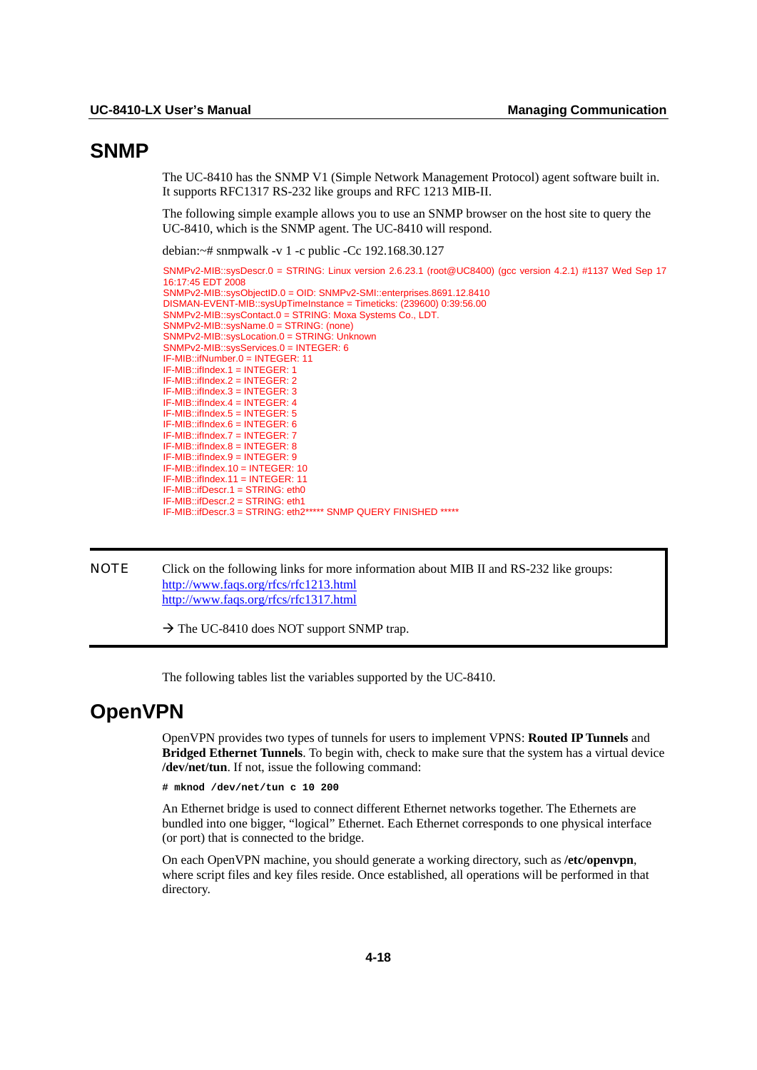## SNMP

The UC-8410 has the SNMP V1 (Simple Network Management Protocol) agent software built in. It supports RFC1317 RS-232 like groups and RFC 1213 MIB-II.

The following simple example allows you to use an SNMP browser on the host site to query the UC-8410, which is the SNMP agent. The UC-8410 will respond.

debian:~# snmpwalk -v 1 -c public -Cc 192.168.30.127

```
SNMPv2-MIB::sysDescr.0 = STRING: Linux version 2.6.23.1 (root@UC8400) (gcc version 4.2.1) #1137 Wed Sep 17
16:17:45 EDT 2008
SNMPv2-MIB::sysObjectID.0 = OID: SNMPv2-SMI::enterprises.8691.12.8410
DISMAN-EVENT-MIB::sysUpTimeInstance = Timeticks: (239600) 0:39:56.00
SNMPv2-MIB::sysContact.0 = STRING: Moxa Systems Co., LDT.
SNMPv2-MIB::sysName.0 = STRING: (none)
SNMPv2-MIB::sysLocation.0 = STRING: Unknown
SNMPv2-MIB::sysServices.0 = INTEGER: 6
IF-MIB::ifNumber.0 = INTEGER: 11
IF-MIB::ifIndex.1 = INTEGER: 1
IF-MIB::ifIndex.2 = INTEGER: 2
IF-MIB::ifIndex.3 = INTEGER: 3
IF-MIB::ifIndex.4 = INTEGER: 4
IF-MIB::ifIndex.5 = INTEGER: 5
IF-MIB::ifIndex.6 = INTEGER: 6
IF-MIB::ifIndex.7 = INTEGER: 7
IF-MIB::ifIndex.8 = INTEGER: 8
IF-MIB::ifIndex.9 = INTEGER: 9
IF-MIB::ifIndex.10 = INTEGER: 10
IF-MIB::ifIndex.11 = INTEGER: 11
IF-MIB::ifDescr.1 = STRING: eth0
IF-MIB::ifDescr.2 = STRING: eth1
IF-MIB::ifDescr.3 = STRING: eth2***** SNMP QUERY FINISHED *****
```

**NOTE** Click on the following links for more information about MIB II and RS-232 like groups:
http://www.faqs.org/rfcs/rfc1213.html
http://www.faqs.org/rfcs/rfc1317.html

→ The UC-8410 does NOT support SNMP trap.

The following tables list the variables supported by the UC-8410.

## OpenVPN

OpenVPN provides two types of tunnels for users to implement VPNS: **Routed IP Tunnels** and **Bridged Ethernet Tunnels**. To begin with, check to make sure that the system has a virtual device **/dev/net/tun**. If not, issue the following command:

```
# mknod /dev/net/tun c 10 200
```

An Ethernet bridge is used to connect different Ethernet networks together. The Ethernets are bundled into one bigger, "logical" Ethernet. Each Ethernet corresponds to one physical interface (or port) that is connected to the bridge.

On each OpenVPN machine, you should generate a working directory, such as **/etc/openvpn**, where script files and key files reside. Once established, all operations will be performed in that directory.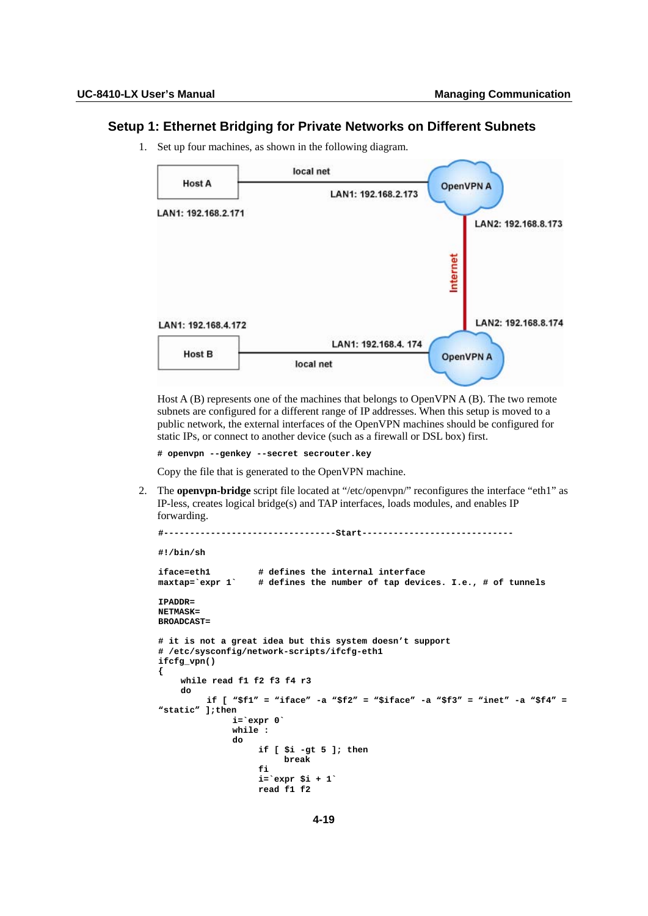## Setup 1: Ethernet Bridging for Private Networks on Different Subnets

1. Set up four machines, as shown in the following diagram.

   Host A (B) represents one of the machines that belongs to OpenVPN A (B). The two remote subnets are configured for a different range of IP addresses. When this setup is moved to a public network, the external interfaces of the OpenVPN machines should be configured for static IPs, or connect to another device (such as a firewall or DSL box) first.

   ```
   # openvpn --genkey --secret secrouter.key
   ```

   Copy the file that is generated to the OpenVPN machine.

2. The **openvpn-bridge** script file located at "/etc/openvpn/" reconfigures the interface "eth1" as IP-less, creates logical bridge(s) and TAP interfaces, loads modules, and enables IP forwarding.

```
#---------------------------------Start----------------------------

#!/bin/sh

iface=eth1          # defines the internal interface
maxtap=`expr 1`     # defines the number of tap devices. I.e., # of tunnels

IPADDR=
NETMASK=
BROADCAST=

# it is not a great idea but this system doesn't support
# /etc/sysconfig/network-scripts/ifcfg-eth1
ifcfg_vpn()
{
    while read f1 f2 f3 f4 r3
    do
         if [ "$f1" = "iface" -a "$f2" = "$iface" -a "$f3" = "inet" -a "$f4" =
"static" ];then
              i=`expr 0`
              while :
              do
                   if [ $i -gt 5 ]; then
                        break
                   fi
                   i=`expr $i + 1`
                   read f1 f2
```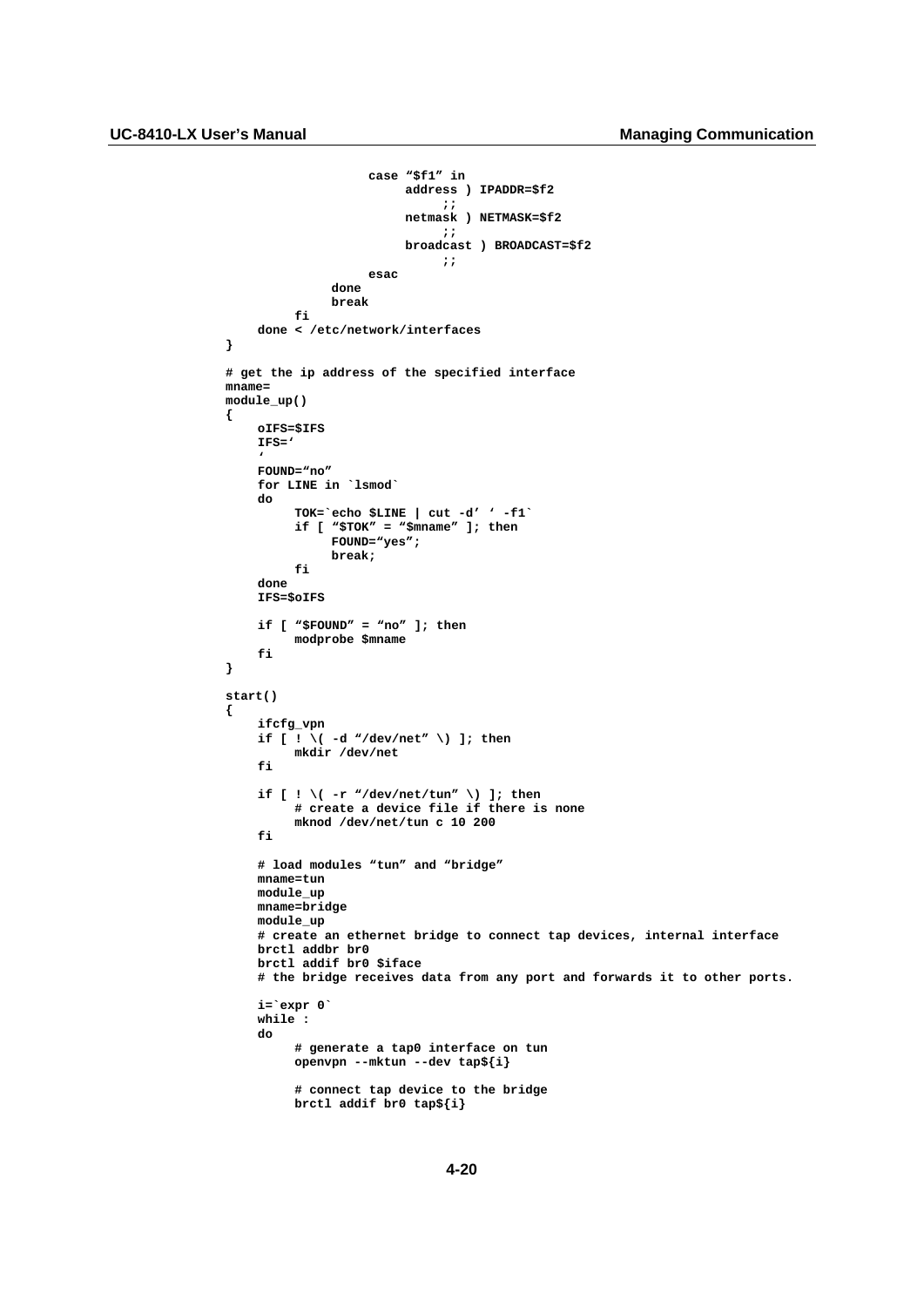```
                    case "$f1" in
                         address ) IPADDR=$f2
                              ;;
                         netmask ) NETMASK=$f2
                              ;;
                         broadcast ) BROADCAST=$f2
                              ;;
                    esac
               done
               break
          fi
     done < /etc/network/interfaces
}

# get the ip address of the specified interface
mname=
module_up()
{
     oIFS=$IFS
     IFS='
     '
     FOUND="no"
     for LINE in `lsmod`
     do
          TOK=`echo $LINE | cut -d' ' -f1`
          if [ "$TOK" = "$mname" ]; then
               FOUND="yes";
               break;
          fi
     done
     IFS=$oIFS

     if [ "$FOUND" = "no" ]; then
          modprobe $mname
     fi
}

start()
{
     ifcfg_vpn
     if [ ! \( -d "/dev/net" \) ]; then
          mkdir /dev/net
     fi

     if [ ! \( -r "/dev/net/tun" \) ]; then
          # create a device file if there is none
          mknod /dev/net/tun c 10 200
     fi

     # load modules "tun" and "bridge"
     mname=tun
     module_up
     mname=bridge
     module_up
     # create an ethernet bridge to connect tap devices, internal interface
     brctl addbr br0
     brctl addif br0 $iface
     # the bridge receives data from any port and forwards it to other ports.

     i=`expr 0`
     while :
     do
          # generate a tap0 interface on tun
          openvpn --mktun --dev tap${i}

          # connect tap device to the bridge
          brctl addif br0 tap${i}
```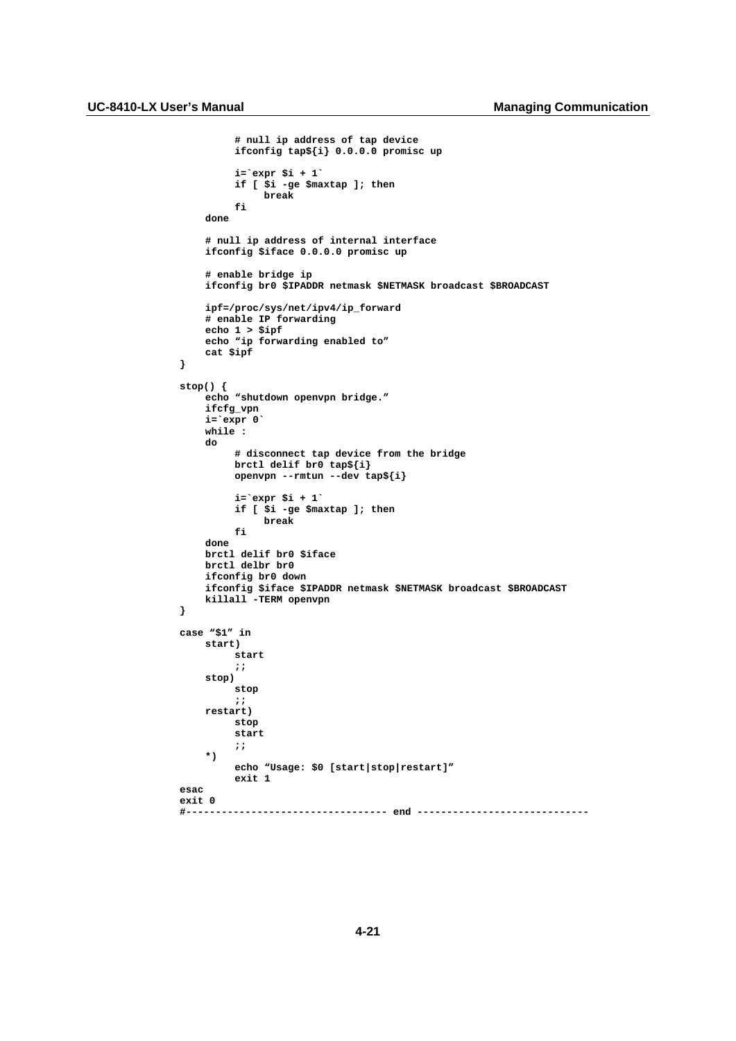```
          # null ip address of tap device
          ifconfig tap${i} 0.0.0.0 promisc up

          i=`expr $i + 1`
          if [ $i -ge $maxtap ]; then
               break
          fi
     done

     # null ip address of internal interface
     ifconfig $iface 0.0.0.0 promisc up

     # enable bridge ip
     ifconfig br0 $IPADDR netmask $NETMASK broadcast $BROADCAST

     ipf=/proc/sys/net/ipv4/ip_forward
     # enable IP forwarding
     echo 1 > $ipf
     echo "ip forwarding enabled to"
     cat $ipf
}

stop() {
     echo "shutdown openvpn bridge."
     ifcfg_vpn
     i=`expr 0`
     while :
     do
          # disconnect tap device from the bridge
          brctl delif br0 tap${i}
          openvpn --rmtun --dev tap${i}

          i=`expr $i + 1`
          if [ $i -ge $maxtap ]; then
               break
          fi
     done
     brctl delif br0 $iface
     brctl delbr br0
     ifconfig br0 down
     ifconfig $iface $IPADDR netmask $NETMASK broadcast $BROADCAST
     killall -TERM openvpn
}

case "$1" in
     start)
          start
          ;;
     stop)
          stop
          ;;
     restart)
          stop
          start
          ;;
     *)
          echo "Usage: $0 [start|stop|restart]"
          exit 1
esac
exit 0
#--------------------------------- end -----------------------------
```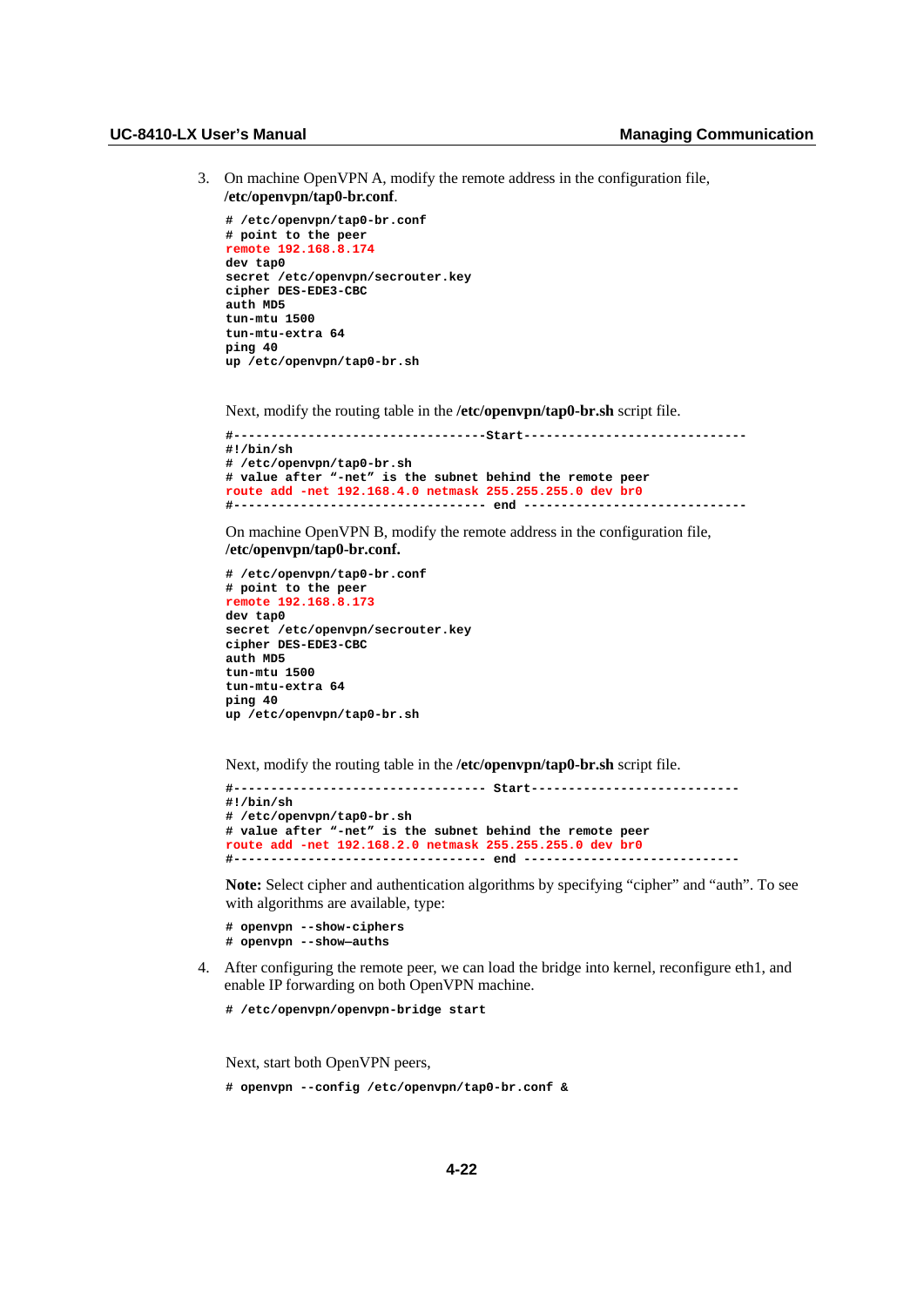3. On machine OpenVPN A, modify the remote address in the configuration file, **/etc/openvpn/tap0-br.conf**.

```
# /etc/openvpn/tap0-br.conf
# point to the peer
remote 192.168.8.174
dev tap0
secret /etc/openvpn/secrouter.key
cipher DES-EDE3-CBC
auth MD5
tun-mtu 1500
tun-mtu-extra 64
ping 40
up /etc/openvpn/tap0-br.sh
```

Next, modify the routing table in the **/etc/openvpn/tap0-br.sh** script file.

```
#----------------------------------Start-----------------------------
#!/bin/sh
# /etc/openvpn/tap0-br.sh
# value after "-net" is the subnet behind the remote peer
route add -net 192.168.4.0 netmask 255.255.255.0 dev br0
#---------------------------------- end -----------------------------
```

On machine OpenVPN B, modify the remote address in the configuration file, **/etc/openvpn/tap0-br.conf.**

```
# /etc/openvpn/tap0-br.conf
# point to the peer
remote 192.168.8.173
dev tap0
secret /etc/openvpn/secrouter.key
cipher DES-EDE3-CBC
auth MD5
tun-mtu 1500
tun-mtu-extra 64
ping 40
up /etc/openvpn/tap0-br.sh
```

Next, modify the routing table in the **/etc/openvpn/tap0-br.sh** script file.

```
#---------------------------------- Start----------------------------
#!/bin/sh
# /etc/openvpn/tap0-br.sh
# value after "-net" is the subnet behind the remote peer
route add -net 192.168.2.0 netmask 255.255.255.0 dev br0
#---------------------------------- end -----------------------------
```

**Note:** Select cipher and authentication algorithms by specifying "cipher" and "auth". To see with algorithms are available, type:

```
# openvpn --show-ciphers
# openvpn --show—auths
```

4. After configuring the remote peer, we can load the bridge into kernel, reconfigure eth1, and enable IP forwarding on both OpenVPN machine.

```
# /etc/openvpn/openvpn-bridge start
```

Next, start both OpenVPN peers,

```
# openvpn --config /etc/openvpn/tap0-br.conf &
```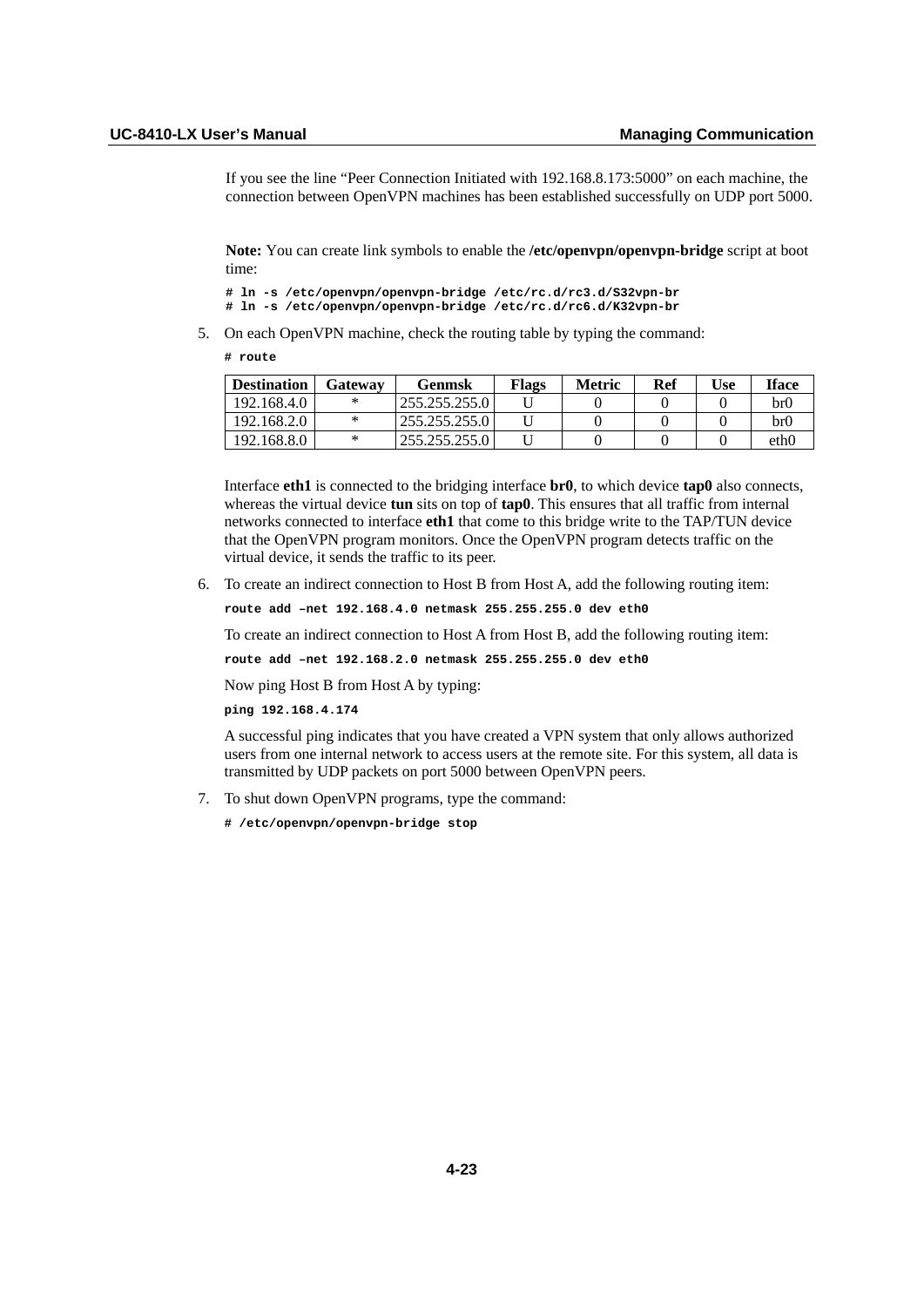If you see the line "Peer Connection Initiated with 192.168.8.173:5000" on each machine, the connection between OpenVPN machines has been established successfully on UDP port 5000.

**Note:** You can create link symbols to enable the **/etc/openvpn/openvpn-bridge** script at boot time:

```
# ln -s /etc/openvpn/openvpn-bridge /etc/rc.d/rc3.d/S32vpn-br
# ln -s /etc/openvpn/openvpn-bridge /etc/rc.d/rc6.d/K32vpn-br
```

5. On each OpenVPN machine, check the routing table by typing the command:

```
# route
```

| Destination | Gateway | Genmsk | Flags | Metric | Ref | Use | Iface |
|---|---|---|---|---|---|---|---|
| 192.168.4.0 | * | 255.255.255.0 | U | 0 | 0 | 0 | br0 |
| 192.168.2.0 | * | 255.255.255.0 | U | 0 | 0 | 0 | br0 |
| 192.168.8.0 | * | 255.255.255.0 | U | 0 | 0 | 0 | eth0 |

Interface **eth1** is connected to the bridging interface **br0**, to which device **tap0** also connects, whereas the virtual device **tun** sits on top of **tap0**. This ensures that all traffic from internal networks connected to interface **eth1** that come to this bridge write to the TAP/TUN device that the OpenVPN program monitors. Once the OpenVPN program detects traffic on the virtual device, it sends the traffic to its peer.

6. To create an indirect connection to Host B from Host A, add the following routing item:

```
route add –net 192.168.4.0 netmask 255.255.255.0 dev eth0
```

To create an indirect connection to Host A from Host B, add the following routing item:

```
route add –net 192.168.2.0 netmask 255.255.255.0 dev eth0
```

Now ping Host B from Host A by typing:

```
ping 192.168.4.174
```

A successful ping indicates that you have created a VPN system that only allows authorized users from one internal network to access users at the remote site. For this system, all data is transmitted by UDP packets on port 5000 between OpenVPN peers.

7. To shut down OpenVPN programs, type the command:

```
# /etc/openvpn/openvpn-bridge stop
```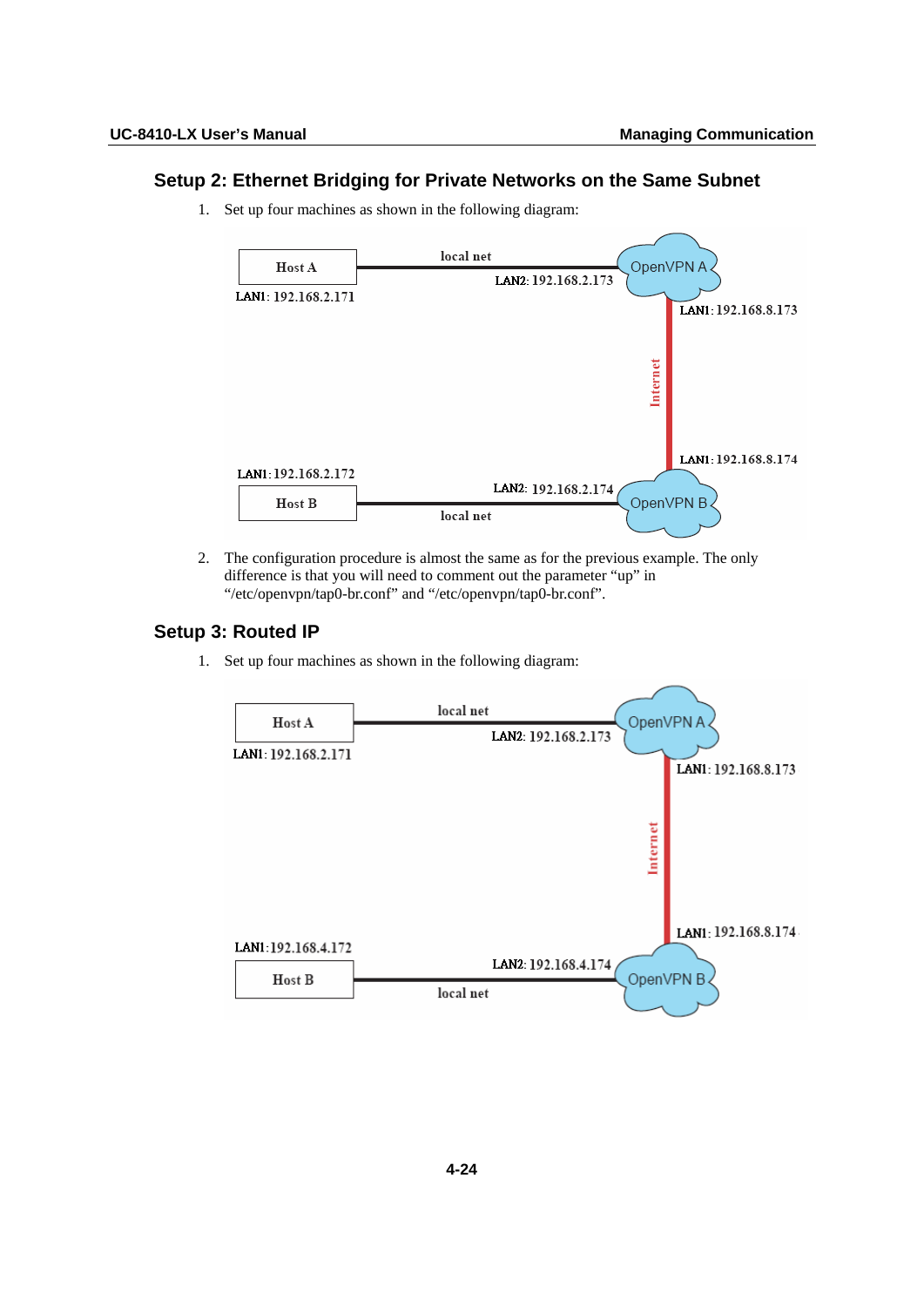### Setup 2: Ethernet Bridging for Private Networks on the Same Subnet

1. Set up four machines as shown in the following diagram:

2. The configuration procedure is almost the same as for the previous example. The only difference is that you will need to comment out the parameter "up" in "/etc/openvpn/tap0-br.conf" and "/etc/openvpn/tap0-br.conf".

### Setup 3: Routed IP

1. Set up four machines as shown in the following diagram: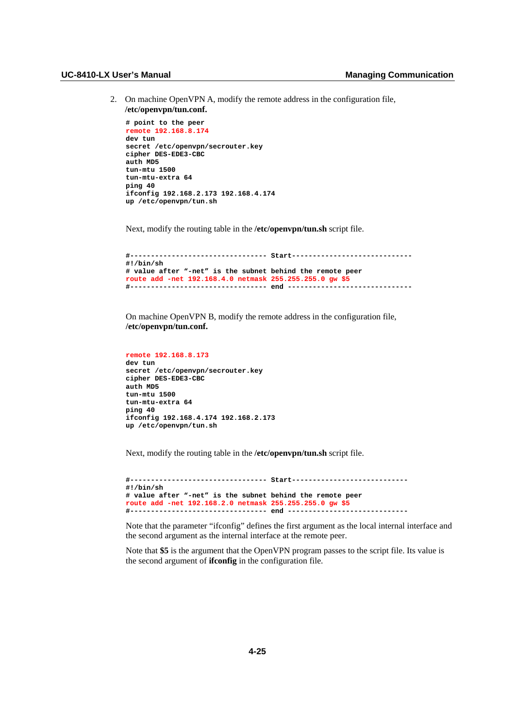2. On machine OpenVPN A, modify the remote address in the configuration file, **/etc/openvpn/tun.conf.**

```
# point to the peer
remote 192.168.8.174
dev tun
secret /etc/openvpn/secrouter.key
cipher DES-EDE3-CBC
auth MD5
tun-mtu 1500
tun-mtu-extra 64
ping 40
ifconfig 192.168.2.173 192.168.4.174
up /etc/openvpn/tun.sh
```

Next, modify the routing table in the **/etc/openvpn/tun.sh** script file.

```
#--------------------------------- Start----------------------------
#!/bin/sh
# value after “-net” is the subnet behind the remote peer
route add -net 192.168.4.0 netmask 255.255.255.0 gw $5
#--------------------------------- end -----------------------------
```

On machine OpenVPN B, modify the remote address in the configuration file, **/etc/openvpn/tun.conf.**

```
remote 192.168.8.173
dev tun
secret /etc/openvpn/secrouter.key
cipher DES-EDE3-CBC
auth MD5
tun-mtu 1500
tun-mtu-extra 64
ping 40
ifconfig 192.168.4.174 192.168.2.173
up /etc/openvpn/tun.sh
```

Next, modify the routing table in the **/etc/openvpn/tun.sh** script file.

```
#--------------------------------- Start---------------------------
#!/bin/sh
# value after “-net” is the subnet behind the remote peer
route add -net 192.168.2.0 netmask 255.255.255.0 gw $5
#--------------------------------- end ----------------------------
```

Note that the parameter “ifconfig” defines the first argument as the local internal interface and the second argument as the internal interface at the remote peer.

Note that **$5** is the argument that the OpenVPN program passes to the script file. Its value is the second argument of **ifconfig** in the configuration file.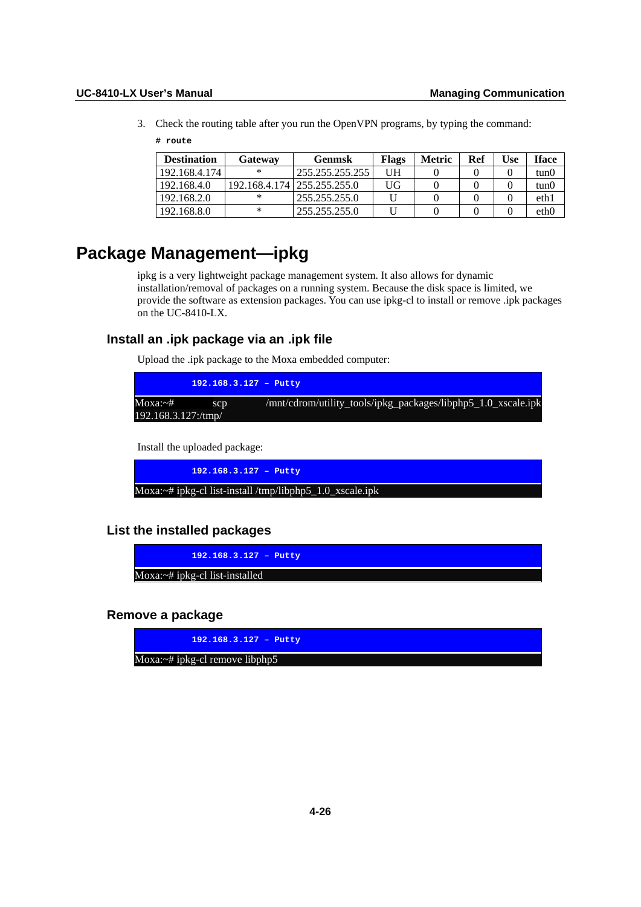3. Check the routing table after you run the OpenVPN programs, by typing the command:

```
# route
```

| Destination | Gateway | Genmsk | Flags | Metric | Ref | Use | Iface |
|---|---|---|---|---|---|---|---|
| 192.168.4.174 | * | 255.255.255.255 | UH | 0 | 0 | 0 | tun0 |
| 192.168.4.0 | 192.168.4.174 | 255.255.255.0 | UG | 0 | 0 | 0 | tun0 |
| 192.168.2.0 | * | 255.255.255.0 | U | 0 | 0 | 0 | eth1 |
| 192.168.8.0 | * | 255.255.255.0 | U | 0 | 0 | 0 | eth0 |

# Package Management—ipkg

ipkg is a very lightweight package management system. It also allows for dynamic installation/removal of packages on a running system. Because the disk space is limited, we provide the software as extension packages. You can use ipkg-cl to install or remove .ipk packages on the UC-8410-LX.

## Install an .ipk package via an .ipk file

Upload the .ipk package to the Moxa embedded computer:

```
192.168.3.127 – Putty
Moxa:~# scp /mnt/cdrom/utility_tools/ipkg_packages/libphp5_1.0_xscale.ipk
192.168.3.127:/tmp/
```

Install the uploaded package:

```
192.168.3.127 – Putty
Moxa:~# ipkg-cl list-install /tmp/libphp5_1.0_xscale.ipk
```

## List the installed packages

```
192.168.3.127 – Putty
Moxa:~# ipkg-cl list-installed
```

## Remove a package

```
192.168.3.127 – Putty
Moxa:~# ipkg-cl remove libphp5
```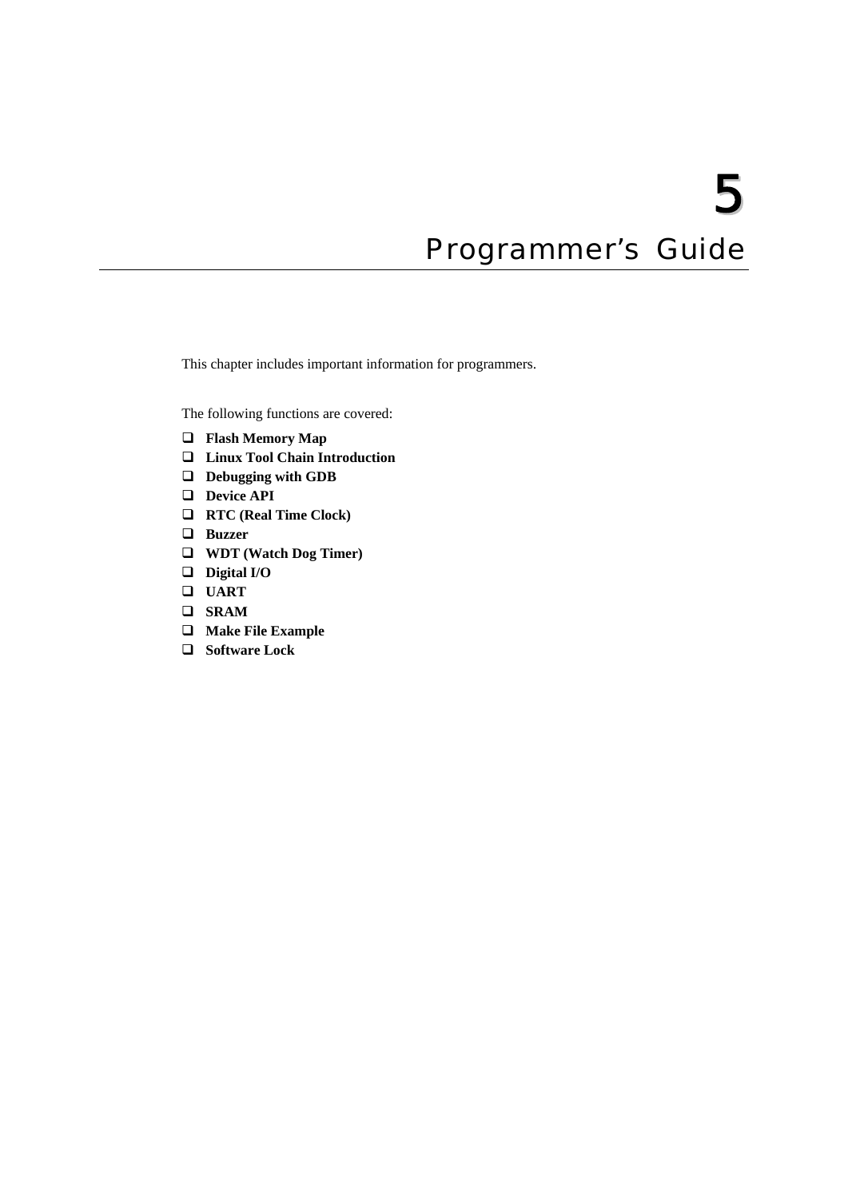# 5
# Programmer's Guide

This chapter includes important information for programmers.

The following functions are covered:

- **Flash Memory Map**
- **Linux Tool Chain Introduction**
- **Debugging with GDB**
- **Device API**
- **RTC (Real Time Clock)**
- **Buzzer**
- **WDT (Watch Dog Timer)**
- **Digital I/O**
- **UART**
- **SRAM**
- **Make File Example**
- **Software Lock**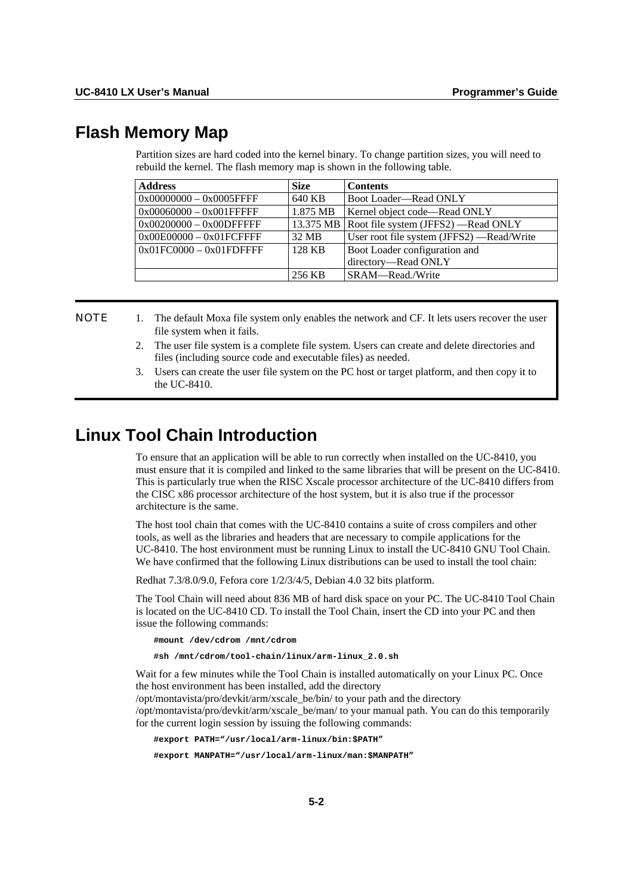## Flash Memory Map

Partition sizes are hard coded into the kernel binary. To change partition sizes, you will need to rebuild the kernel. The flash memory map is shown in the following table.

| Address | Size | Contents |
|---|---|---|
| 0x00000000 – 0x0005FFFF | 640 KB | Boot Loader—Read ONLY |
| 0x00060000 – 0x001FFFFF | 1.875 MB | Kernel object code—Read ONLY |
| 0x00200000 – 0x00DFFFFF | 13.375 MB | Root file system (JFFS2) —Read ONLY |
| 0x00E00000 – 0x01FCFFFF | 32 MB | User root file system (JFFS2) —Read/Write |
| 0x01FC0000 – 0x01FDFFFF | 128 KB | Boot Loader configuration and directory—Read ONLY |
| | 256 KB | SRAM—Read./Write |

**NOTE**

1. The default Moxa file system only enables the network and CF. It lets users recover the user file system when it fails.
2. The user file system is a complete file system. Users can create and delete directories and files (including source code and executable files) as needed.
3. Users can create the user file system on the PC host or target platform, and then copy it to the UC-8410.

## Linux Tool Chain Introduction

To ensure that an application will be able to run correctly when installed on the UC-8410, you must ensure that it is compiled and linked to the same libraries that will be present on the UC-8410. This is particularly true when the RISC Xscale processor architecture of the UC-8410 differs from the CISC x86 processor architecture of the host system, but it is also true if the processor architecture is the same.

The host tool chain that comes with the UC-8410 contains a suite of cross compilers and other tools, as well as the libraries and headers that are necessary to compile applications for the UC-8410. The host environment must be running Linux to install the UC-8410 GNU Tool Chain. We have confirmed that the following Linux distributions can be used to install the tool chain:

Redhat 7.3/8.0/9.0, Fefora core 1/2/3/4/5, Debian 4.0 32 bits platform.

The Tool Chain will need about 836 MB of hard disk space on your PC. The UC-8410 Tool Chain is located on the UC-8410 CD. To install the Tool Chain, insert the CD into your PC and then issue the following commands:

```
#mount /dev/cdrom /mnt/cdrom
#sh /mnt/cdrom/tool-chain/linux/arm-linux_2.0.sh
```

Wait for a few minutes while the Tool Chain is installed automatically on your Linux PC. Once the host environment has been installed, add the directory /opt/montavista/pro/devkit/arm/xscale_be/bin/ to your path and the directory /opt/montavista/pro/devkit/arm/xscale_be/man/ to your manual path. You can do this temporarily for the current login session by issuing the following commands:

```
#export PATH="/usr/local/arm-linux/bin:$PATH"
#export MANPATH="/usr/local/arm-linux/man:$MANPATH"
```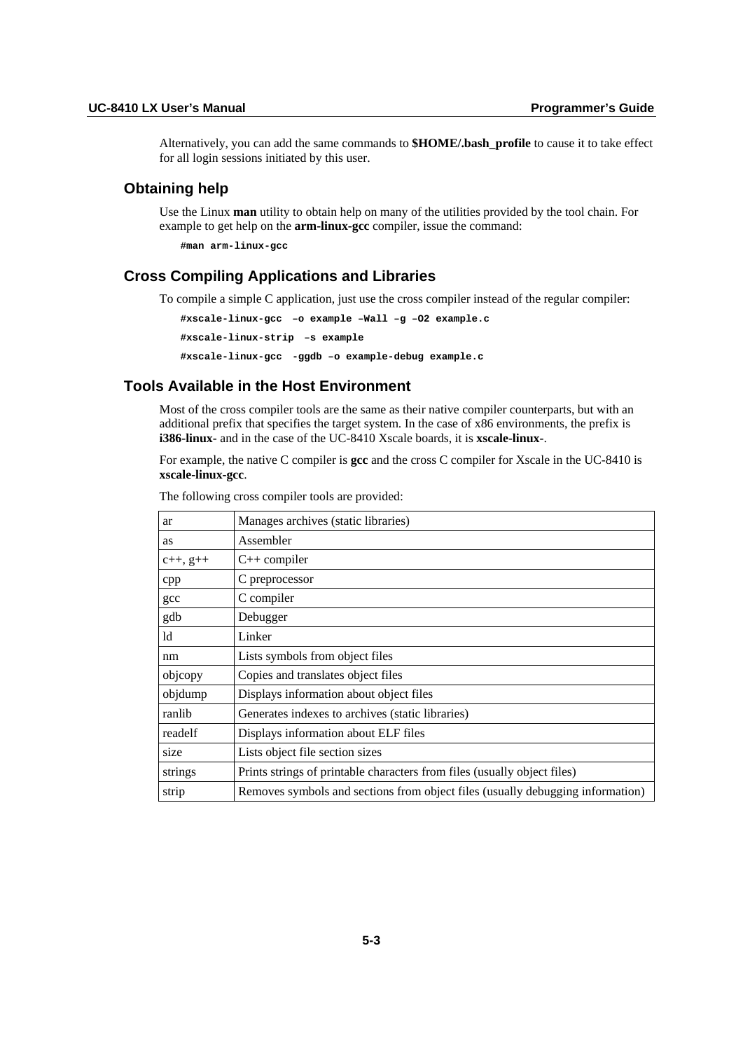Alternatively, you can add the same commands to **$HOME/.bash_profile** to cause it to take effect for all login sessions initiated by this user.

## Obtaining help

Use the Linux **man** utility to obtain help on many of the utilities provided by the tool chain. For example to get help on the **arm-linux-gcc** compiler, issue the command:

```
#man arm-linux-gcc
```

## Cross Compiling Applications and Libraries

To compile a simple C application, just use the cross compiler instead of the regular compiler:

```
#xscale-linux-gcc  –o example –Wall –g –O2 example.c
#xscale-linux-strip  –s example
#xscale-linux-gcc  -ggdb –o example-debug example.c
```

## Tools Available in the Host Environment

Most of the cross compiler tools are the same as their native compiler counterparts, but with an additional prefix that specifies the target system. In the case of x86 environments, the prefix is **i386-linux-** and in the case of the UC-8410 Xscale boards, it is **xscale-linux-**.

For example, the native C compiler is **gcc** and the cross C compiler for Xscale in the UC-8410 is **xscale-linux-gcc**.

The following cross compiler tools are provided:

| | |
|---|---|
| ar | Manages archives (static libraries) |
| as | Assembler |
| c++, g++ | C++ compiler |
| cpp | C preprocessor |
| gcc | C compiler |
| gdb | Debugger |
| ld | Linker |
| nm | Lists symbols from object files |
| objcopy | Copies and translates object files |
| objdump | Displays information about object files |
| ranlib | Generates indexes to archives (static libraries) |
| readelf | Displays information about ELF files |
| size | Lists object file section sizes |
| strings | Prints strings of printable characters from files (usually object files) |
| strip | Removes symbols and sections from object files (usually debugging information) |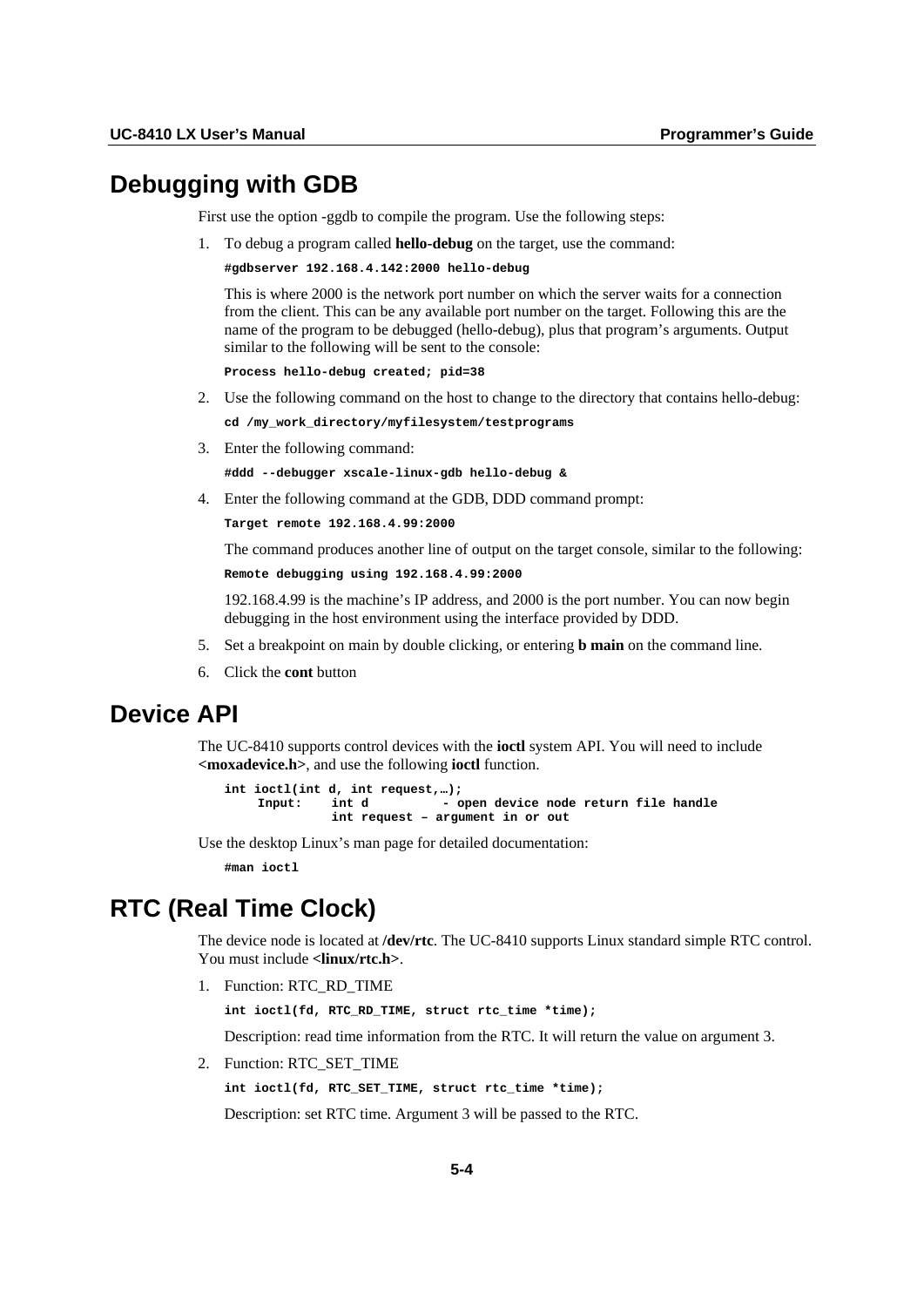# Debugging with GDB

First use the option -ggdb to compile the program. Use the following steps:

1. To debug a program called **hello-debug** on the target, use the command:

   ```
   #gdbserver 192.168.4.142:2000 hello-debug
   ```

   This is where 2000 is the network port number on which the server waits for a connection from the client. This can be any available port number on the target. Following this are the name of the program to be debugged (hello-debug), plus that program's arguments. Output similar to the following will be sent to the console:

   ```
   Process hello-debug created; pid=38
   ```

2. Use the following command on the host to change to the directory that contains hello-debug:

   ```
   cd /my_work_directory/myfilesystem/testprograms
   ```

3. Enter the following command:

   ```
   #ddd --debugger xscale-linux-gdb hello-debug &
   ```

4. Enter the following command at the GDB, DDD command prompt:

   ```
   Target remote 192.168.4.99:2000
   ```

   The command produces another line of output on the target console, similar to the following:

   ```
   Remote debugging using 192.168.4.99:2000
   ```

   192.168.4.99 is the machine's IP address, and 2000 is the port number. You can now begin debugging in the host environment using the interface provided by DDD.

5. Set a breakpoint on main by double clicking, or entering **b main** on the command line.
6. Click the **cont** button

# Device API

The UC-8410 supports control devices with the **ioctl** system API. You will need to include **<moxadevice.h>**, and use the following **ioctl** function.

```
int ioctl(int d, int request,…);
     Input:    int d          - open device node return file handle
               int request – argument in or out
```

Use the desktop Linux's man page for detailed documentation:

```
#man ioctl
```

# RTC (Real Time Clock)

The device node is located at **/dev/rtc**. The UC-8410 supports Linux standard simple RTC control. You must include **<linux/rtc.h>**.

1. Function: RTC_RD_TIME

   ```
   int ioctl(fd, RTC_RD_TIME, struct rtc_time *time);
   ```

   Description: read time information from the RTC. It will return the value on argument 3.

2. Function: RTC_SET_TIME

   ```
   int ioctl(fd, RTC_SET_TIME, struct rtc_time *time);
   ```

   Description: set RTC time. Argument 3 will be passed to the RTC.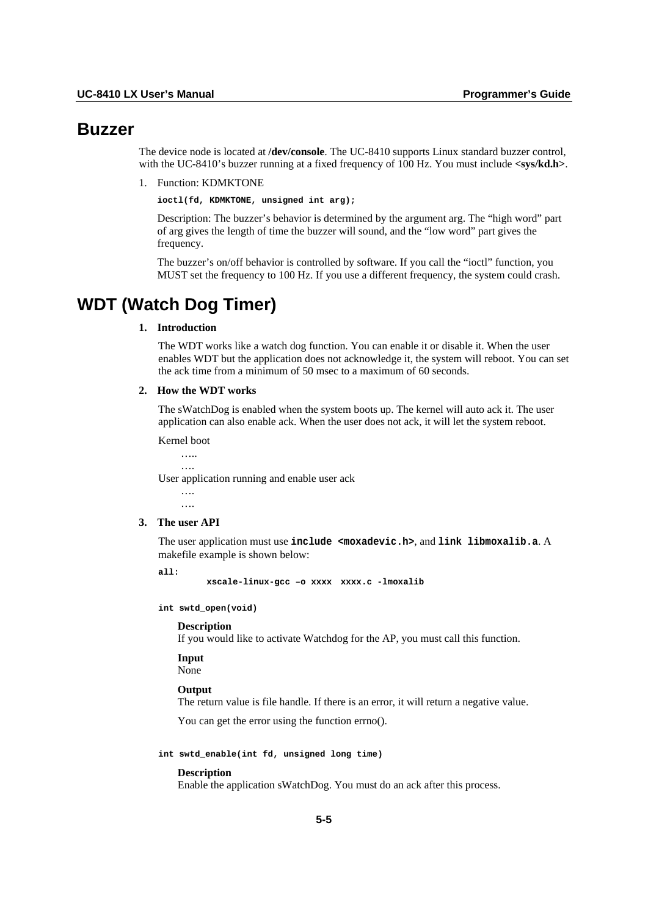# Buzzer

The device node is located at **/dev/console**. The UC-8410 supports Linux standard buzzer control, with the UC-8410's buzzer running at a fixed frequency of 100 Hz. You must include **<sys/kd.h>**.

1. Function: KDMKTONE

   ```
   ioctl(fd, KDMKTONE, unsigned int arg);
   ```

   Description: The buzzer's behavior is determined by the argument arg. The "high word" part of arg gives the length of time the buzzer will sound, and the "low word" part gives the frequency.

   The buzzer's on/off behavior is controlled by software. If you call the "ioctl" function, you MUST set the frequency to 100 Hz. If you use a different frequency, the system could crash.

# WDT (Watch Dog Timer)

**1. Introduction**

The WDT works like a watch dog function. You can enable it or disable it. When the user enables WDT but the application does not acknowledge it, the system will reboot. You can set the ack time from a minimum of 50 msec to a maximum of 60 seconds.

**2. How the WDT works**

The sWatchDog is enabled when the system boots up. The kernel will auto ack it. The user application can also enable ack. When the user does not ack, it will let the system reboot.

Kernel boot

    …..
    ….

User application running and enable user ack

    ….
    ….

**3. The user API**

The user application must use **`include <moxadevic.h>`**, and **`link libmoxalib.a`**. A makefile example is shown below:

```
all:
        xscale-linux-gcc –o xxxx  xxxx.c -lmoxalib
```

```
int swtd_open(void)
```

**Description**
If you would like to activate Watchdog for the AP, you must call this function.

**Input**
None

**Output**
The return value is file handle. If there is an error, it will return a negative value.

You can get the error using the function errno().

```
int swtd_enable(int fd, unsigned long time)
```

**Description**
Enable the application sWatchDog. You must do an ack after this process.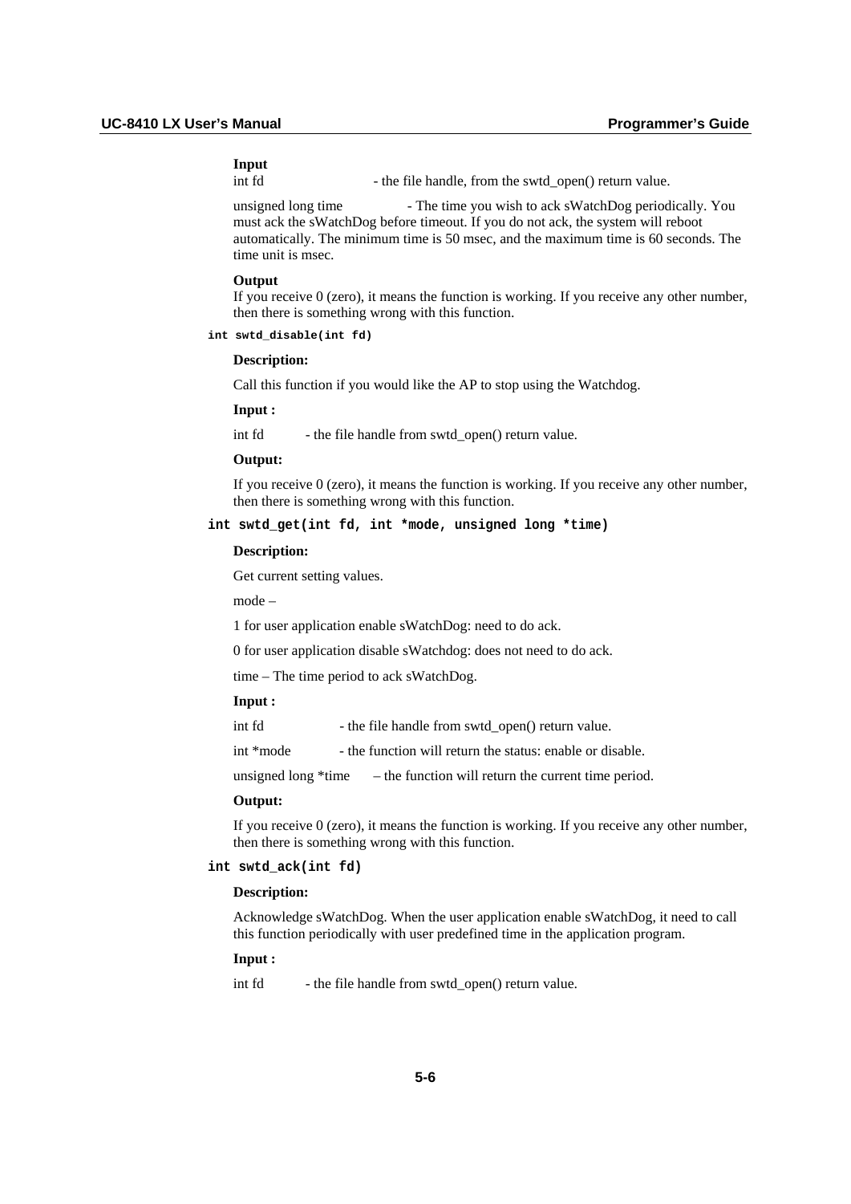**Input**

int fd - the file handle, from the swtd_open() return value.

unsigned long time - The time you wish to ack sWatchDog periodically. You must ack the sWatchDog before timeout. If you do not ack, the system will reboot automatically. The minimum time is 50 msec, and the maximum time is 60 seconds. The time unit is msec.

**Output**

If you receive 0 (zero), it means the function is working. If you receive any other number, then there is something wrong with this function.

`int swtd_disable(int fd)`

**Description:**

Call this function if you would like the AP to stop using the Watchdog.

**Input :**

int fd - the file handle from swtd_open() return value.

**Output:**

If you receive 0 (zero), it means the function is working. If you receive any other number, then there is something wrong with this function.

`int swtd_get(int fd, int *mode, unsigned long *time)`

**Description:**

Get current setting values.

mode –

1 for user application enable sWatchDog: need to do ack.

0 for user application disable sWatchdog: does not need to do ack.

time – The time period to ack sWatchDog.

**Input :**

int fd - the file handle from swtd_open() return value.

int *mode - the function will return the status: enable or disable.

unsigned long *time – the function will return the current time period.

**Output:**

If you receive 0 (zero), it means the function is working. If you receive any other number, then there is something wrong with this function.

`int swtd_ack(int fd)`

**Description:**

Acknowledge sWatchDog. When the user application enable sWatchDog, it need to call this function periodically with user predefined time in the application program.

**Input :**

int fd - the file handle from swtd_open() return value.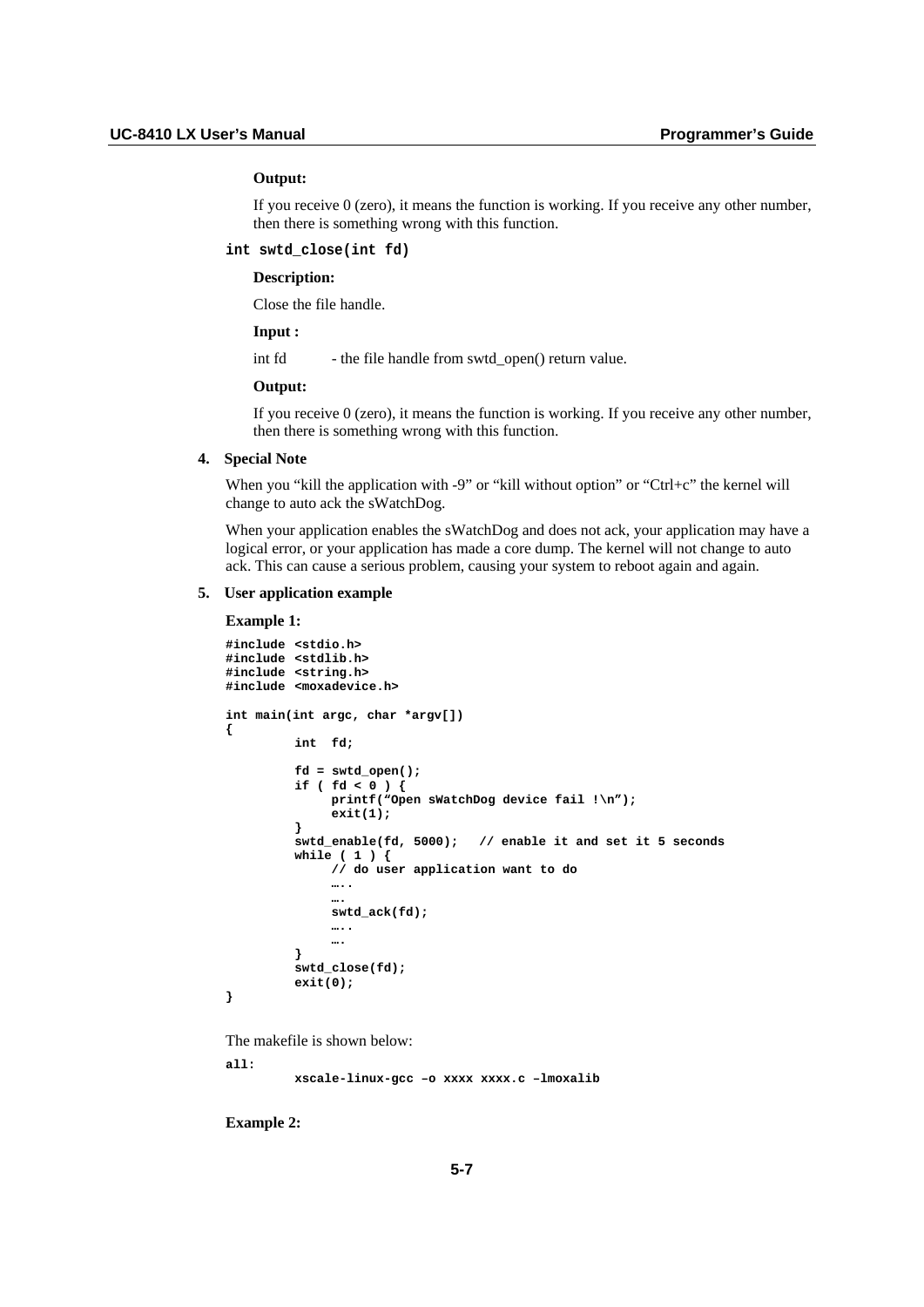**Output:**

If you receive 0 (zero), it means the function is working. If you receive any other number, then there is something wrong with this function.

**`int swtd_close(int fd)`**

**Description:**

Close the file handle.

**Input :**

int fd - the file handle from swtd_open() return value.

**Output:**

If you receive 0 (zero), it means the function is working. If you receive any other number, then there is something wrong with this function.

**4. Special Note**

When you “kill the application with -9” or “kill without option” or “Ctrl+c” the kernel will change to auto ack the sWatchDog.

When your application enables the sWatchDog and does not ack, your application may have a logical error, or your application has made a core dump. The kernel will not change to auto ack. This can cause a serious problem, causing your system to reboot again and again.

**5. User application example**

**Example 1:**

```
#include <stdio.h>
#include <stdlib.h>
#include <string.h>
#include <moxadevice.h>

int main(int argc, char *argv[])
{
         int  fd;

         fd = swtd_open();
         if ( fd < 0 ) {
              printf(“Open sWatchDog device fail !\n”);
              exit(1);
         }
         swtd_enable(fd, 5000);   // enable it and set it 5 seconds
         while ( 1 ) {
              // do user application want to do
              …..
              ….
              swtd_ack(fd);
              …..
              ….
         }
         swtd_close(fd);
         exit(0);
}
```

The makefile is shown below:

```
all:
         xscale-linux-gcc –o xxxx xxxx.c –lmoxalib
```

**Example 2:**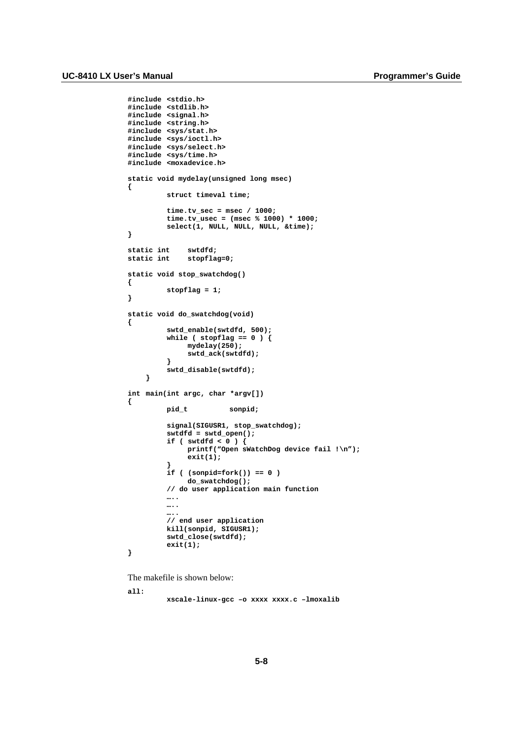```
#include <stdio.h>
#include <stdlib.h>
#include <signal.h>
#include <string.h>
#include <sys/stat.h>
#include <sys/ioctl.h>
#include <sys/select.h>
#include <sys/time.h>
#include <moxadevice.h>

static void mydelay(unsigned long msec)
{
         struct timeval time;

         time.tv_sec = msec / 1000;
         time.tv_usec = (msec % 1000) * 1000;
         select(1, NULL, NULL, NULL, &time);
}

static int    swtdfd;
static int    stopflag=0;

static void stop_swatchdog()
{
         stopflag = 1;
}

static void do_swatchdog(void)
{
         swtd_enable(swtdfd, 500);
         while ( stopflag == 0 ) {
              mydelay(250);
              swtd_ack(swtdfd);
         }
         swtd_disable(swtdfd);
    }

int main(int argc, char *argv[])
{
         pid_t          sonpid;

         signal(SIGUSR1, stop_swatchdog);
         swtdfd = swtd_open();
         if ( swtdfd < 0 ) {
              printf("Open sWatchDog device fail !\n");
              exit(1);
         }
         if ( (sonpid=fork()) == 0 )
              do_swatchdog();
         // do user application main function
         …..
         …..
         …..
         // end user application
         kill(sonpid, SIGUSR1);
         swtd_close(swtdfd);
         exit(1);
}
```

The makefile is shown below:

```
all:
         xscale-linux-gcc –o xxxx xxxx.c –lmoxalib
```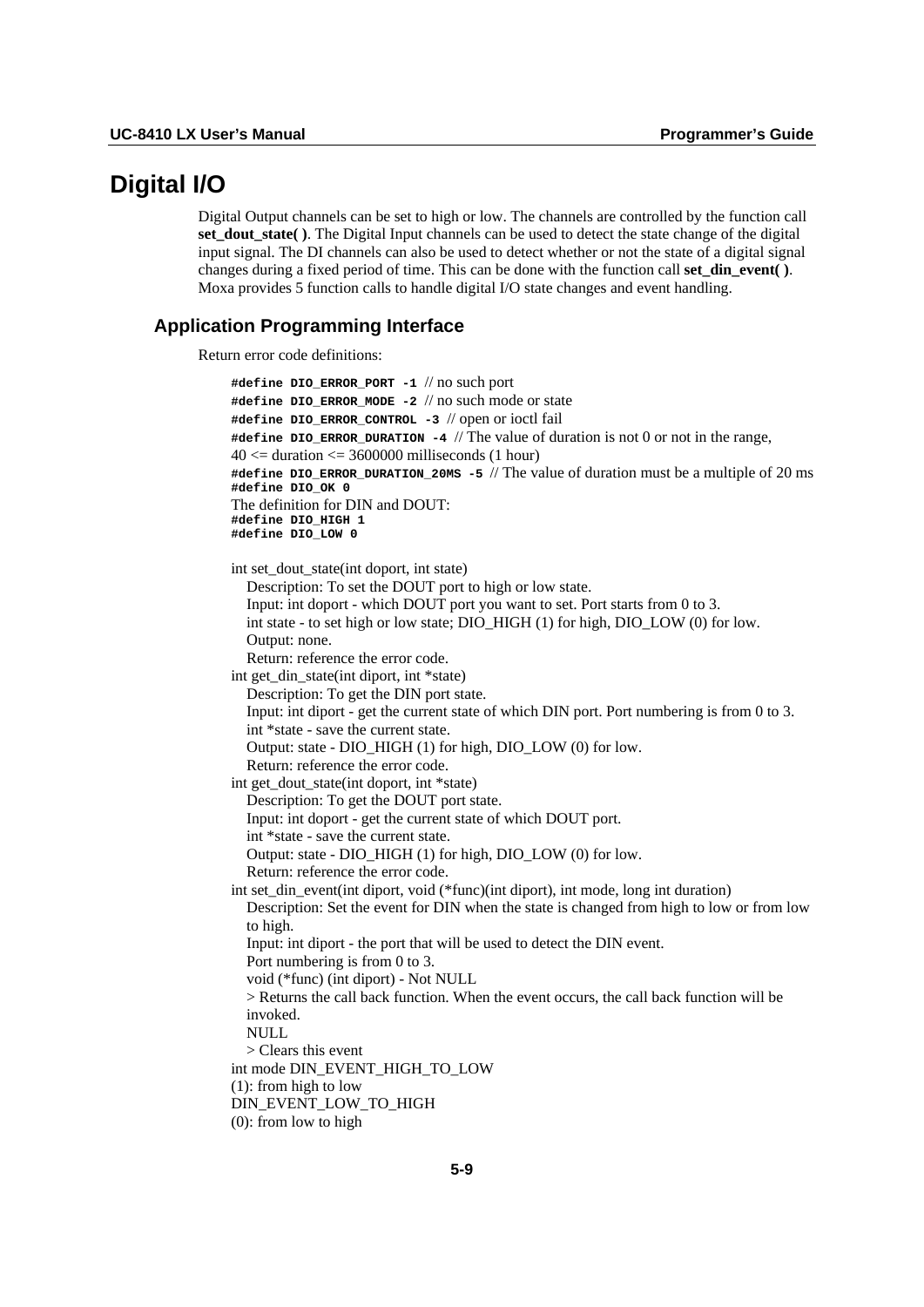# Digital I/O

Digital Output channels can be set to high or low. The channels are controlled by the function call **set_dout_state( )**. The Digital Input channels can be used to detect the state change of the digital input signal. The DI channels can also be used to detect whether or not the state of a digital signal changes during a fixed period of time. This can be done with the function call **set_din_event( )**. Moxa provides 5 function calls to handle digital I/O state changes and event handling.

## Application Programming Interface

Return error code definitions:

```
#define DIO_ERROR_PORT -1  // no such port
#define DIO_ERROR_MODE -2  // no such mode or state
#define DIO_ERROR_CONTROL -3  // open or ioctl fail
#define DIO_ERROR_DURATION -4  // The value of duration is not 0 or not in the range,
40 <= duration <= 3600000 milliseconds (1 hour)
#define DIO_ERROR_DURATION_20MS -5  // The value of duration must be a multiple of 20 ms
#define DIO_OK 0
The definition for DIN and DOUT:
#define DIO_HIGH 1
#define DIO_LOW 0
```

int set_dout_state(int doport, int state)
  Description: To set the DOUT port to high or low state.
  Input: int doport - which DOUT port you want to set. Port starts from 0 to 3.
  int state - to set high or low state; DIO_HIGH (1) for high, DIO_LOW (0) for low.
  Output: none.
  Return: reference the error code.

int get_din_state(int diport, int *state)
  Description: To get the DIN port state.
  Input: int diport - get the current state of which DIN port. Port numbering is from 0 to 3.
  int *state - save the current state.
  Output: state - DIO_HIGH (1) for high, DIO_LOW (0) for low.
  Return: reference the error code.

int get_dout_state(int doport, int *state)
  Description: To get the DOUT port state.
  Input: int doport - get the current state of which DOUT port.
  int *state - save the current state.
  Output: state - DIO_HIGH (1) for high, DIO_LOW (0) for low.
  Return: reference the error code.

int set_din_event(int diport, void (*func)(int diport), int mode, long int duration)
  Description: Set the event for DIN when the state is changed from high to low or from low to high.
  Input: int diport - the port that will be used to detect the DIN event.
  Port numbering is from 0 to 3.
  void (*func) (int diport) - Not NULL
  > Returns the call back function. When the event occurs, the call back function will be invoked.
  NULL
  > Clears this event

int mode DIN_EVENT_HIGH_TO_LOW
(1): from high to low
DIN_EVENT_LOW_TO_HIGH
(0): from low to high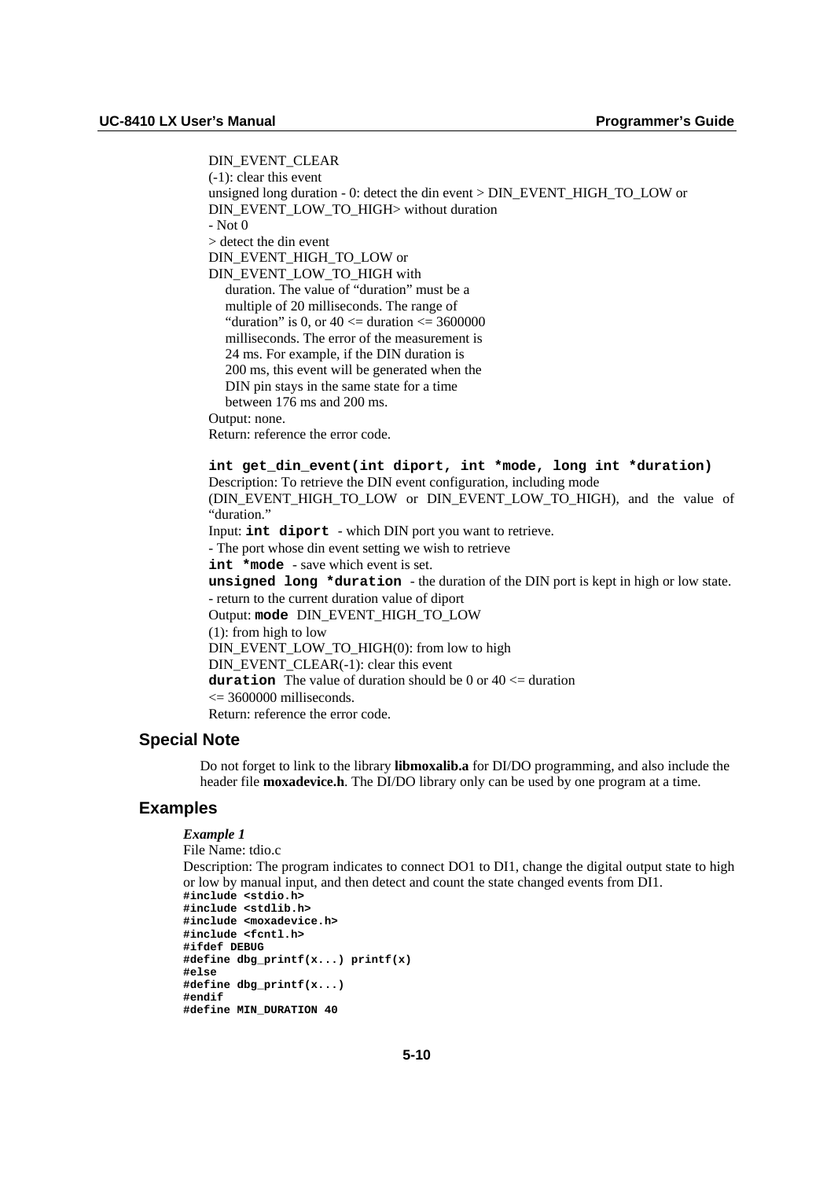DIN_EVENT_CLEAR
(-1): clear this event
unsigned long duration - 0: detect the din event > DIN_EVENT_HIGH_TO_LOW or DIN_EVENT_LOW_TO_HIGH> without duration
- Not 0
> detect the din event
DIN_EVENT_HIGH_TO_LOW or
DIN_EVENT_LOW_TO_HIGH with
duration. The value of "duration" must be a multiple of 20 milliseconds. The range of "duration" is 0, or 40 <= duration <= 3600000 milliseconds. The error of the measurement is 24 ms. For example, if the DIN duration is 200 ms, this event will be generated when the DIN pin stays in the same state for a time between 176 ms and 200 ms.
Output: none.
Return: reference the error code.

**`int get_din_event(int diport, int *mode, long int *duration)`**
Description: To retrieve the DIN event configuration, including mode (DIN_EVENT_HIGH_TO_LOW or DIN_EVENT_LOW_TO_HIGH), and the value of "duration."
Input: **`int diport`** - which DIN port you want to retrieve.
- The port whose din event setting we wish to retrieve
**`int *mode`** - save which event is set.
**`unsigned long *duration`** - the duration of the DIN port is kept in high or low state.
- return to the current duration value of diport
Output: **`mode`** DIN_EVENT_HIGH_TO_LOW
(1): from high to low
DIN_EVENT_LOW_TO_HIGH(0): from low to high
DIN_EVENT_CLEAR(-1): clear this event
**`duration`** The value of duration should be 0 or 40 <= duration <= 3600000 milliseconds.
Return: reference the error code.

## Special Note

Do not forget to link to the library **libmoxalib.a** for DI/DO programming, and also include the header file **moxadevice.h**. The DI/DO library only can be used by one program at a time.

## Examples

***Example 1***
File Name: tdio.c
Description: The program indicates to connect DO1 to DI1, change the digital output state to high or low by manual input, and then detect and count the state changed events from DI1.

```
#include <stdio.h>
#include <stdlib.h>
#include <moxadevice.h>
#include <fcntl.h>
#ifdef DEBUG
#define dbg_printf(x...) printf(x)
#else
#define dbg_printf(x...)
#endif
#define MIN_DURATION 40
```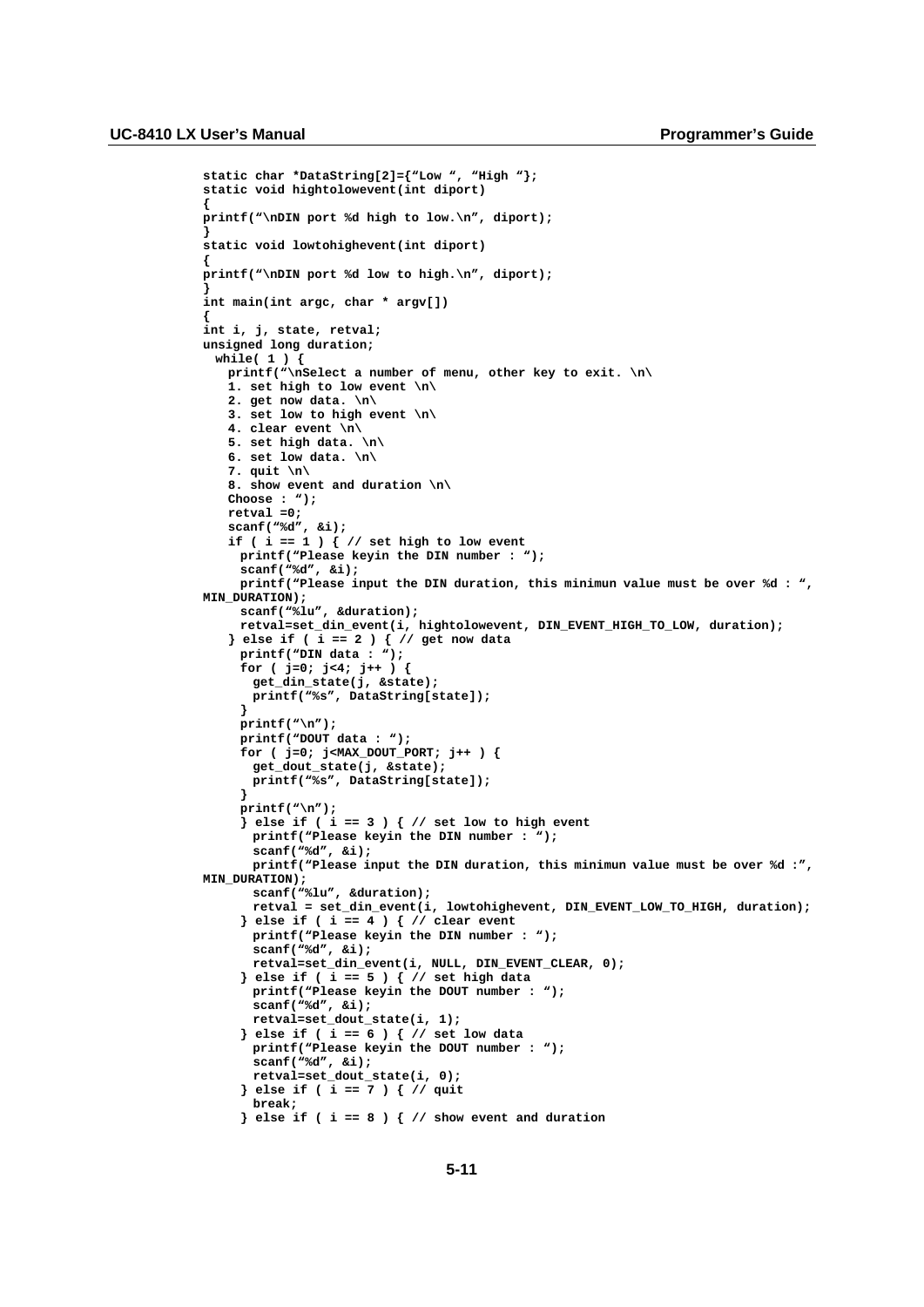```
static char *DataString[2]={"Low ", "High "};
static void hightolowevent(int diport)
{
printf("\nDIN port %d high to low.\n", diport);
}
static void lowtohighevent(int diport)
{
printf("\nDIN port %d low to high.\n", diport);
}
int main(int argc, char * argv[])
{
int i, j, state, retval;
unsigned long duration;
  while( 1 ) {
    printf("\nSelect a number of menu, other key to exit. \n\
    1. set high to low event \n\
    2. get now data. \n\
    3. set low to high event \n\
    4. clear event \n\
    5. set high data. \n\
    6. set low data. \n\
    7. quit \n\
    8. show event and duration \n\
    Choose : ");
    retval =0;
    scanf("%d", &i);
    if ( i == 1 ) { // set high to low event
      printf("Please keyin the DIN number : ");
      scanf("%d", &i);
      printf("Please input the DIN duration, this minimun value must be over %d : ",
MIN_DURATION);
      scanf("%lu", &duration);
      retval=set_din_event(i, hightolowevent, DIN_EVENT_HIGH_TO_LOW, duration);
    } else if ( i == 2 ) { // get now data
      printf("DIN data : ");
      for ( j=0; j<4; j++ ) {
        get_din_state(j, &state);
        printf("%s", DataString[state]);
      }
      printf("\n");
      printf("DOUT data : ");
      for ( j=0; j<MAX_DOUT_PORT; j++ ) {
        get_dout_state(j, &state);
        printf("%s", DataString[state]);
      }
      printf("\n");
      } else if ( i == 3 ) { // set low to high event
        printf("Please keyin the DIN number : ");
        scanf("%d", &i);
        printf("Please input the DIN duration, this minimun value must be over %d :",
MIN_DURATION);
        scanf("%lu", &duration);
        retval = set_din_event(i, lowtohighevent, DIN_EVENT_LOW_TO_HIGH, duration);
      } else if ( i == 4 ) { // clear event
        printf("Please keyin the DIN number : ");
        scanf("%d", &i);
        retval=set_din_event(i, NULL, DIN_EVENT_CLEAR, 0);
      } else if ( i == 5 ) { // set high data
        printf("Please keyin the DOUT number : ");
        scanf("%d", &i);
        retval=set_dout_state(i, 1);
      } else if ( i == 6 ) { // set low data
        printf("Please keyin the DOUT number : ");
        scanf("%d", &i);
        retval=set_dout_state(i, 0);
      } else if ( i == 7 ) { // quit
        break;
      } else if ( i == 8 ) { // show event and duration
```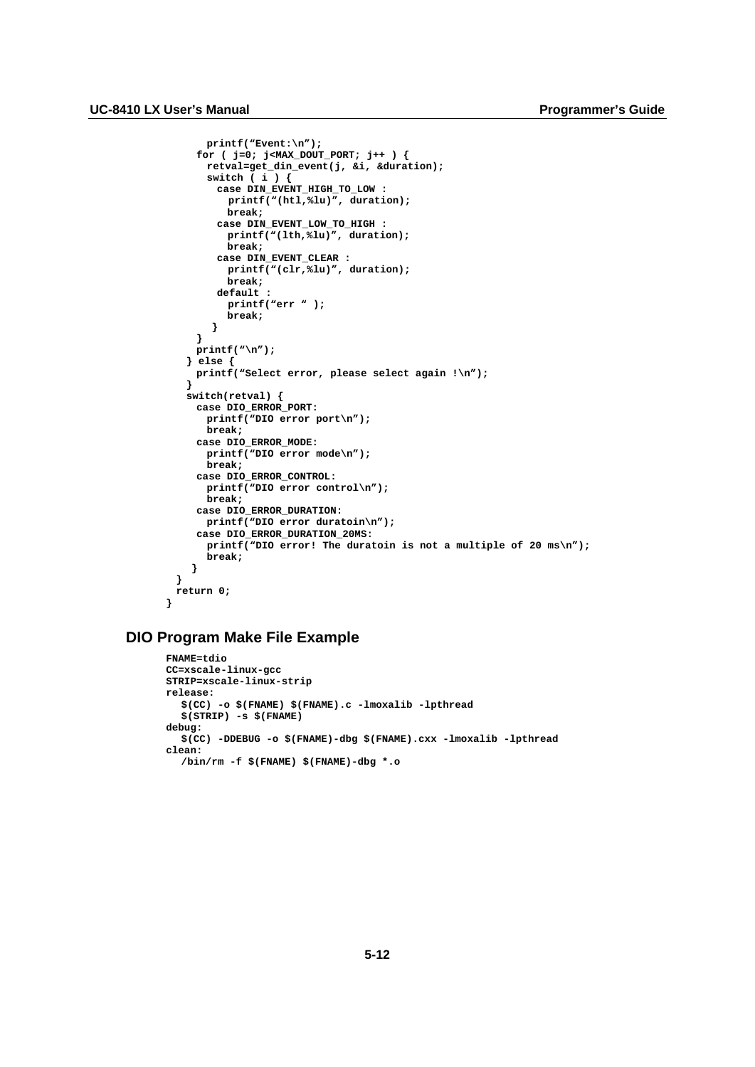```
      printf("Event:\n");
    for ( j=0; j<MAX_DOUT_PORT; j++ ) {
      retval=get_din_event(j, &i, &duration);
      switch ( i ) {
        case DIN_EVENT_HIGH_TO_LOW :
          printf("(htl,%lu)", duration);
          break;
        case DIN_EVENT_LOW_TO_HIGH :
          printf("(lth,%lu)", duration);
          break;
        case DIN_EVENT_CLEAR :
          printf("(clr,%lu)", duration);
          break;
        default :
          printf("err " );
          break;
       }
    }
    printf("\n");
  } else {
    printf("Select error, please select again !\n");
  }
  switch(retval) {
    case DIO_ERROR_PORT:
      printf("DIO error port\n");
      break;
    case DIO_ERROR_MODE:
      printf("DIO error mode\n");
      break;
    case DIO_ERROR_CONTROL:
      printf("DIO error control\n");
      break;
    case DIO_ERROR_DURATION:
      printf("DIO error duratoin\n");
    case DIO_ERROR_DURATION_20MS:
      printf("DIO error! The duratoin is not a multiple of 20 ms\n");
      break;
   }
 }
 return 0;
}
```

## DIO Program Make File Example

```
FNAME=tdio
CC=xscale-linux-gcc
STRIP=xscale-linux-strip
release:
   $(CC) -o $(FNAME) $(FNAME).c -lmoxalib -lpthread
   $(STRIP) -s $(FNAME)
debug:
   $(CC) -DDEBUG -o $(FNAME)-dbg $(FNAME).cxx -lmoxalib -lpthread
clean:
   /bin/rm -f $(FNAME) $(FNAME)-dbg *.o
```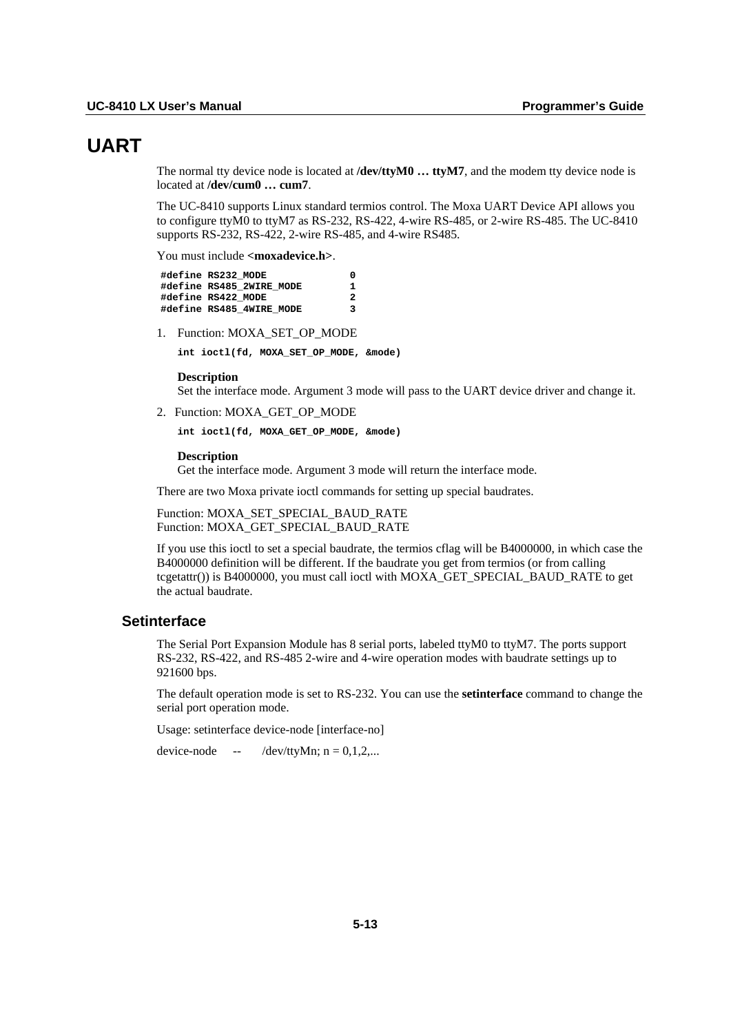# UART

The normal tty device node is located at **/dev/ttyM0 … ttyM7**, and the modem tty device node is located at **/dev/cum0 … cum7**.

The UC-8410 supports Linux standard termios control. The Moxa UART Device API allows you to configure ttyM0 to ttyM7 as RS-232, RS-422, 4-wire RS-485, or 2-wire RS-485. The UC-8410 supports RS-232, RS-422, 2-wire RS-485, and 4-wire RS485.

You must include **<moxadevice.h>**.

```
#define RS232_MODE             0
#define RS485_2WIRE_MODE       1
#define RS422_MODE             2
#define RS485_4WIRE_MODE       3
```

1. Function: MOXA_SET_OP_MODE

   ```
   int ioctl(fd, MOXA_SET_OP_MODE, &mode)
   ```

   **Description**
   Set the interface mode. Argument 3 mode will pass to the UART device driver and change it.

2. Function: MOXA_GET_OP_MODE

   ```
   int ioctl(fd, MOXA_GET_OP_MODE, &mode)
   ```

   **Description**
   Get the interface mode. Argument 3 mode will return the interface mode.

There are two Moxa private ioctl commands for setting up special baudrates.

Function: MOXA_SET_SPECIAL_BAUD_RATE
Function: MOXA_GET_SPECIAL_BAUD_RATE

If you use this ioctl to set a special baudrate, the termios cflag will be B4000000, in which case the B4000000 definition will be different. If the baudrate you get from termios (or from calling tcgetattr()) is B4000000, you must call ioctl with MOXA_GET_SPECIAL_BAUD_RATE to get the actual baudrate.

## Setinterface

The Serial Port Expansion Module has 8 serial ports, labeled ttyM0 to ttyM7. The ports support RS-232, RS-422, and RS-485 2-wire and 4-wire operation modes with baudrate settings up to 921600 bps.

The default operation mode is set to RS-232. You can use the **setinterface** command to change the serial port operation mode.

Usage: setinterface device-node [interface-no]

device-node -- /dev/ttyMn; n = 0,1,2,...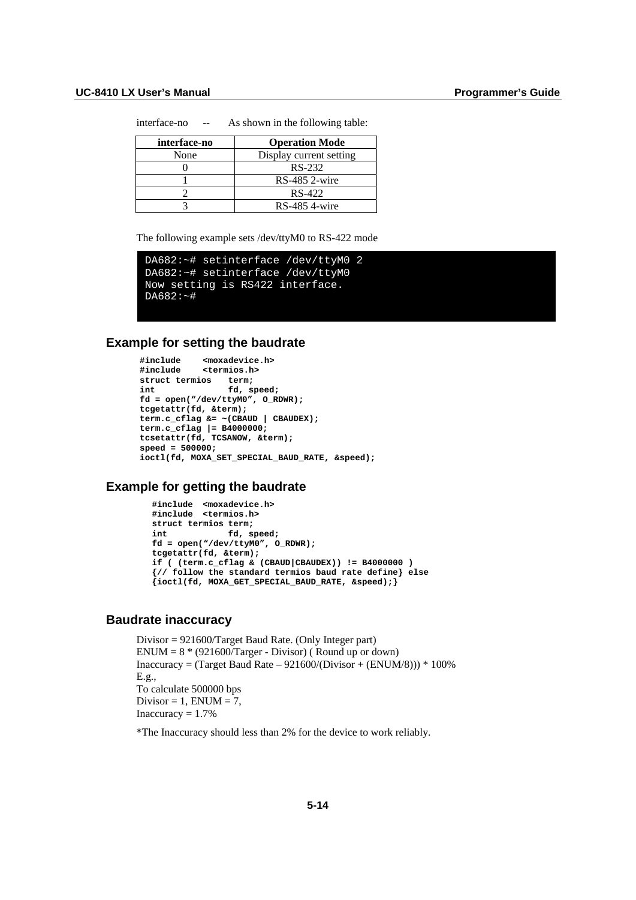interface-no -- As shown in the following table:

| interface-no | Operation Mode |
|---|---|
| None | Display current setting |
| 0 | RS-232 |
| 1 | RS-485 2-wire |
| 2 | RS-422 |
| 3 | RS-485 4-wire |

The following example sets /dev/ttyM0 to RS-422 mode

```
DA682:~# setinterface /dev/ttyM0 2
DA682:~# setinterface /dev/ttyM0
Now setting is RS422 interface.
DA682:~#
```

### Example for setting the baudrate

```
#include    <moxadevice.h>
#include    <termios.h>
struct termios   term;
int              fd, speed;
fd = open("/dev/ttyM0", O_RDWR);
tcgetattr(fd, &term);
term.c_cflag &= ~(CBAUD | CBAUDEX);
term.c_cflag |= B4000000;
tcsetattr(fd, TCSANOW, &term);
speed = 500000;
ioctl(fd, MOXA_SET_SPECIAL_BAUD_RATE, &speed);
```

### Example for getting the baudrate

```
#include  <moxadevice.h>
#include  <termios.h>
struct termios term;
int            fd, speed;
fd = open("/dev/ttyM0", O_RDWR);
tcgetattr(fd, &term);
if ( (term.c_cflag & (CBAUD|CBAUDEX)) != B4000000 )
{// follow the standard termios baud rate define} else
{ioctl(fd, MOXA_GET_SPECIAL_BAUD_RATE, &speed);}
```

### Baudrate inaccuracy

Divisor = 921600/Target Baud Rate. (Only Integer part)
ENUM = 8 * (921600/Targer - Divisor) ( Round up or down)
Inaccuracy = (Target Baud Rate – 921600/(Divisor + (ENUM/8))) * 100%
E.g.,
To calculate 500000 bps
Divisor = 1, ENUM = 7,
Inaccuracy = 1.7%

*The Inaccuracy should less than 2% for the device to work reliably.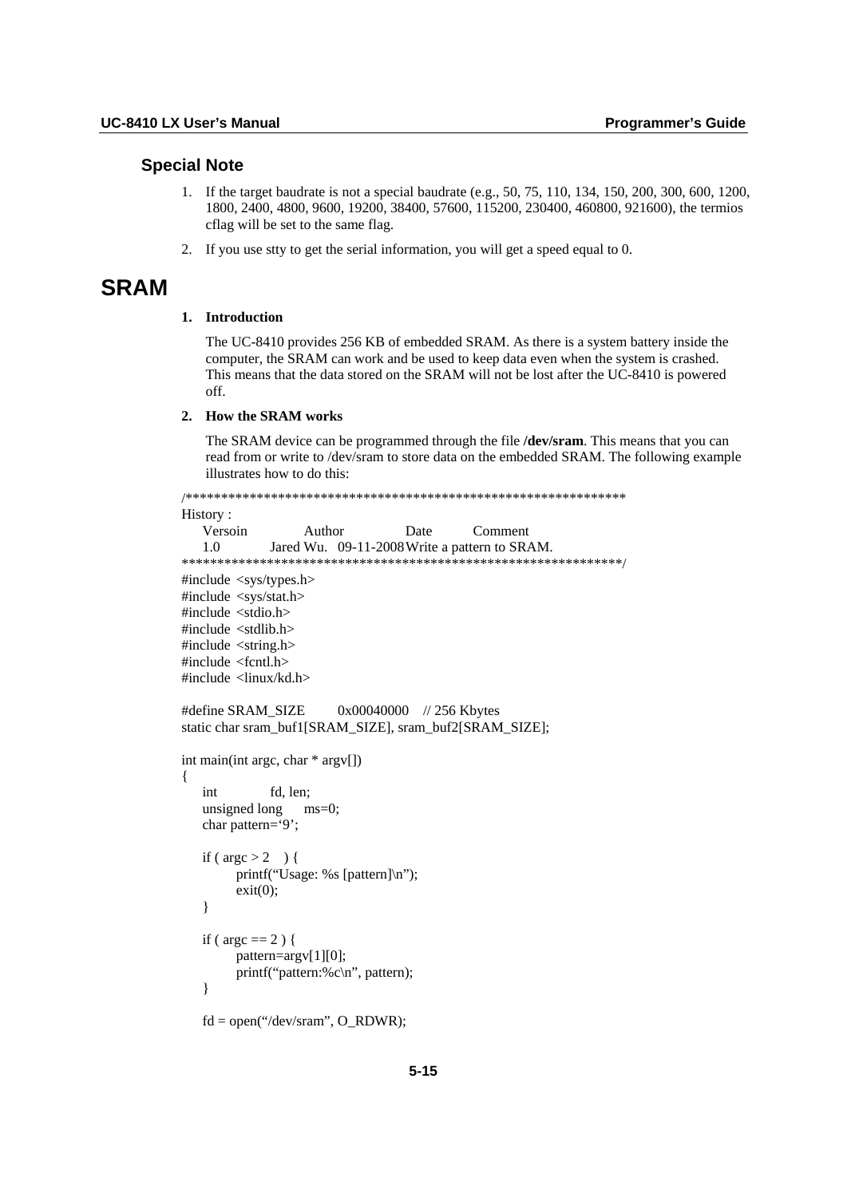### Special Note

1. If the target baudrate is not a special baudrate (e.g., 50, 75, 110, 134, 150, 200, 300, 600, 1200, 1800, 2400, 4800, 9600, 19200, 38400, 57600, 115200, 230400, 460800, 921600), the termios cflag will be set to the same flag.
2. If you use stty to get the serial information, you will get a speed equal to 0.

# SRAM

**1. Introduction**

The UC-8410 provides 256 KB of embedded SRAM. As there is a system battery inside the computer, the SRAM can work and be used to keep data even when the system is crashed. This means that the data stored on the SRAM will not be lost after the UC-8410 is powered off.

**2. How the SRAM works**

The SRAM device can be programmed through the file **/dev/sram**. This means that you can read from or write to /dev/sram to store data on the embedded SRAM. The following example illustrates how to do this:

```
/****************************************************************
History :
    Versoin        Author         Date        Comment
    1.0         Jared Wu.   09-11-2008 Write a pattern to SRAM.
****************************************************************/
#include <sys/types.h>
#include <sys/stat.h>
#include <stdio.h>
#include <stdlib.h>
#include <string.h>
#include <fcntl.h>
#include <linux/kd.h>

#define SRAM_SIZE       0x00040000    // 256 Kbytes
static char sram_buf1[SRAM_SIZE], sram_buf2[SRAM_SIZE];

int main(int argc, char * argv[])
{
    int           fd, len;
    unsigned long    ms=0;
    char pattern='9';

    if ( argc > 2    ) {
          printf("Usage: %s [pattern]\n");
          exit(0);
    }

    if ( argc == 2 ) {
          pattern=argv[1][0];
          printf("pattern:%c\n", pattern);
    }

    fd = open("/dev/sram", O_RDWR);
```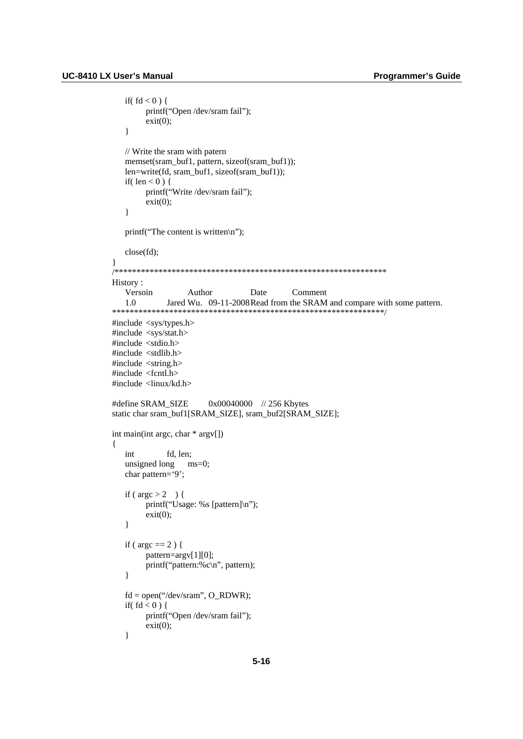```
    if( fd < 0 ) {
        printf("Open /dev/sram fail");
        exit(0);
    }

    // Write the sram with patern
    memset(sram_buf1, pattern, sizeof(sram_buf1));
    len=write(fd, sram_buf1, sizeof(sram_buf1));
    if( len < 0 ) {
        printf("Write /dev/sram fail");
        exit(0);
    }

    printf("The content is written\n");

    close(fd);
}
/***************************************************************
History :
    Versoin         Author          Date        Comment
    1.0         Jared Wu.   09-11-2008 Read from the SRAM and compare with some pattern.
***************************************************************/
#include <sys/types.h>
#include <sys/stat.h>
#include <stdio.h>
#include <stdlib.h>
#include <string.h>
#include <fcntl.h>
#include <linux/kd.h>

#define SRAM_SIZE       0x00040000   // 256 Kbytes
static char sram_buf1[SRAM_SIZE], sram_buf2[SRAM_SIZE];

int main(int argc, char * argv[])
{
    int         fd, len;
    unsigned long    ms=0;
    char pattern='9';

    if ( argc > 2   ) {
        printf("Usage: %s [pattern]\n");
        exit(0);
    }

    if ( argc == 2 ) {
        pattern=argv[1][0];
        printf("pattern:%c\n", pattern);
    }

    fd = open("/dev/sram", O_RDWR);
    if( fd < 0 ) {
        printf("Open /dev/sram fail");
        exit(0);
    }
```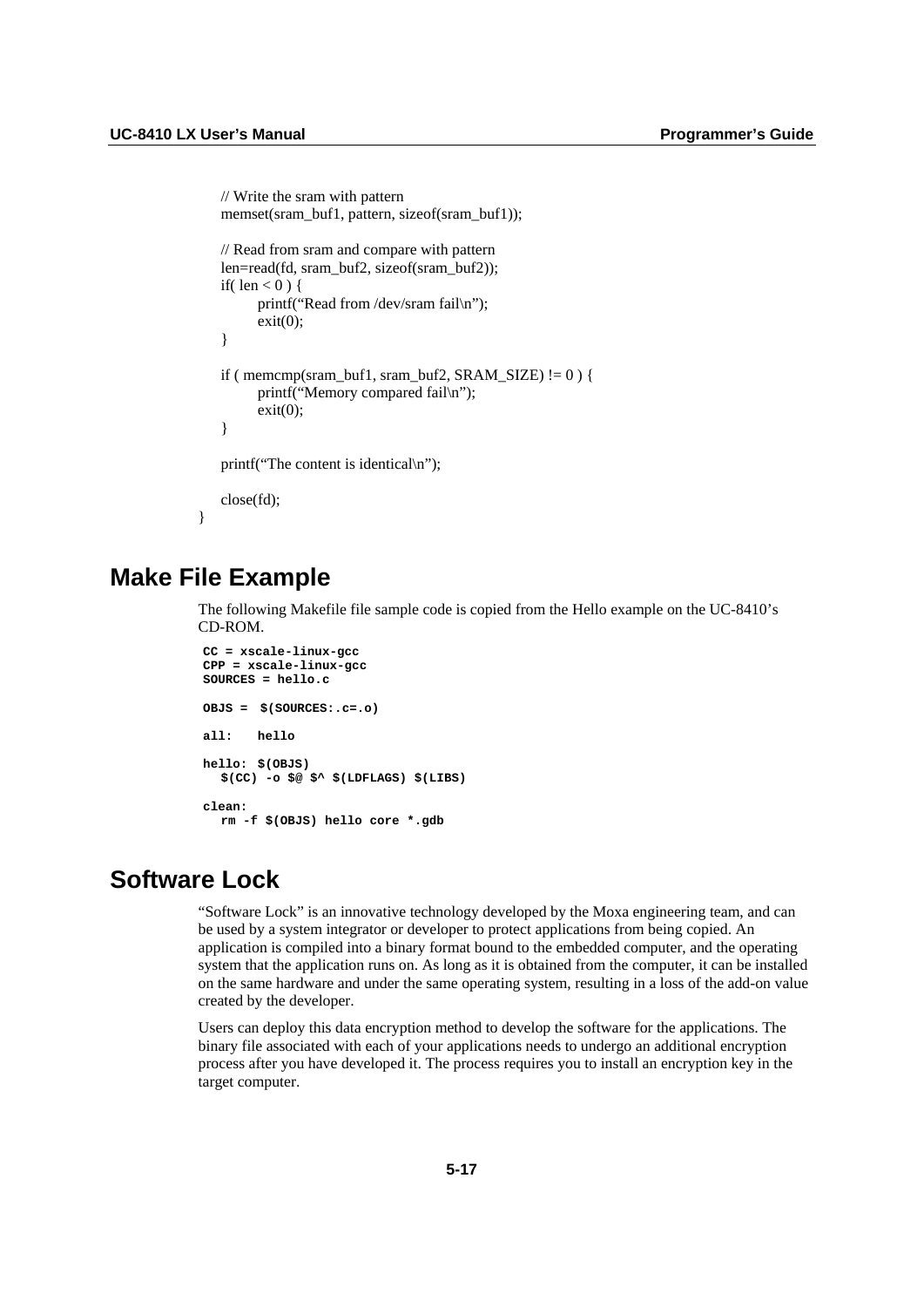```
    // Write the sram with pattern
    memset(sram_buf1, pattern, sizeof(sram_buf1));

    // Read from sram and compare with pattern
    len=read(fd, sram_buf2, sizeof(sram_buf2));
    if( len < 0 ) {
            printf("Read from /dev/sram fail\n");
            exit(0);
    }

    if ( memcmp(sram_buf1, sram_buf2, SRAM_SIZE) != 0 ) {
            printf("Memory compared fail\n");
            exit(0);
    }

    printf("The content is identical\n");

    close(fd);
}
```

## Make File Example

The following Makefile file sample code is copied from the Hello example on the UC-8410's CD-ROM.

```
CC = xscale-linux-gcc
CPP = xscale-linux-gcc
SOURCES = hello.c

OBJS =  $(SOURCES:.c=.o)

all:    hello

hello: $(OBJS)
   $(CC) -o $@ $^ $(LDFLAGS) $(LIBS)

clean:
   rm -f $(OBJS) hello core *.gdb
```

## Software Lock

"Software Lock" is an innovative technology developed by the Moxa engineering team, and can be used by a system integrator or developer to protect applications from being copied. An application is compiled into a binary format bound to the embedded computer, and the operating system that the application runs on. As long as it is obtained from the computer, it can be installed on the same hardware and under the same operating system, resulting in a loss of the add-on value created by the developer.

Users can deploy this data encryption method to develop the software for the applications. The binary file associated with each of your applications needs to undergo an additional encryption process after you have developed it. The process requires you to install an encryption key in the target computer.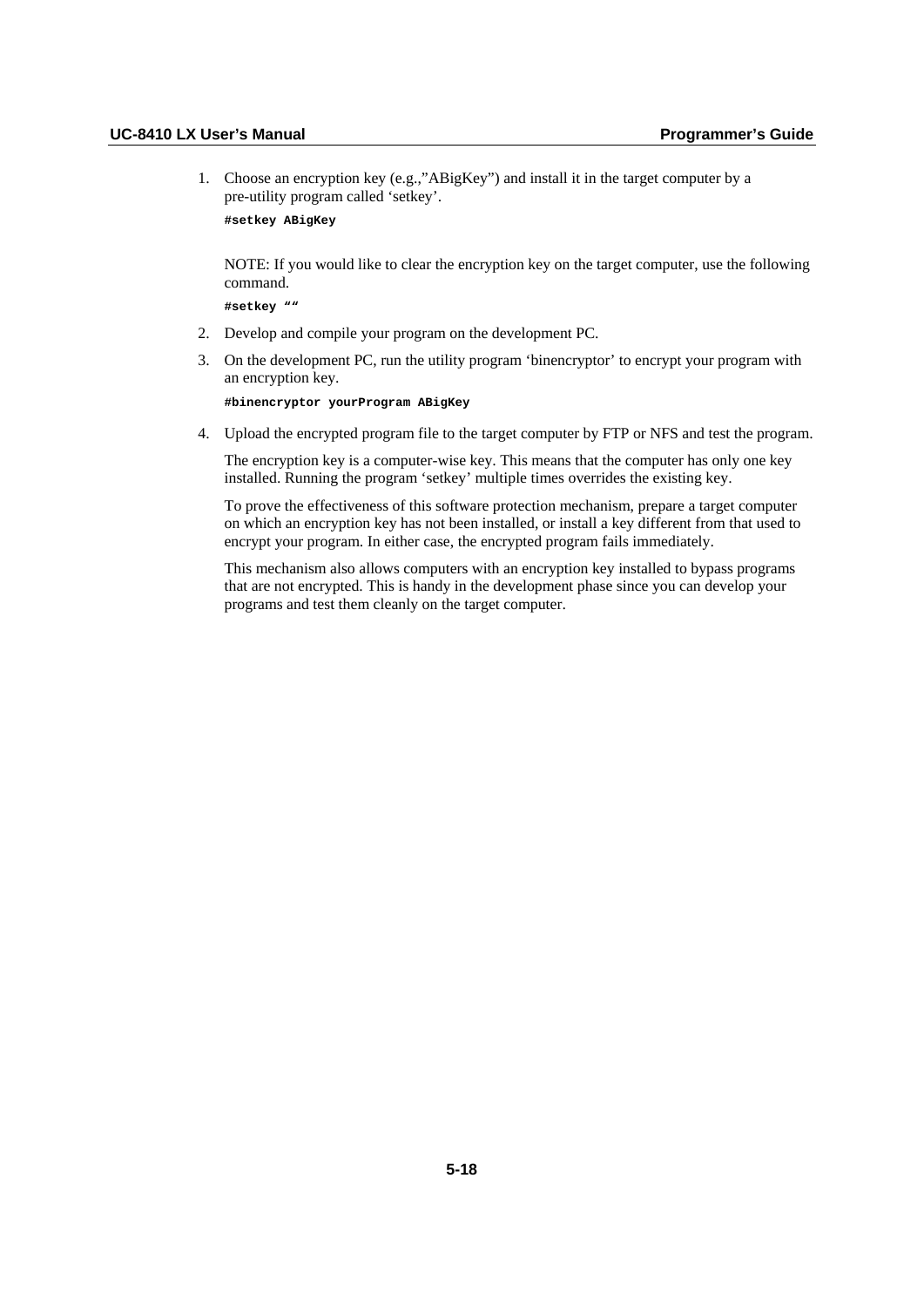1. Choose an encryption key (e.g.,”ABigKey”) and install it in the target computer by a pre-utility program called ‘setkey’.

   ```
   #setkey ABigKey
   ```

   NOTE: If you would like to clear the encryption key on the target computer, use the following command.

   ```
   #setkey ""
   ```

2. Develop and compile your program on the development PC.
3. On the development PC, run the utility program ‘binencryptor’ to encrypt your program with an encryption key.

   ```
   #binencryptor yourProgram ABigKey
   ```

4. Upload the encrypted program file to the target computer by FTP or NFS and test the program.

   The encryption key is a computer-wise key. This means that the computer has only one key installed. Running the program ‘setkey’ multiple times overrides the existing key.

   To prove the effectiveness of this software protection mechanism, prepare a target computer on which an encryption key has not been installed, or install a key different from that used to encrypt your program. In either case, the encrypted program fails immediately.

   This mechanism also allows computers with an encryption key installed to bypass programs that are not encrypted. This is handy in the development phase since you can develop your programs and test them cleanly on the target computer.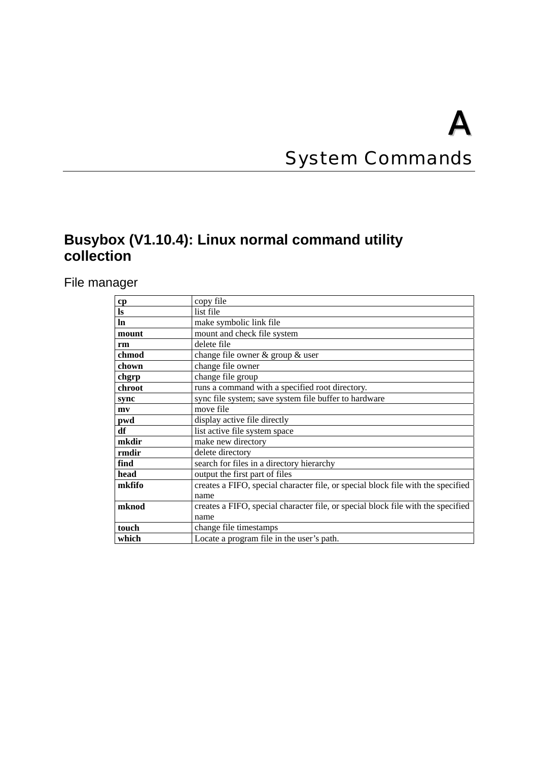# A

# System Commands

## Busybox (V1.10.4): Linux normal command utility collection

### File manager

| **cp** | copy file |
|---|---|
| **ls** | list file |
| **ln** | make symbolic link file |
| **mount** | mount and check file system |
| **rm** | delete file |
| **chmod** | change file owner & group & user |
| **chown** | change file owner |
| **chgrp** | change file group |
| **chroot** | runs a command with a specified root directory. |
| **sync** | sync file system; save system file buffer to hardware |
| **mv** | move file |
| **pwd** | display active file directly |
| **df** | list active file system space |
| **mkdir** | make new directory |
| **rmdir** | delete directory |
| **find** | search for files in a directory hierarchy |
| **head** | output the first part of files |
| **mkfifo** | creates a FIFO, special character file, or special block file with the specified name |
| **mknod** | creates a FIFO, special character file, or special block file with the specified name |
| **touch** | change file timestamps |
| **which** | Locate a program file in the user's path. |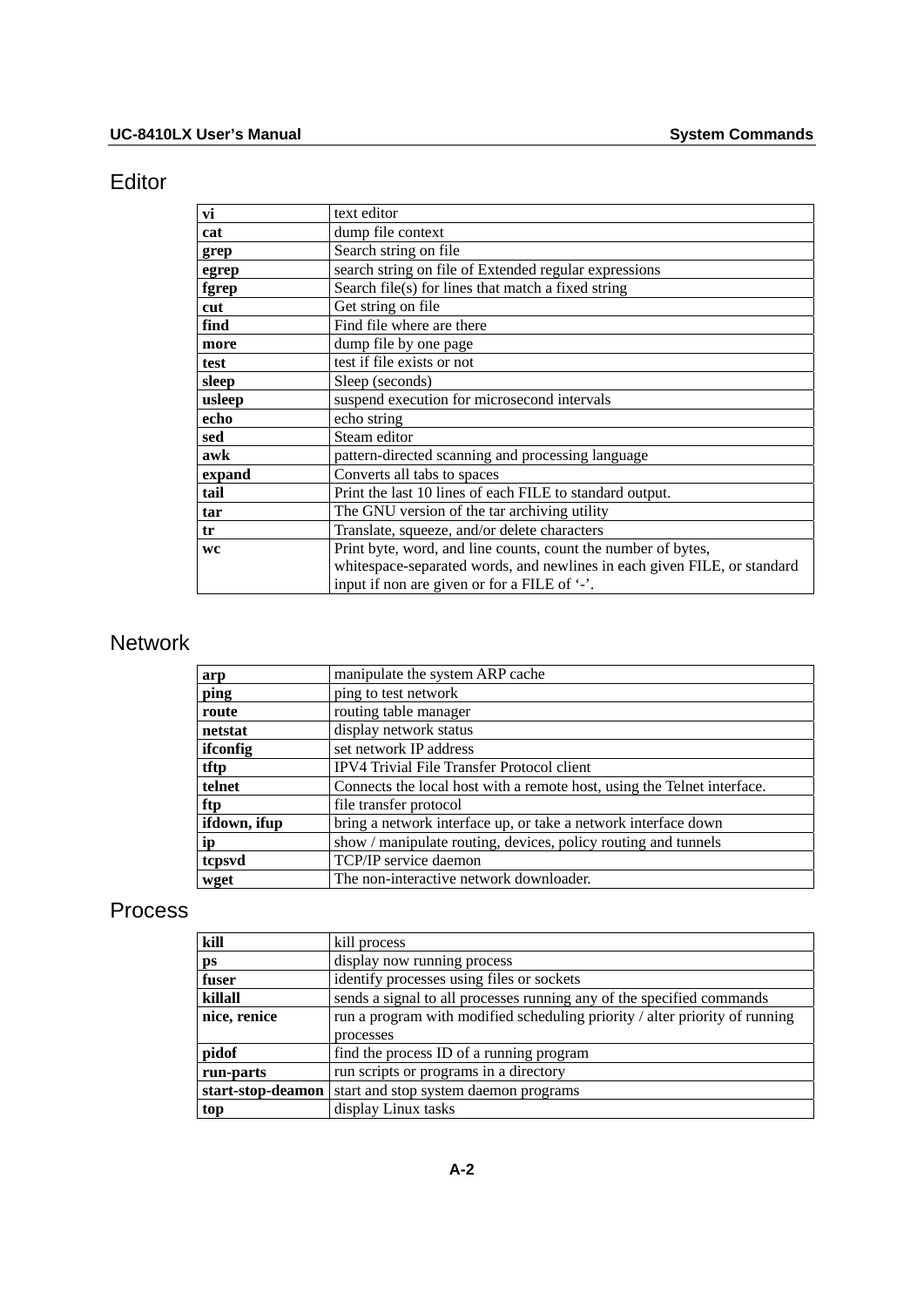## Editor

| | |
|---|---|
| **vi** | text editor |
| **cat** | dump file context |
| **grep** | Search string on file |
| **egrep** | search string on file of Extended regular expressions |
| **fgrep** | Search file(s) for lines that match a fixed string |
| **cut** | Get string on file |
| **find** | Find file where are there |
| **more** | dump file by one page |
| **test** | test if file exists or not |
| **sleep** | Sleep (seconds) |
| **usleep** | suspend execution for microsecond intervals |
| **echo** | echo string |
| **sed** | Steam editor |
| **awk** | pattern-directed scanning and processing language |
| **expand** | Converts all tabs to spaces |
| **tail** | Print the last 10 lines of each FILE to standard output. |
| **tar** | The GNU version of the tar archiving utility |
| **tr** | Translate, squeeze, and/or delete characters |
| **wc** | Print byte, word, and line counts, count the number of bytes, whitespace-separated words, and newlines in each given FILE, or standard input if non are given or for a FILE of '-'. |

## Network

| | |
|---|---|
| **arp** | manipulate the system ARP cache |
| **ping** | ping to test network |
| **route** | routing table manager |
| **netstat** | display network status |
| **ifconfig** | set network IP address |
| **tftp** | IPV4 Trivial File Transfer Protocol client |
| **telnet** | Connects the local host with a remote host, using the Telnet interface. |
| **ftp** | file transfer protocol |
| **ifdown, ifup** | bring a network interface up, or take a network interface down |
| **ip** | show / manipulate routing, devices, policy routing and tunnels |
| **tcpsvd** | TCP/IP service daemon |
| **wget** | The non-interactive network downloader. |

## Process

| | |
|---|---|
| **kill** | kill process |
| **ps** | display now running process |
| **fuser** | identify processes using files or sockets |
| **killall** | sends a signal to all processes running any of the specified commands |
| **nice, renice** | run a program with modified scheduling priority / alter priority of running processes |
| **pidof** | find the process ID of a running program |
| **run-parts** | run scripts or programs in a directory |
| **start-stop-deamon** | start and stop system daemon programs |
| **top** | display Linux tasks |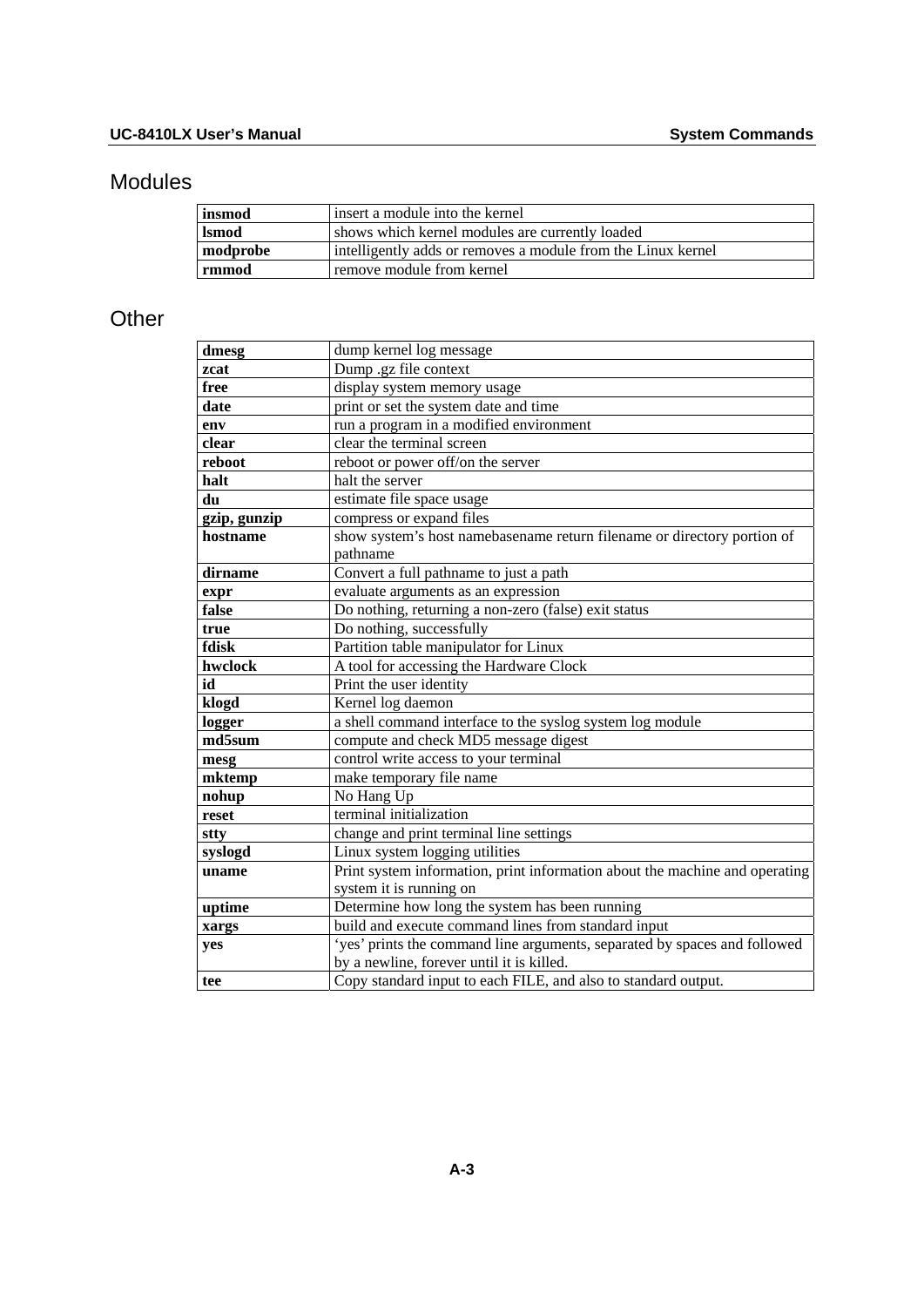## Modules

| | |
|---|---|
| **insmod** | insert a module into the kernel |
| **lsmod** | shows which kernel modules are currently loaded |
| **modprobe** | intelligently adds or removes a module from the Linux kernel |
| **rmmod** | remove module from kernel |

## Other

| | |
|---|---|
| **dmesg** | dump kernel log message |
| **zcat** | Dump .gz file context |
| **free** | display system memory usage |
| **date** | print or set the system date and time |
| **env** | run a program in a modified environment |
| **clear** | clear the terminal screen |
| **reboot** | reboot or power off/on the server |
| **halt** | halt the server |
| **du** | estimate file space usage |
| **gzip, gunzip** | compress or expand files |
| **hostname** | show system's host namebasename return filename or directory portion of pathname |
| **dirname** | Convert a full pathname to just a path |
| **expr** | evaluate arguments as an expression |
| **false** | Do nothing, returning a non-zero (false) exit status |
| **true** | Do nothing, successfully |
| **fdisk** | Partition table manipulator for Linux |
| **hwclock** | A tool for accessing the Hardware Clock |
| **id** | Print the user identity |
| **klogd** | Kernel log daemon |
| **logger** | a shell command interface to the syslog system log module |
| **md5sum** | compute and check MD5 message digest |
| **mesg** | control write access to your terminal |
| **mktemp** | make temporary file name |
| **nohup** | No Hang Up |
| **reset** | terminal initialization |
| **stty** | change and print terminal line settings |
| **syslogd** | Linux system logging utilities |
| **uname** | Print system information, print information about the machine and operating system it is running on |
| **uptime** | Determine how long the system has been running |
| **xargs** | build and execute command lines from standard input |
| **yes** | 'yes' prints the command line arguments, separated by spaces and followed by a newline, forever until it is killed. |
| **tee** | Copy standard input to each FILE, and also to standard output. |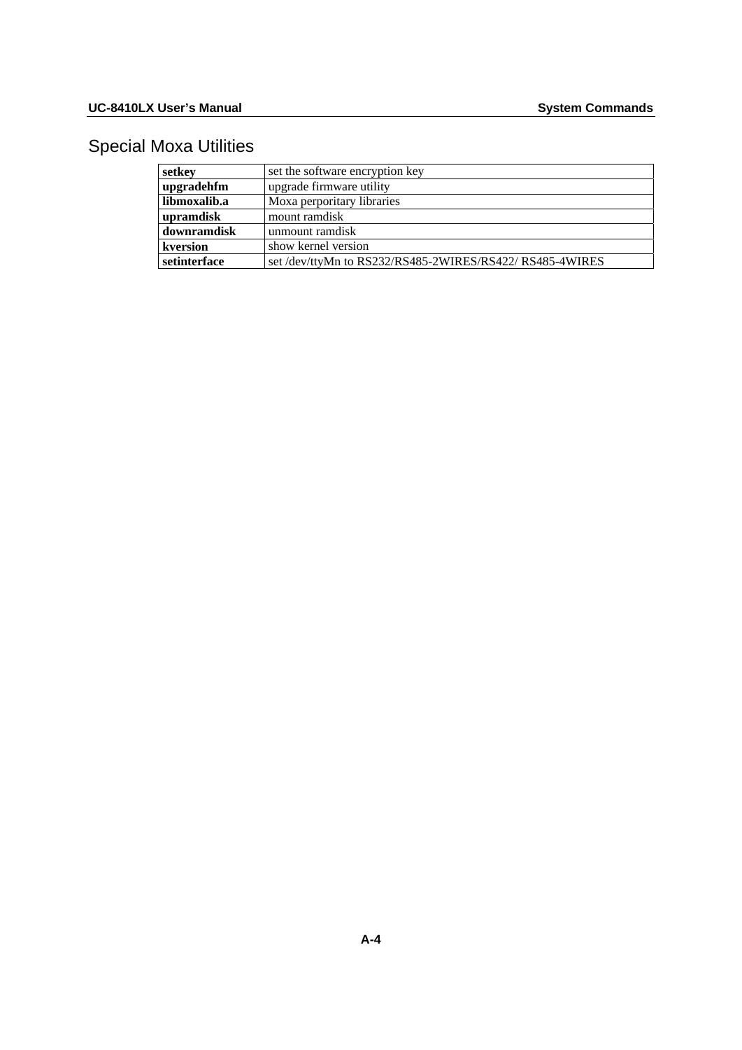## Special Moxa Utilities

| | |
|---|---|
| **setkey** | set the software encryption key |
| **upgradehfm** | upgrade firmware utility |
| **libmoxalib.a** | Moxa perporitary libraries |
| **upramdisk** | mount ramdisk |
| **downramdisk** | unmount ramdisk |
| **kversion** | show kernel version |
| **setinterface** | set /dev/ttyMn to RS232/RS485-2WIRES/RS422/ RS485-4WIRES |